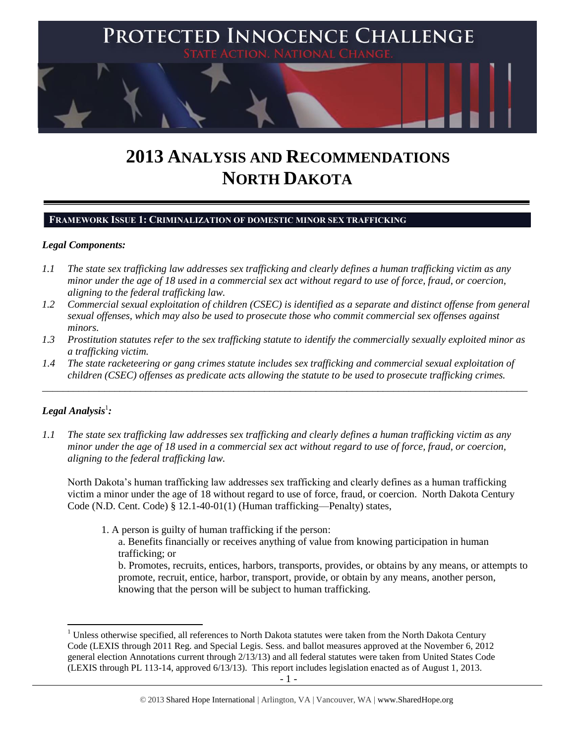# PROTECTED INNOCENCE CHALLENGE

STATE ACTION. NATIONAL CHANGE.

# 2013 ANALYSIS AND RECOMMENDATIONS NORTH DAKOTA

## FRAMEWORK ISSUE 1: CRIMINALIZATION OF DOMESTIC MINOR SEX TRAFFICKING

### *Legal Components:*

*1.1 The state sex trafficking law addresses sex trafficking and clearly defines a human trafficking victim as any minor under the age of 18 used in a commercial sex act without regard to use of force, fraud, or coercion, aligning to the federal trafficking law.*

*1.2 Commercial sexual exploitation of children (CSEC) is identified as a separate and distinct offense from general sexual offenses, which may also be used to prosecute those who commit commercial sex offenses against minors.*

*1.3 Prostitution statutes refer to the sex trafficking statute to identify the commercially sexually exploited minor as a trafficking victim.*

*1.4 The state racketeering or gang crimes statute includes sex trafficking and commercial sexual exploitation of children (CSEC) offenses as predicate acts allowing the statute to be used to prosecute trafficking crimes.*

---

### *Legal Analysis*[1]*:*

*1.1 The state sex trafficking law addresses sex trafficking and clearly defines a human trafficking victim as any minor under the age of 18 used in a commercial sex act without regard to use of force, fraud, or coercion, aligning to the federal trafficking law.*

North Dakota's human trafficking law addresses sex trafficking and clearly defines as a human trafficking victim a minor under the age of 18 without regard to use of force, fraud, or coercion. North Dakota Century Code (N.D. Cent. Code) § 12.1-40-01(1) (Human trafficking—Penalty) states,

> 1. A person is guilty of human trafficking if the person:
>
> a. Benefits financially or receives anything of value from knowing participation in human trafficking; or
>
> b. Promotes, recruits, entices, harbors, transports, provides, or obtains by any means, or attempts to promote, recruit, entice, harbor, transport, provide, or obtain by any means, another person, knowing that the person will be subject to human trafficking.

---

[1] Unless otherwise specified, all references to North Dakota statutes were taken from the North Dakota Century Code (LEXIS through 2011 Reg. and Special Legis. Sess. and ballot measures approved at the November 6, 2012 general election Annotations current through 2/13/13) and all federal statutes were taken from United States Code (LEXIS through PL 113-14, approved 6/13/13). This report includes legislation enacted as of August 1, 2013.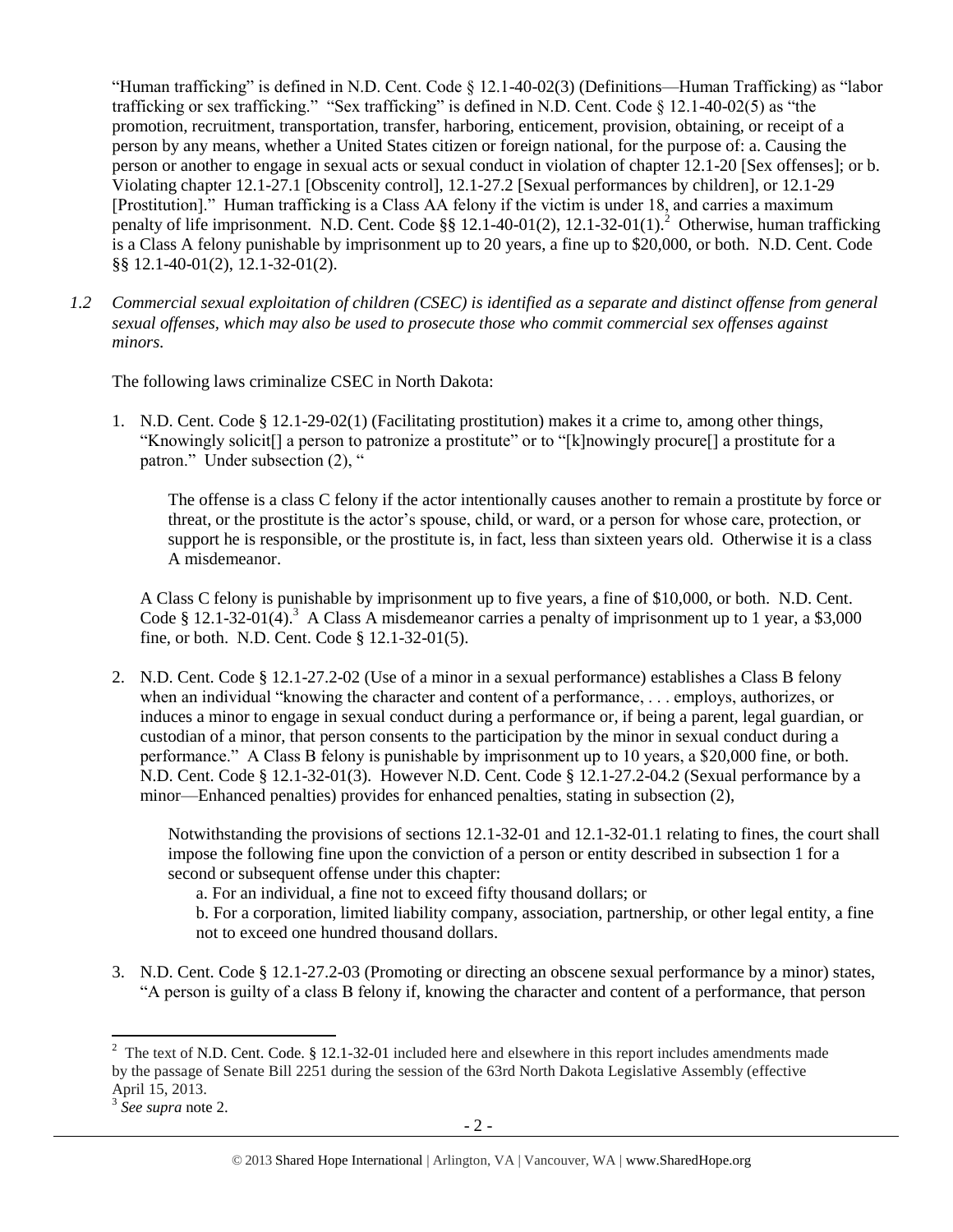"Human trafficking" is defined in N.D. Cent. Code § 12.1-40-02(3) (Definitions—Human Trafficking) as "labor trafficking or sex trafficking." "Sex trafficking" is defined in N.D. Cent. Code § 12.1-40-02(5) as "the promotion, recruitment, transportation, transfer, harboring, enticement, provision, obtaining, or receipt of a person by any means, whether a United States citizen or foreign national, for the purpose of: a. Causing the person or another to engage in sexual acts or sexual conduct in violation of chapter 12.1-20 [Sex offenses]; or b. Violating chapter 12.1-27.1 [Obscenity control], 12.1-27.2 [Sexual performances by children], or 12.1-29 [Prostitution]." Human trafficking is a Class AA felony if the victim is under 18, and carries a maximum penalty of life imprisonment. N.D. Cent. Code §§ 12.1-40-01(2), 12.1-32-01(1).[2] Otherwise, human trafficking is a Class A felony punishable by imprisonment up to 20 years, a fine up to $20,000, or both. N.D. Cent. Code §§ 12.1-40-01(2), 12.1-32-01(2).

*1.2 Commercial sexual exploitation of children (CSEC) is identified as a separate and distinct offense from general sexual offenses, which may also be used to prosecute those who commit commercial sex offenses against minors.*

The following laws criminalize CSEC in North Dakota:

1. N.D. Cent. Code § 12.1-29-02(1) (Facilitating prostitution) makes it a crime to, among other things, "Knowingly solicit[] a person to patronize a prostitute" or to "[k]nowingly procure[] a prostitute for a patron." Under subsection (2), "

   The offense is a class C felony if the actor intentionally causes another to remain a prostitute by force or threat, or the prostitute is the actor's spouse, child, or ward, or a person for whose care, protection, or support he is responsible, or the prostitute is, in fact, less than sixteen years old. Otherwise it is a class A misdemeanor.

   A Class C felony is punishable by imprisonment up to five years, a fine of $10,000, or both. N.D. Cent. Code § 12.1-32-01(4).[3] A Class A misdemeanor carries a penalty of imprisonment up to 1 year, a $3,000 fine, or both. N.D. Cent. Code § 12.1-32-01(5).

2. N.D. Cent. Code § 12.1-27.2-02 (Use of a minor in a sexual performance) establishes a Class B felony when an individual "knowing the character and content of a performance, . . . employs, authorizes, or induces a minor to engage in sexual conduct during a performance or, if being a parent, legal guardian, or custodian of a minor, that person consents to the participation by the minor in sexual conduct during a performance." A Class B felony is punishable by imprisonment up to 10 years, a $20,000 fine, or both. N.D. Cent. Code § 12.1-32-01(3). However N.D. Cent. Code § 12.1-27.2-04.2 (Sexual performance by a minor—Enhanced penalties) provides for enhanced penalties, stating in subsection (2),

   Notwithstanding the provisions of sections 12.1-32-01 and 12.1-32-01.1 relating to fines, the court shall impose the following fine upon the conviction of a person or entity described in subsection 1 for a second or subsequent offense under this chapter:

   a. For an individual, a fine not to exceed fifty thousand dollars; or

   b. For a corporation, limited liability company, association, partnership, or other legal entity, a fine not to exceed one hundred thousand dollars.

3. N.D. Cent. Code § 12.1-27.2-03 (Promoting or directing an obscene sexual performance by a minor) states, "A person is guilty of a class B felony if, knowing the character and content of a performance, that person

---

[2] The text of N.D. Cent. Code. § 12.1-32-01 included here and elsewhere in this report includes amendments made by the passage of Senate Bill 2251 during the session of the 63rd North Dakota Legislative Assembly (effective April 15, 2013.

[3] *See supra* note 2.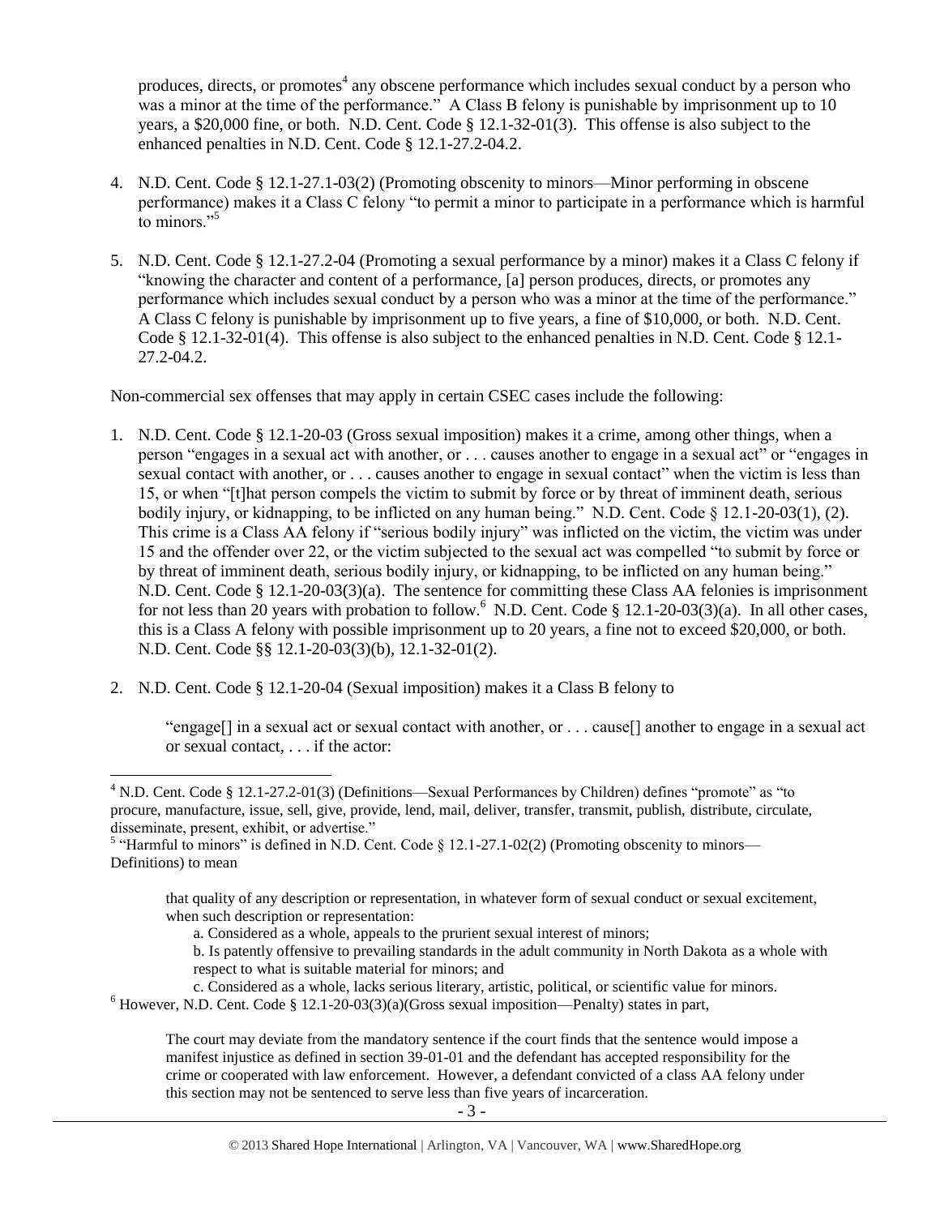produces, directs, or promotes[4] any obscene performance which includes sexual conduct by a person who was a minor at the time of the performance." A Class B felony is punishable by imprisonment up to 10 years, a $20,000 fine, or both. N.D. Cent. Code § 12.1-32-01(3). This offense is also subject to the enhanced penalties in N.D. Cent. Code § 12.1-27.2-04.2.

4. N.D. Cent. Code § 12.1-27.1-03(2) (Promoting obscenity to minors—Minor performing in obscene performance) makes it a Class C felony "to permit a minor to participate in a performance which is harmful to minors."[5]

5. N.D. Cent. Code § 12.1-27.2-04 (Promoting a sexual performance by a minor) makes it a Class C felony if "knowing the character and content of a performance, [a] person produces, directs, or promotes any performance which includes sexual conduct by a person who was a minor at the time of the performance." A Class C felony is punishable by imprisonment up to five years, a fine of $10,000, or both. N.D. Cent. Code § 12.1-32-01(4). This offense is also subject to the enhanced penalties in N.D. Cent. Code § 12.1-27.2-04.2.

Non-commercial sex offenses that may apply in certain CSEC cases include the following:

1. N.D. Cent. Code § 12.1-20-03 (Gross sexual imposition) makes it a crime, among other things, when a person "engages in a sexual act with another, or . . . causes another to engage in a sexual act" or "engages in sexual contact with another, or . . . causes another to engage in sexual contact" when the victim is less than 15, or when "[t]hat person compels the victim to submit by force or by threat of imminent death, serious bodily injury, or kidnapping, to be inflicted on any human being." N.D. Cent. Code § 12.1-20-03(1), (2). This crime is a Class AA felony if "serious bodily injury" was inflicted on the victim, the victim was under 15 and the offender over 22, or the victim subjected to the sexual act was compelled "to submit by force or by threat of imminent death, serious bodily injury, or kidnapping, to be inflicted on any human being." N.D. Cent. Code § 12.1-20-03(3)(a). The sentence for committing these Class AA felonies is imprisonment for not less than 20 years with probation to follow.[6] N.D. Cent. Code § 12.1-20-03(3)(a). In all other cases, this is a Class A felony with possible imprisonment up to 20 years, a fine not to exceed $20,000, or both. N.D. Cent. Code §§ 12.1-20-03(3)(b), 12.1-32-01(2).

2. N.D. Cent. Code § 12.1-20-04 (Sexual imposition) makes it a Class B felony to

   "engage[] in a sexual act or sexual contact with another, or . . . cause[] another to engage in a sexual act or sexual contact, . . . if the actor:

---

[4] N.D. Cent. Code § 12.1-27.2-01(3) (Definitions—Sexual Performances by Children) defines "promote" as "to procure, manufacture, issue, sell, give, provide, lend, mail, deliver, transfer, transmit, publish, distribute, circulate, disseminate, present, exhibit, or advertise."

[5] "Harmful to minors" is defined in N.D. Cent. Code § 12.1-27.1-02(2) (Promoting obscenity to minors—Definitions) to mean

> that quality of any description or representation, in whatever form of sexual conduct or sexual excitement, when such description or representation:
>
> a. Considered as a whole, appeals to the prurient sexual interest of minors;
>
> b. Is patently offensive to prevailing standards in the adult community in North Dakota as a whole with respect to what is suitable material for minors; and
>
> c. Considered as a whole, lacks serious literary, artistic, political, or scientific value for minors.

[6] However, N.D. Cent. Code § 12.1-20-03(3)(a)(Gross sexual imposition—Penalty) states in part,

> The court may deviate from the mandatory sentence if the court finds that the sentence would impose a manifest injustice as defined in section 39-01-01 and the defendant has accepted responsibility for the crime or cooperated with law enforcement. However, a defendant convicted of a class AA felony under this section may not be sentenced to serve less than five years of incarceration.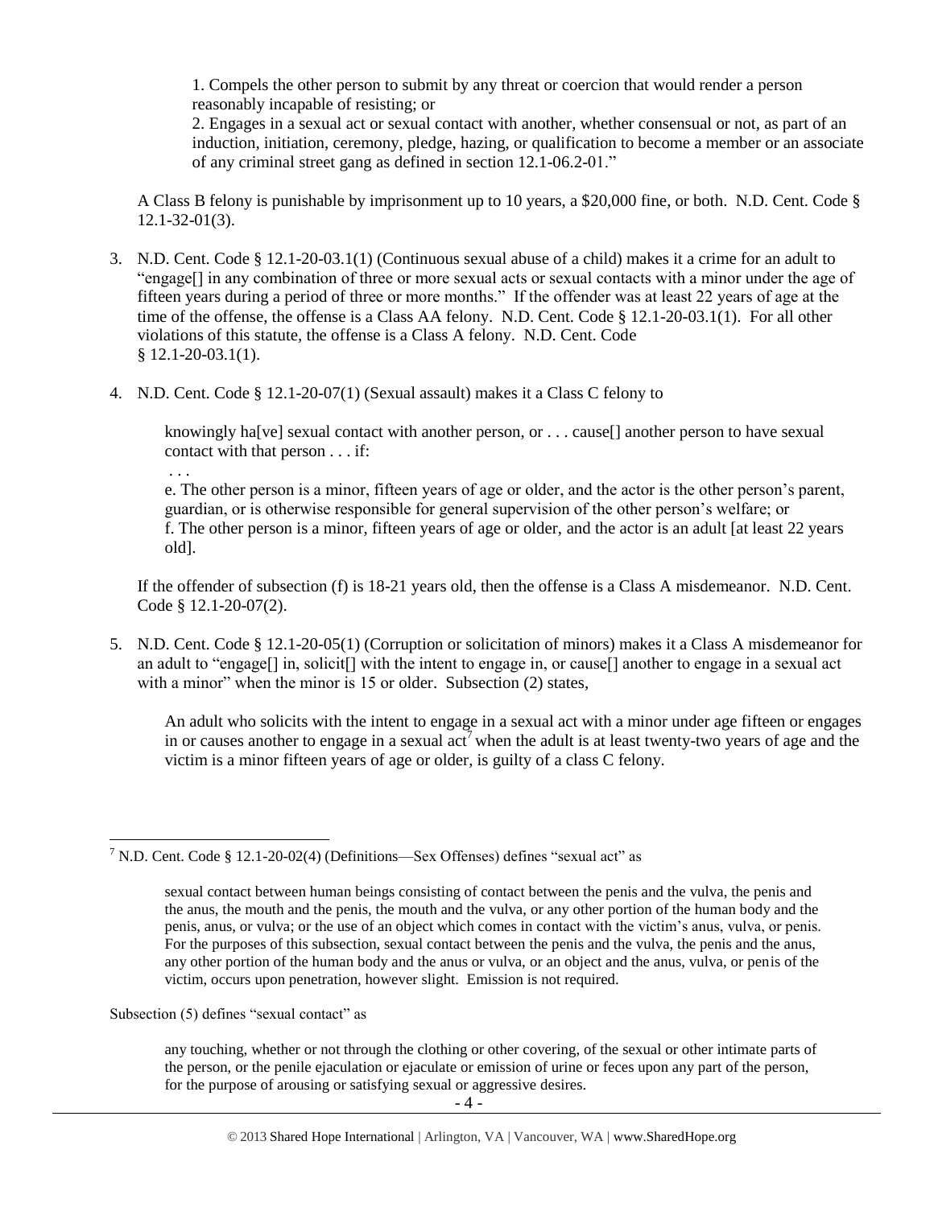> 1. Compels the other person to submit by any threat or coercion that would render a person reasonably incapable of resisting; or
> 2. Engages in a sexual act or sexual contact with another, whether consensual or not, as part of an induction, initiation, ceremony, pledge, hazing, or qualification to become a member or an associate of any criminal street gang as defined in section 12.1-06.2-01."

A Class B felony is punishable by imprisonment up to 10 years, a $20,000 fine, or both. N.D. Cent. Code § 12.1-32-01(3).

3. N.D. Cent. Code § 12.1-20-03.1(1) (Continuous sexual abuse of a child) makes it a crime for an adult to "engage[] in any combination of three or more sexual acts or sexual contacts with a minor under the age of fifteen years during a period of three or more months." If the offender was at least 22 years of age at the time of the offense, the offense is a Class AA felony. N.D. Cent. Code § 12.1-20-03.1(1). For all other violations of this statute, the offense is a Class A felony. N.D. Cent. Code § 12.1-20-03.1(1).

4. N.D. Cent. Code § 12.1-20-07(1) (Sexual assault) makes it a Class C felony to

> knowingly ha[ve] sexual contact with another person, or . . . cause[] another person to have sexual contact with that person . . . if:
>
> . . .
>
> e. The other person is a minor, fifteen years of age or older, and the actor is the other person's parent, guardian, or is otherwise responsible for general supervision of the other person's welfare; or
>
> f. The other person is a minor, fifteen years of age or older, and the actor is an adult [at least 22 years old].

If the offender of subsection (f) is 18-21 years old, then the offense is a Class A misdemeanor. N.D. Cent. Code § 12.1-20-07(2).

5. N.D. Cent. Code § 12.1-20-05(1) (Corruption or solicitation of minors) makes it a Class A misdemeanor for an adult to "engage[] in, solicit[] with the intent to engage in, or cause[] another to engage in a sexual act with a minor" when the minor is 15 or older. Subsection (2) states,

> An adult who solicits with the intent to engage in a sexual act with a minor under age fifteen or engages in or causes another to engage in a sexual act[7] when the adult is at least twenty-two years of age and the victim is a minor fifteen years of age or older, is guilty of a class C felony.

---

[7] N.D. Cent. Code § 12.1-20-02(4) (Definitions—Sex Offenses) defines "sexual act" as

> sexual contact between human beings consisting of contact between the penis and the vulva, the penis and the anus, the mouth and the penis, the mouth and the vulva, or any other portion of the human body and the penis, anus, or vulva; or the use of an object which comes in contact with the victim's anus, vulva, or penis. For the purposes of this subsection, sexual contact between the penis and the vulva, the penis and the anus, any other portion of the human body and the anus or vulva, or an object and the anus, vulva, or penis of the victim, occurs upon penetration, however slight. Emission is not required.

Subsection (5) defines "sexual contact" as

> any touching, whether or not through the clothing or other covering, of the sexual or other intimate parts of the person, or the penile ejaculation or ejaculate or emission of urine or feces upon any part of the person, for the purpose of arousing or satisfying sexual or aggressive desires.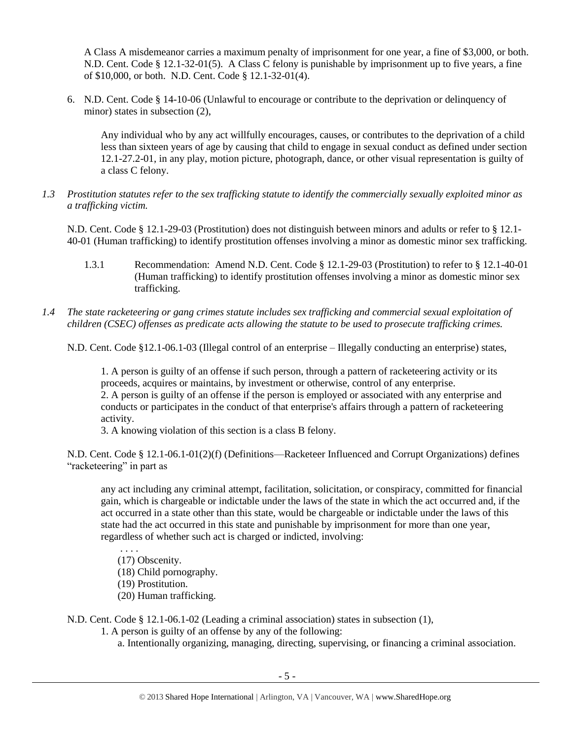A Class A misdemeanor carries a maximum penalty of imprisonment for one year, a fine of $3,000, or both. N.D. Cent. Code § 12.1-32-01(5). A Class C felony is punishable by imprisonment up to five years, a fine of $10,000, or both. N.D. Cent. Code § 12.1-32-01(4).

6. N.D. Cent. Code § 14-10-06 (Unlawful to encourage or contribute to the deprivation or delinquency of minor) states in subsection (2),

   > Any individual who by any act willfully encourages, causes, or contributes to the deprivation of a child less than sixteen years of age by causing that child to engage in sexual conduct as defined under section 12.1-27.2-01, in any play, motion picture, photograph, dance, or other visual representation is guilty of a class C felony.

*1.3 Prostitution statutes refer to the sex trafficking statute to identify the commercially sexually exploited minor as a trafficking victim.*

N.D. Cent. Code § 12.1-29-03 (Prostitution) does not distinguish between minors and adults or refer to § 12.1-40-01 (Human trafficking) to identify prostitution offenses involving a minor as domestic minor sex trafficking.

1.3.1 Recommendation: Amend N.D. Cent. Code § 12.1-29-03 (Prostitution) to refer to § 12.1-40-01 (Human trafficking) to identify prostitution offenses involving a minor as domestic minor sex trafficking.

*1.4 The state racketeering or gang crimes statute includes sex trafficking and commercial sexual exploitation of children (CSEC) offenses as predicate acts allowing the statute to be used to prosecute trafficking crimes.*

N.D. Cent. Code §12.1-06.1-03 (Illegal control of an enterprise – Illegally conducting an enterprise) states,

> 1. A person is guilty of an offense if such person, through a pattern of racketeering activity or its proceeds, acquires or maintains, by investment or otherwise, control of any enterprise.
> 2. A person is guilty of an offense if the person is employed or associated with any enterprise and conducts or participates in the conduct of that enterprise's affairs through a pattern of racketeering activity.
> 3. A knowing violation of this section is a class B felony.

N.D. Cent. Code § 12.1-06.1-01(2)(f) (Definitions—Racketeer Influenced and Corrupt Organizations) defines "racketeering" in part as

> any act including any criminal attempt, facilitation, solicitation, or conspiracy, committed for financial gain, which is chargeable or indictable under the laws of the state in which the act occurred and, if the act occurred in a state other than this state, would be chargeable or indictable under the laws of this state had the act occurred in this state and punishable by imprisonment for more than one year, regardless of whether such act is charged or indicted, involving:
>
> . . . .
> (17) Obscenity.
> (18) Child pornography.
> (19) Prostitution.
> (20) Human trafficking.

N.D. Cent. Code § 12.1-06.1-02 (Leading a criminal association) states in subsection (1),

> 1. A person is guilty of an offense by any of the following:
>    a. Intentionally organizing, managing, directing, supervising, or financing a criminal association.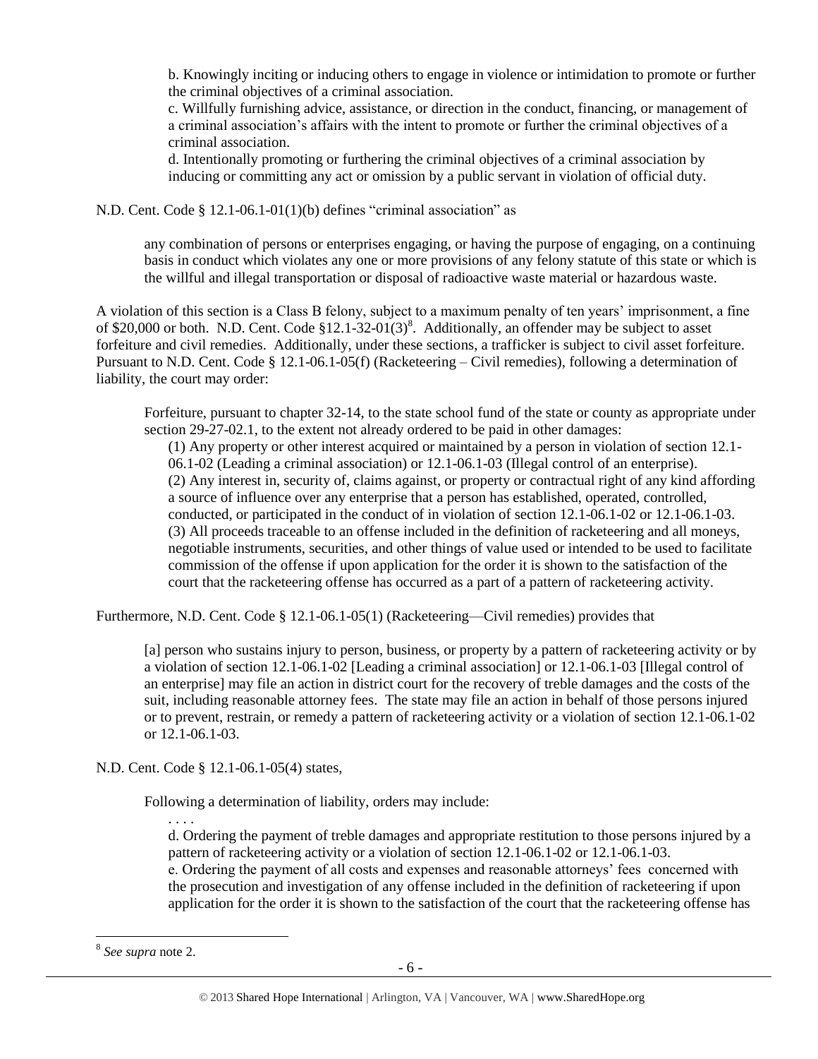> b. Knowingly inciting or inducing others to engage in violence or intimidation to promote or further the criminal objectives of a criminal association.
>
> c. Willfully furnishing advice, assistance, or direction in the conduct, financing, or management of a criminal association's affairs with the intent to promote or further the criminal objectives of a criminal association.
>
> d. Intentionally promoting or furthering the criminal objectives of a criminal association by inducing or committing any act or omission by a public servant in violation of official duty.

N.D. Cent. Code § 12.1-06.1-01(1)(b) defines "criminal association" as

> any combination of persons or enterprises engaging, or having the purpose of engaging, on a continuing basis in conduct which violates any one or more provisions of any felony statute of this state or which is the willful and illegal transportation or disposal of radioactive waste material or hazardous waste.

A violation of this section is a Class B felony, subject to a maximum penalty of ten years' imprisonment, a fine of $20,000 or both. N.D. Cent. Code §12.1-32-01(3)[8]. Additionally, an offender may be subject to asset forfeiture and civil remedies. Additionally, under these sections, a trafficker is subject to civil asset forfeiture. Pursuant to N.D. Cent. Code § 12.1-06.1-05(f) (Racketeering – Civil remedies), following a determination of liability, the court may order:

> Forfeiture, pursuant to chapter 32-14, to the state school fund of the state or county as appropriate under section 29-27-02.1, to the extent not already ordered to be paid in other damages:
>
> (1) Any property or other interest acquired or maintained by a person in violation of section 12.1-06.1-02 (Leading a criminal association) or 12.1-06.1-03 (Illegal control of an enterprise).
>
> (2) Any interest in, security of, claims against, or property or contractual right of any kind affording a source of influence over any enterprise that a person has established, operated, controlled, conducted, or participated in the conduct of in violation of section 12.1-06.1-02 or 12.1-06.1-03.
>
> (3) All proceeds traceable to an offense included in the definition of racketeering and all moneys, negotiable instruments, securities, and other things of value used or intended to be used to facilitate commission of the offense if upon application for the order it is shown to the satisfaction of the court that the racketeering offense has occurred as a part of a pattern of racketeering activity.

Furthermore, N.D. Cent. Code § 12.1-06.1-05(1) (Racketeering—Civil remedies) provides that

> [a] person who sustains injury to person, business, or property by a pattern of racketeering activity or by a violation of section 12.1-06.1-02 [Leading a criminal association] or 12.1-06.1-03 [Illegal control of an enterprise] may file an action in district court for the recovery of treble damages and the costs of the suit, including reasonable attorney fees. The state may file an action in behalf of those persons injured or to prevent, restrain, or remedy a pattern of racketeering activity or a violation of section 12.1-06.1-02 or 12.1-06.1-03.

N.D. Cent. Code § 12.1-06.1-05(4) states,

> Following a determination of liability, orders may include:
>
> . . . .
>
> d. Ordering the payment of treble damages and appropriate restitution to those persons injured by a pattern of racketeering activity or a violation of section 12.1-06.1-02 or 12.1-06.1-03.
>
> e. Ordering the payment of all costs and expenses and reasonable attorneys' fees concerned with the prosecution and investigation of any offense included in the definition of racketeering if upon application for the order it is shown to the satisfaction of the court that the racketeering offense has

---

[8] *See supra* note 2.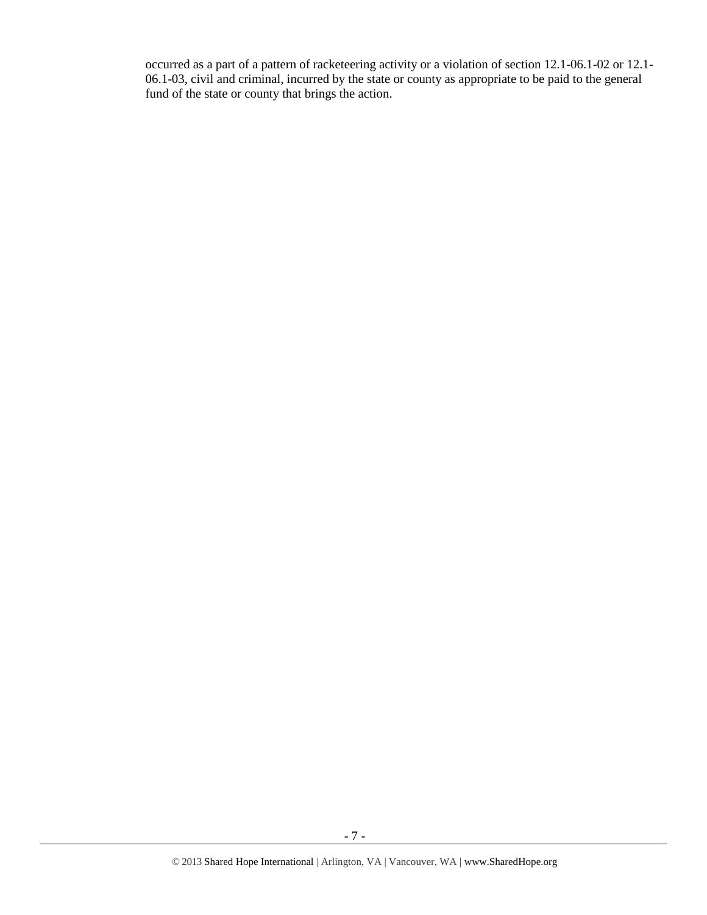occurred as a part of a pattern of racketeering activity or a violation of section 12.1-06.1-02 or 12.1-06.1-03, civil and criminal, incurred by the state or county as appropriate to be paid to the general fund of the state or county that brings the action.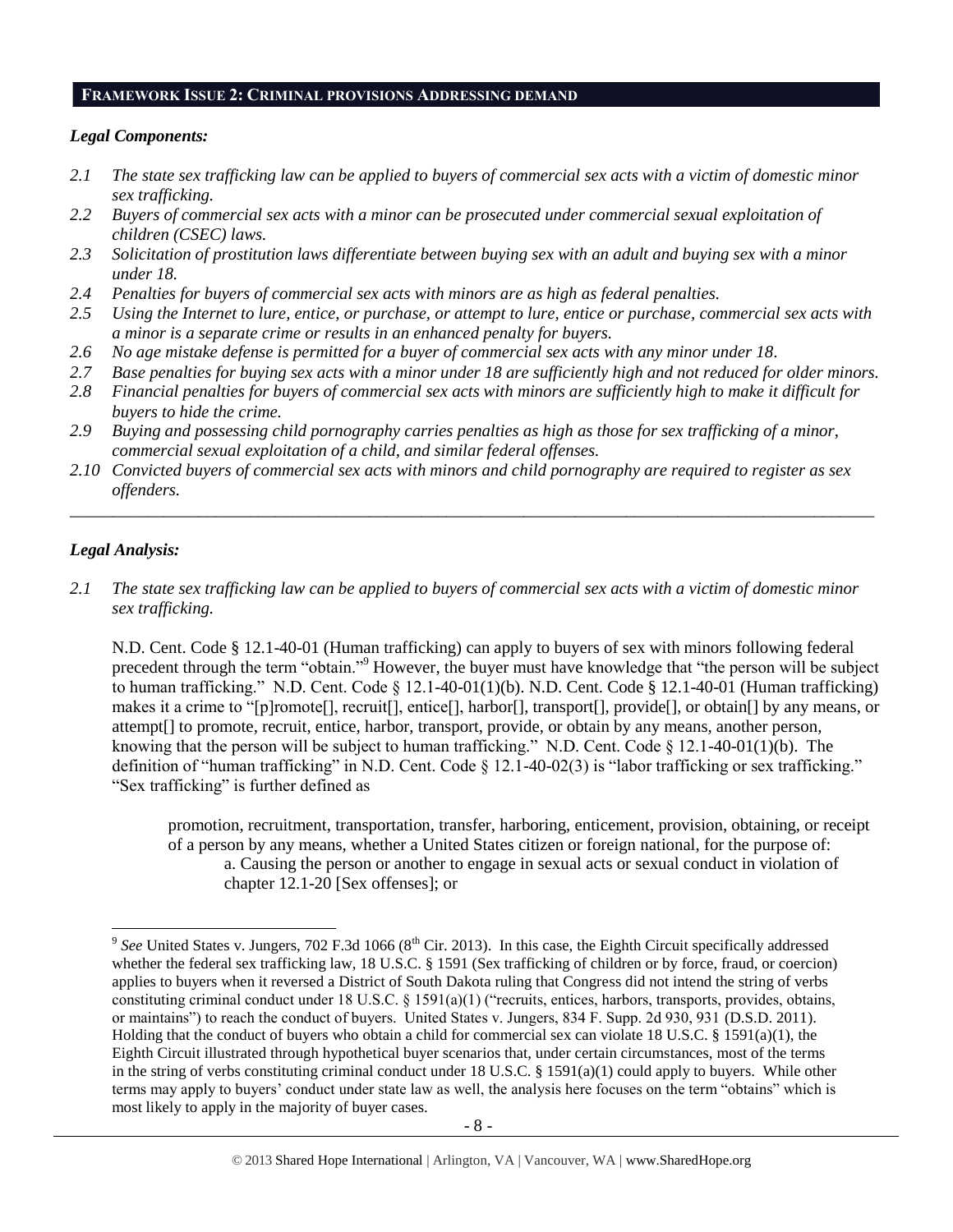## FRAMEWORK ISSUE 2: CRIMINAL PROVISIONS ADDRESSING DEMAND

### *Legal Components:*

*2.1 The state sex trafficking law can be applied to buyers of commercial sex acts with a victim of domestic minor sex trafficking.*

*2.2 Buyers of commercial sex acts with a minor can be prosecuted under commercial sexual exploitation of children (CSEC) laws.*

*2.3 Solicitation of prostitution laws differentiate between buying sex with an adult and buying sex with a minor under 18.*

*2.4 Penalties for buyers of commercial sex acts with minors are as high as federal penalties.*

*2.5 Using the Internet to lure, entice, or purchase, or attempt to lure, entice or purchase, commercial sex acts with a minor is a separate crime or results in an enhanced penalty for buyers.*

*2.6 No age mistake defense is permitted for a buyer of commercial sex acts with any minor under 18.*

*2.7 Base penalties for buying sex acts with a minor under 18 are sufficiently high and not reduced for older minors.*

*2.8 Financial penalties for buyers of commercial sex acts with minors are sufficiently high to make it difficult for buyers to hide the crime.*

*2.9 Buying and possessing child pornography carries penalties as high as those for sex trafficking of a minor, commercial sexual exploitation of a child, and similar federal offenses.*

*2.10 Convicted buyers of commercial sex acts with minors and child pornography are required to register as sex offenders.*

---

### *Legal Analysis:*

*2.1 The state sex trafficking law can be applied to buyers of commercial sex acts with a victim of domestic minor sex trafficking.*

N.D. Cent. Code § 12.1-40-01 (Human trafficking) can apply to buyers of sex with minors following federal precedent through the term "obtain."[9] However, the buyer must have knowledge that "the person will be subject to human trafficking." N.D. Cent. Code § 12.1-40-01(1)(b). N.D. Cent. Code § 12.1-40-01 (Human trafficking) makes it a crime to "[p]romote[], recruit[], entice[], harbor[], transport[], provide[], or obtain[] by any means, or attempt[] to promote, recruit, entice, harbor, transport, provide, or obtain by any means, another person, knowing that the person will be subject to human trafficking." N.D. Cent. Code § 12.1-40-01(1)(b). The definition of "human trafficking" in N.D. Cent. Code § 12.1-40-02(3) is "labor trafficking or sex trafficking." "Sex trafficking" is further defined as

> promotion, recruitment, transportation, transfer, harboring, enticement, provision, obtaining, or receipt of a person by any means, whether a United States citizen or foreign national, for the purpose of:
>
> a. Causing the person or another to engage in sexual acts or sexual conduct in violation of chapter 12.1-20 [Sex offenses]; or

---

[9] *See* United States v. Jungers, 702 F.3d 1066 (8th Cir. 2013). In this case, the Eighth Circuit specifically addressed whether the federal sex trafficking law, 18 U.S.C. § 1591 (Sex trafficking of children or by force, fraud, or coercion) applies to buyers when it reversed a District of South Dakota ruling that Congress did not intend the string of verbs constituting criminal conduct under 18 U.S.C. § 1591(a)(1) ("recruits, entices, harbors, transports, provides, obtains, or maintains") to reach the conduct of buyers. United States v. Jungers, 834 F. Supp. 2d 930, 931 (D.S.D. 2011). Holding that the conduct of buyers who obtain a child for commercial sex can violate 18 U.S.C. § 1591(a)(1), the Eighth Circuit illustrated through hypothetical buyer scenarios that, under certain circumstances, most of the terms in the string of verbs constituting criminal conduct under 18 U.S.C. § 1591(a)(1) could apply to buyers. While other terms may apply to buyers' conduct under state law as well, the analysis here focuses on the term "obtains" which is most likely to apply in the majority of buyer cases.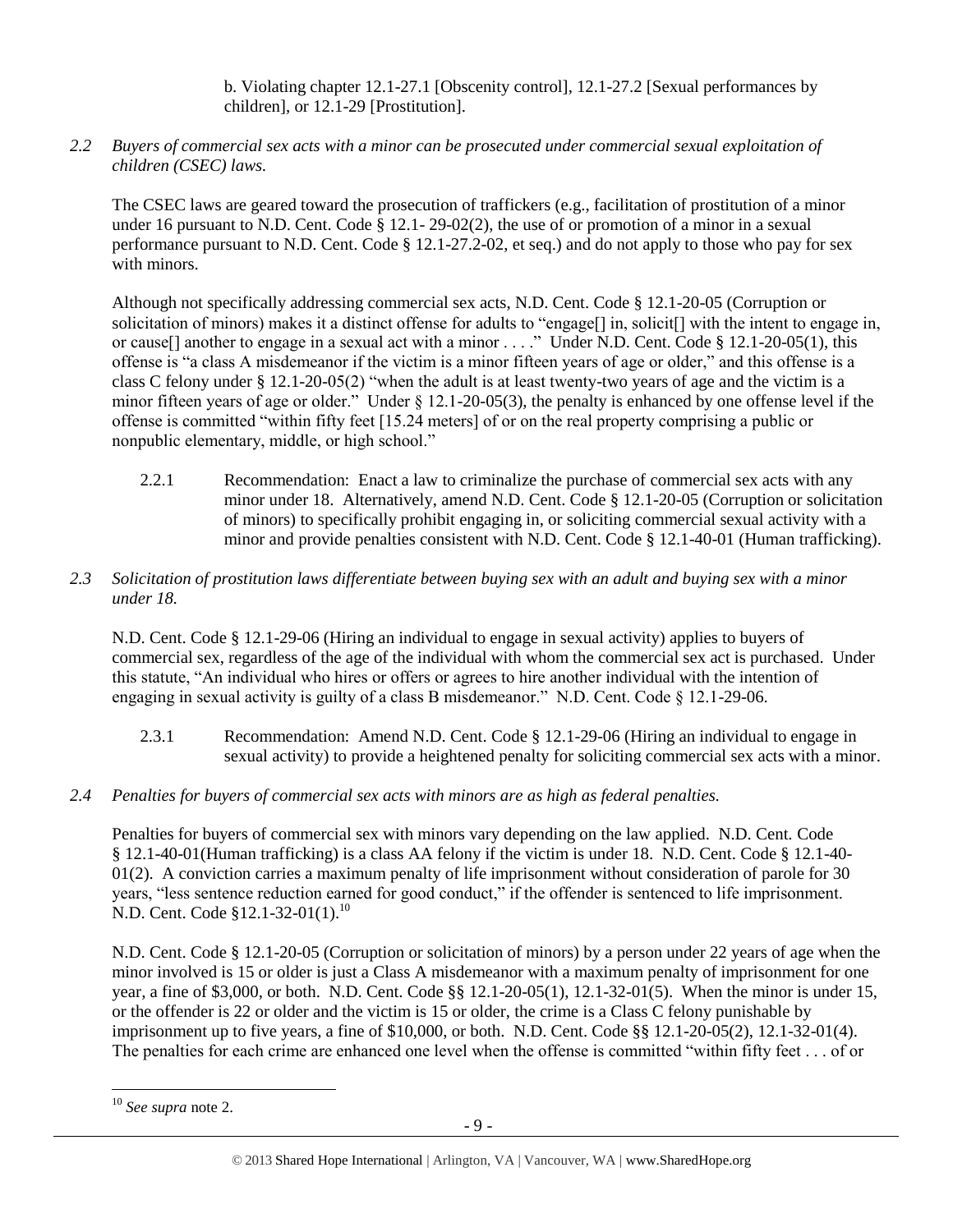b. Violating chapter 12.1-27.1 [Obscenity control], 12.1-27.2 [Sexual performances by children], or 12.1-29 [Prostitution].

*2.2 Buyers of commercial sex acts with a minor can be prosecuted under commercial sexual exploitation of children (CSEC) laws.*

The CSEC laws are geared toward the prosecution of traffickers (e.g., facilitation of prostitution of a minor under 16 pursuant to N.D. Cent. Code § 12.1- 29-02(2), the use of or promotion of a minor in a sexual performance pursuant to N.D. Cent. Code § 12.1-27.2-02, et seq.) and do not apply to those who pay for sex with minors.

Although not specifically addressing commercial sex acts, N.D. Cent. Code § 12.1-20-05 (Corruption or solicitation of minors) makes it a distinct offense for adults to "engage[] in, solicit[] with the intent to engage in, or cause[] another to engage in a sexual act with a minor . . . ." Under N.D. Cent. Code § 12.1-20-05(1), this offense is "a class A misdemeanor if the victim is a minor fifteen years of age or older," and this offense is a class C felony under § 12.1-20-05(2) "when the adult is at least twenty-two years of age and the victim is a minor fifteen years of age or older." Under § 12.1-20-05(3), the penalty is enhanced by one offense level if the offense is committed "within fifty feet [15.24 meters] of or on the real property comprising a public or nonpublic elementary, middle, or high school."

2.2.1 Recommendation: Enact a law to criminalize the purchase of commercial sex acts with any minor under 18. Alternatively, amend N.D. Cent. Code § 12.1-20-05 (Corruption or solicitation of minors) to specifically prohibit engaging in, or soliciting commercial sexual activity with a minor and provide penalties consistent with N.D. Cent. Code § 12.1-40-01 (Human trafficking).

*2.3 Solicitation of prostitution laws differentiate between buying sex with an adult and buying sex with a minor under 18.*

N.D. Cent. Code § 12.1-29-06 (Hiring an individual to engage in sexual activity) applies to buyers of commercial sex, regardless of the age of the individual with whom the commercial sex act is purchased. Under this statute, "An individual who hires or offers or agrees to hire another individual with the intention of engaging in sexual activity is guilty of a class B misdemeanor." N.D. Cent. Code § 12.1-29-06.

2.3.1 Recommendation: Amend N.D. Cent. Code § 12.1-29-06 (Hiring an individual to engage in sexual activity) to provide a heightened penalty for soliciting commercial sex acts with a minor.

*2.4 Penalties for buyers of commercial sex acts with minors are as high as federal penalties.*

Penalties for buyers of commercial sex with minors vary depending on the law applied. N.D. Cent. Code § 12.1-40-01(Human trafficking) is a class AA felony if the victim is under 18. N.D. Cent. Code § 12.1-40-01(2). A conviction carries a maximum penalty of life imprisonment without consideration of parole for 30 years, "less sentence reduction earned for good conduct," if the offender is sentenced to life imprisonment. N.D. Cent. Code §12.1-32-01(1).[10]

N.D. Cent. Code § 12.1-20-05 (Corruption or solicitation of minors) by a person under 22 years of age when the minor involved is 15 or older is just a Class A misdemeanor with a maximum penalty of imprisonment for one year, a fine of $3,000, or both. N.D. Cent. Code §§ 12.1-20-05(1), 12.1-32-01(5). When the minor is under 15, or the offender is 22 or older and the victim is 15 or older, the crime is a Class C felony punishable by imprisonment up to five years, a fine of $10,000, or both. N.D. Cent. Code §§ 12.1-20-05(2), 12.1-32-01(4). The penalties for each crime are enhanced one level when the offense is committed "within fifty feet . . . of or

[10] *See supra* note 2.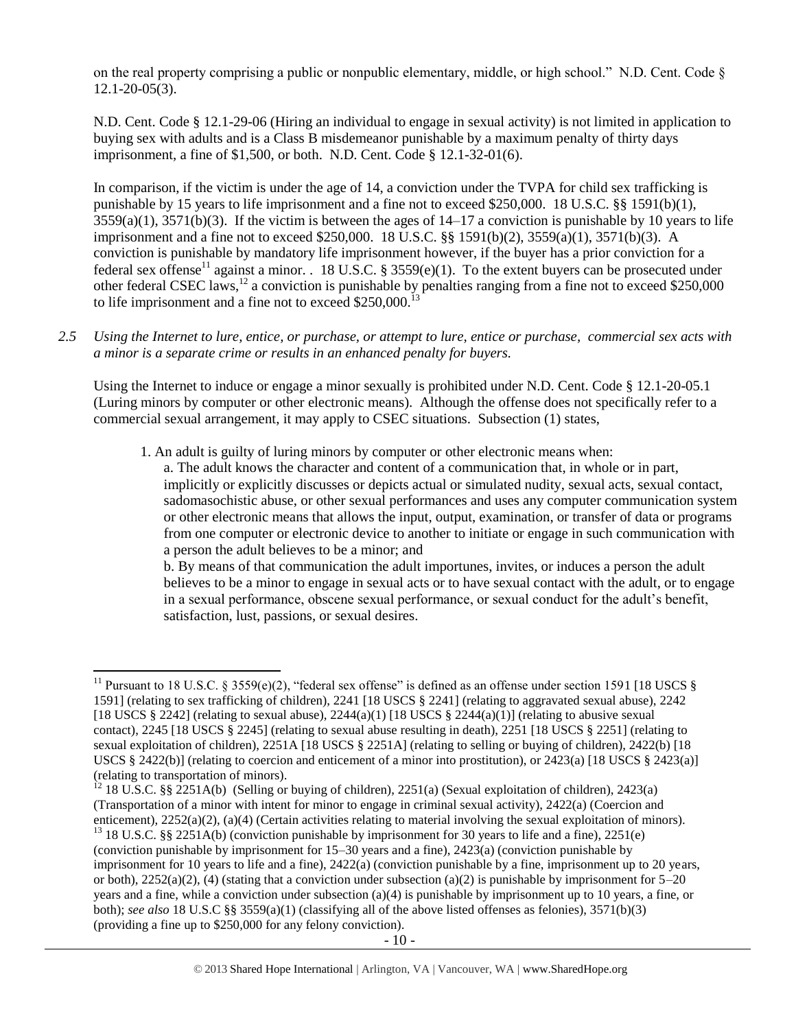on the real property comprising a public or nonpublic elementary, middle, or high school." N.D. Cent. Code § 12.1-20-05(3).

N.D. Cent. Code § 12.1-29-06 (Hiring an individual to engage in sexual activity) is not limited in application to buying sex with adults and is a Class B misdemeanor punishable by a maximum penalty of thirty days imprisonment, a fine of $1,500, or both. N.D. Cent. Code § 12.1-32-01(6).

In comparison, if the victim is under the age of 14, a conviction under the TVPA for child sex trafficking is punishable by 15 years to life imprisonment and a fine not to exceed $250,000. 18 U.S.C. §§ 1591(b)(1), 3559(a)(1), 3571(b)(3). If the victim is between the ages of 14–17 a conviction is punishable by 10 years to life imprisonment and a fine not to exceed $250,000. 18 U.S.C. §§ 1591(b)(2), 3559(a)(1), 3571(b)(3). A conviction is punishable by mandatory life imprisonment however, if the buyer has a prior conviction for a federal sex offense[11] against a minor. . 18 U.S.C. § 3559(e)(1). To the extent buyers can be prosecuted under other federal CSEC laws,[12] a conviction is punishable by penalties ranging from a fine not to exceed $250,000 to life imprisonment and a fine not to exceed $250,000.[13]

*2.5 Using the Internet to lure, entice, or purchase, or attempt to lure, entice or purchase, commercial sex acts with a minor is a separate crime or results in an enhanced penalty for buyers.*

Using the Internet to induce or engage a minor sexually is prohibited under N.D. Cent. Code § 12.1-20-05.1 (Luring minors by computer or other electronic means). Although the offense does not specifically refer to a commercial sexual arrangement, it may apply to CSEC situations. Subsection (1) states,

> 1. An adult is guilty of luring minors by computer or other electronic means when:
>
> a. The adult knows the character and content of a communication that, in whole or in part, implicitly or explicitly discusses or depicts actual or simulated nudity, sexual acts, sexual contact, sadomasochistic abuse, or other sexual performances and uses any computer communication system or other electronic means that allows the input, output, examination, or transfer of data or programs from one computer or electronic device to another to initiate or engage in such communication with a person the adult believes to be a minor; and
>
> b. By means of that communication the adult importunes, invites, or induces a person the adult believes to be a minor to engage in sexual acts or to have sexual contact with the adult, or to engage in a sexual performance, obscene sexual performance, or sexual conduct for the adult's benefit, satisfaction, lust, passions, or sexual desires.

---

[11] Pursuant to 18 U.S.C. § 3559(e)(2), "federal sex offense" is defined as an offense under section 1591 [18 USCS § 1591] (relating to sex trafficking of children), 2241 [18 USCS § 2241] (relating to aggravated sexual abuse), 2242 [18 USCS § 2242] (relating to sexual abuse), 2244(a)(1) [18 USCS § 2244(a)(1)] (relating to abusive sexual contact), 2245 [18 USCS § 2245] (relating to sexual abuse resulting in death), 2251 [18 USCS § 2251] (relating to sexual exploitation of children), 2251A [18 USCS § 2251A] (relating to selling or buying of children), 2422(b) [18 USCS § 2422(b)] (relating to coercion and enticement of a minor into prostitution), or 2423(a) [18 USCS § 2423(a)] (relating to transportation of minors).

[12] 18 U.S.C. §§ 2251A(b) (Selling or buying of children), 2251(a) (Sexual exploitation of children), 2423(a) (Transportation of a minor with intent for minor to engage in criminal sexual activity), 2422(a) (Coercion and enticement), 2252(a)(2), (a)(4) (Certain activities relating to material involving the sexual exploitation of minors).

[13] 18 U.S.C. §§ 2251A(b) (conviction punishable by imprisonment for 30 years to life and a fine), 2251(e) (conviction punishable by imprisonment for 15–30 years and a fine), 2423(a) (conviction punishable by imprisonment for 10 years to life and a fine), 2422(a) (conviction punishable by a fine, imprisonment up to 20 years, or both), 2252(a)(2), (4) (stating that a conviction under subsection (a)(2) is punishable by imprisonment for 5–20 years and a fine, while a conviction under subsection (a)(4) is punishable by imprisonment up to 10 years, a fine, or both); *see also* 18 U.S.C §§ 3559(a)(1) (classifying all of the above listed offenses as felonies), 3571(b)(3) (providing a fine up to $250,000 for any felony conviction).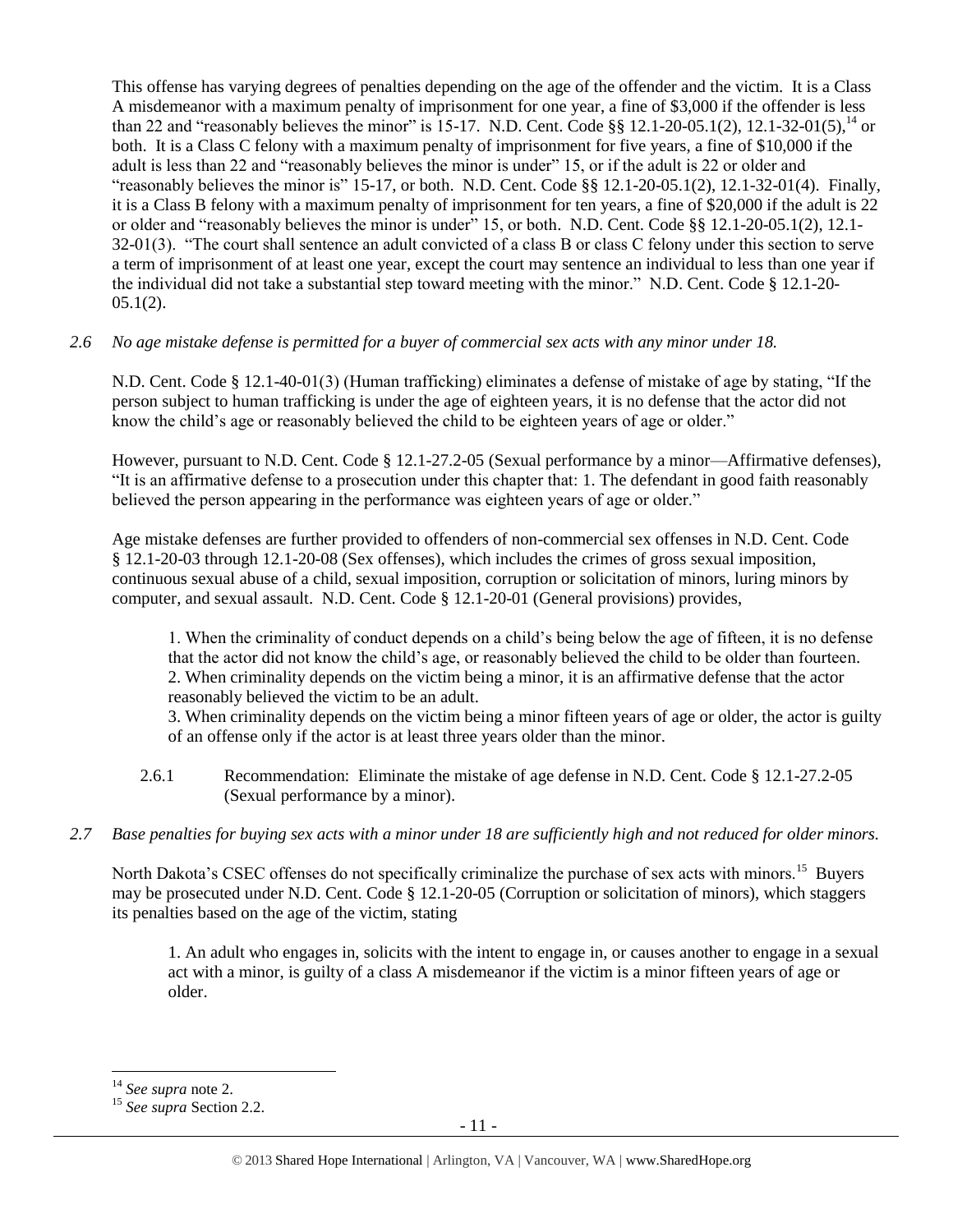This offense has varying degrees of penalties depending on the age of the offender and the victim. It is a Class A misdemeanor with a maximum penalty of imprisonment for one year, a fine of $3,000 if the offender is less than 22 and "reasonably believes the minor" is 15-17. N.D. Cent. Code §§ 12.1-20-05.1(2), 12.1-32-01(5),[14] or both. It is a Class C felony with a maximum penalty of imprisonment for five years, a fine of $10,000 if the adult is less than 22 and "reasonably believes the minor is under" 15, or if the adult is 22 or older and "reasonably believes the minor is" 15-17, or both. N.D. Cent. Code §§ 12.1-20-05.1(2), 12.1-32-01(4). Finally, it is a Class B felony with a maximum penalty of imprisonment for ten years, a fine of $20,000 if the adult is 22 or older and "reasonably believes the minor is under" 15, or both. N.D. Cent. Code §§ 12.1-20-05.1(2), 12.1-32-01(3). "The court shall sentence an adult convicted of a class B or class C felony under this section to serve a term of imprisonment of at least one year, except the court may sentence an individual to less than one year if the individual did not take a substantial step toward meeting with the minor." N.D. Cent. Code § 12.1-20-05.1(2).

*2.6 No age mistake defense is permitted for a buyer of commercial sex acts with any minor under 18.*

N.D. Cent. Code § 12.1-40-01(3) (Human trafficking) eliminates a defense of mistake of age by stating, "If the person subject to human trafficking is under the age of eighteen years, it is no defense that the actor did not know the child's age or reasonably believed the child to be eighteen years of age or older."

However, pursuant to N.D. Cent. Code § 12.1-27.2-05 (Sexual performance by a minor—Affirmative defenses), "It is an affirmative defense to a prosecution under this chapter that: 1. The defendant in good faith reasonably believed the person appearing in the performance was eighteen years of age or older."

Age mistake defenses are further provided to offenders of non-commercial sex offenses in N.D. Cent. Code § 12.1-20-03 through 12.1-20-08 (Sex offenses), which includes the crimes of gross sexual imposition, continuous sexual abuse of a child, sexual imposition, corruption or solicitation of minors, luring minors by computer, and sexual assault. N.D. Cent. Code § 12.1-20-01 (General provisions) provides,

> 1. When the criminality of conduct depends on a child's being below the age of fifteen, it is no defense that the actor did not know the child's age, or reasonably believed the child to be older than fourteen.
> 2. When criminality depends on the victim being a minor, it is an affirmative defense that the actor reasonably believed the victim to be an adult.
> 3. When criminality depends on the victim being a minor fifteen years of age or older, the actor is guilty of an offense only if the actor is at least three years older than the minor.

2.6.1 Recommendation: Eliminate the mistake of age defense in N.D. Cent. Code § 12.1-27.2-05 (Sexual performance by a minor).

*2.7 Base penalties for buying sex acts with a minor under 18 are sufficiently high and not reduced for older minors.*

North Dakota's CSEC offenses do not specifically criminalize the purchase of sex acts with minors.[15] Buyers may be prosecuted under N.D. Cent. Code § 12.1-20-05 (Corruption or solicitation of minors), which staggers its penalties based on the age of the victim, stating

> 1. An adult who engages in, solicits with the intent to engage in, or causes another to engage in a sexual act with a minor, is guilty of a class A misdemeanor if the victim is a minor fifteen years of age or older.

---

[14] *See supra* note 2.

[15] *See supra* Section 2.2.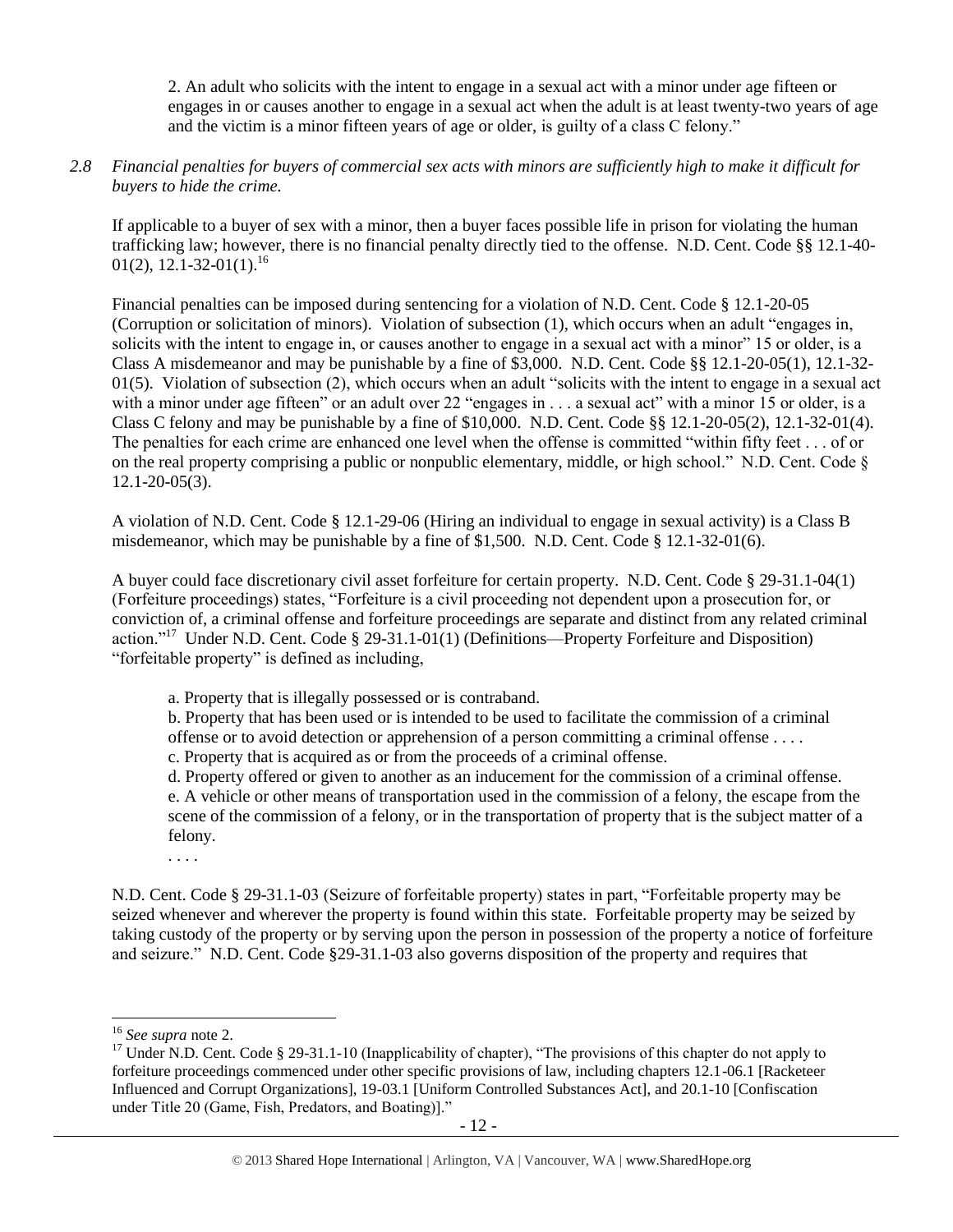2. An adult who solicits with the intent to engage in a sexual act with a minor under age fifteen or engages in or causes another to engage in a sexual act when the adult is at least twenty-two years of age and the victim is a minor fifteen years of age or older, is guilty of a class C felony."

*2.8 Financial penalties for buyers of commercial sex acts with minors are sufficiently high to make it difficult for buyers to hide the crime.*

If applicable to a buyer of sex with a minor, then a buyer faces possible life in prison for violating the human trafficking law; however, there is no financial penalty directly tied to the offense. N.D. Cent. Code §§ 12.1-40-01(2), 12.1-32-01(1).[16]

Financial penalties can be imposed during sentencing for a violation of N.D. Cent. Code § 12.1-20-05 (Corruption or solicitation of minors). Violation of subsection (1), which occurs when an adult "engages in, solicits with the intent to engage in, or causes another to engage in a sexual act with a minor" 15 or older, is a Class A misdemeanor and may be punishable by a fine of $3,000. N.D. Cent. Code §§ 12.1-20-05(1), 12.1-32-01(5). Violation of subsection (2), which occurs when an adult "solicits with the intent to engage in a sexual act with a minor under age fifteen" or an adult over 22 "engages in . . . a sexual act" with a minor 15 or older, is a Class C felony and may be punishable by a fine of $10,000. N.D. Cent. Code §§ 12.1-20-05(2), 12.1-32-01(4). The penalties for each crime are enhanced one level when the offense is committed "within fifty feet . . . of or on the real property comprising a public or nonpublic elementary, middle, or high school." N.D. Cent. Code § 12.1-20-05(3).

A violation of N.D. Cent. Code § 12.1-29-06 (Hiring an individual to engage in sexual activity) is a Class B misdemeanor, which may be punishable by a fine of $1,500. N.D. Cent. Code § 12.1-32-01(6).

A buyer could face discretionary civil asset forfeiture for certain property. N.D. Cent. Code § 29-31.1-04(1) (Forfeiture proceedings) states, "Forfeiture is a civil proceeding not dependent upon a prosecution for, or conviction of, a criminal offense and forfeiture proceedings are separate and distinct from any related criminal action."[17] Under N.D. Cent. Code § 29-31.1-01(1) (Definitions—Property Forfeiture and Disposition) "forfeitable property" is defined as including,

> a. Property that is illegally possessed or is contraband.
> b. Property that has been used or is intended to be used to facilitate the commission of a criminal offense or to avoid detection or apprehension of a person committing a criminal offense . . . .
> c. Property that is acquired as or from the proceeds of a criminal offense.
> d. Property offered or given to another as an inducement for the commission of a criminal offense.
> e. A vehicle or other means of transportation used in the commission of a felony, the escape from the scene of the commission of a felony, or in the transportation of property that is the subject matter of a felony.
> . . . .

N.D. Cent. Code § 29-31.1-03 (Seizure of forfeitable property) states in part, "Forfeitable property may be seized whenever and wherever the property is found within this state. Forfeitable property may be seized by taking custody of the property or by serving upon the person in possession of the property a notice of forfeiture and seizure." N.D. Cent. Code §29-31.1-03 also governs disposition of the property and requires that

---

[16] *See supra* note 2.

[17] Under N.D. Cent. Code § 29-31.1-10 (Inapplicability of chapter), "The provisions of this chapter do not apply to forfeiture proceedings commenced under other specific provisions of law, including chapters 12.1-06.1 [Racketeer Influenced and Corrupt Organizations], 19-03.1 [Uniform Controlled Substances Act], and 20.1-10 [Confiscation under Title 20 (Game, Fish, Predators, and Boating)]."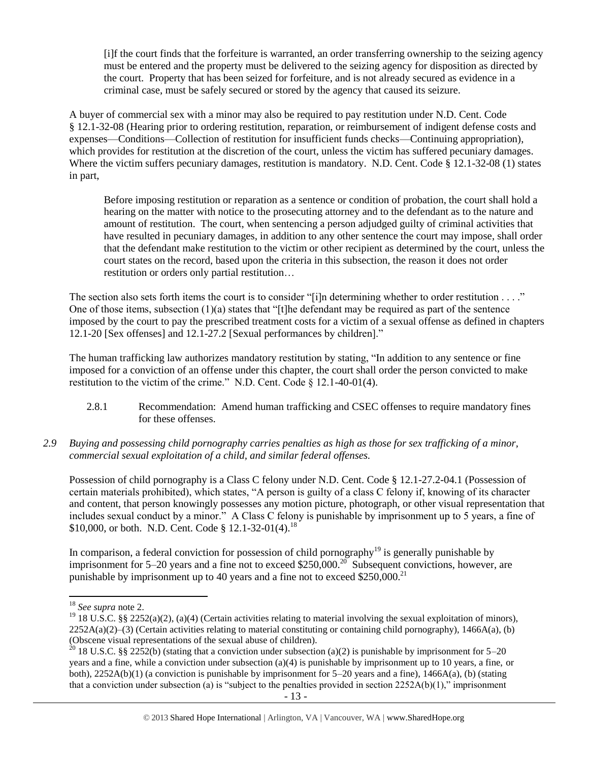> [i]f the court finds that the forfeiture is warranted, an order transferring ownership to the seizing agency must be entered and the property must be delivered to the seizing agency for disposition as directed by the court. Property that has been seized for forfeiture, and is not already secured as evidence in a criminal case, must be safely secured or stored by the agency that caused its seizure.

A buyer of commercial sex with a minor may also be required to pay restitution under N.D. Cent. Code § 12.1-32-08 (Hearing prior to ordering restitution, reparation, or reimbursement of indigent defense costs and expenses—Conditions—Collection of restitution for insufficient funds checks—Continuing appropriation), which provides for restitution at the discretion of the court, unless the victim has suffered pecuniary damages. Where the victim suffers pecuniary damages, restitution is mandatory. N.D. Cent. Code § 12.1-32-08 (1) states in part,

> Before imposing restitution or reparation as a sentence or condition of probation, the court shall hold a hearing on the matter with notice to the prosecuting attorney and to the defendant as to the nature and amount of restitution. The court, when sentencing a person adjudged guilty of criminal activities that have resulted in pecuniary damages, in addition to any other sentence the court may impose, shall order that the defendant make restitution to the victim or other recipient as determined by the court, unless the court states on the record, based upon the criteria in this subsection, the reason it does not order restitution or orders only partial restitution…

The section also sets forth items the court is to consider "[i]n determining whether to order restitution . . . ." One of those items, subsection (1)(a) states that "[t]he defendant may be required as part of the sentence imposed by the court to pay the prescribed treatment costs for a victim of a sexual offense as defined in chapters 12.1-20 [Sex offenses] and 12.1-27.2 [Sexual performances by children]."

The human trafficking law authorizes mandatory restitution by stating, "In addition to any sentence or fine imposed for a conviction of an offense under this chapter, the court shall order the person convicted to make restitution to the victim of the crime." N.D. Cent. Code § 12.1-40-01(4).

2.8.1 Recommendation: Amend human trafficking and CSEC offenses to require mandatory fines for these offenses.

*2.9 Buying and possessing child pornography carries penalties as high as those for sex trafficking of a minor, commercial sexual exploitation of a child, and similar federal offenses.*

Possession of child pornography is a Class C felony under N.D. Cent. Code § 12.1-27.2-04.1 (Possession of certain materials prohibited), which states, "A person is guilty of a class C felony if, knowing of its character and content, that person knowingly possesses any motion picture, photograph, or other visual representation that includes sexual conduct by a minor." A Class C felony is punishable by imprisonment up to 5 years, a fine of $10,000, or both. N.D. Cent. Code § 12.1-32-01(4).[18]

In comparison, a federal conviction for possession of child pornography[19] is generally punishable by imprisonment for 5–20 years and a fine not to exceed $250,000.[20] Subsequent convictions, however, are punishable by imprisonment up to 40 years and a fine not to exceed $250,000.[21]

---

[18] *See supra* note 2.

[19] 18 U.S.C. §§ 2252(a)(2), (a)(4) (Certain activities relating to material involving the sexual exploitation of minors), 2252A(a)(2)–(3) (Certain activities relating to material constituting or containing child pornography), 1466A(a), (b) (Obscene visual representations of the sexual abuse of children).

[20] 18 U.S.C. §§ 2252(b) (stating that a conviction under subsection (a)(2) is punishable by imprisonment for 5–20 years and a fine, while a conviction under subsection (a)(4) is punishable by imprisonment up to 10 years, a fine, or both), 2252A(b)(1) (a conviction is punishable by imprisonment for 5–20 years and a fine), 1466A(a), (b) (stating that a conviction under subsection (a) is "subject to the penalties provided in section 2252A(b)(1)," imprisonment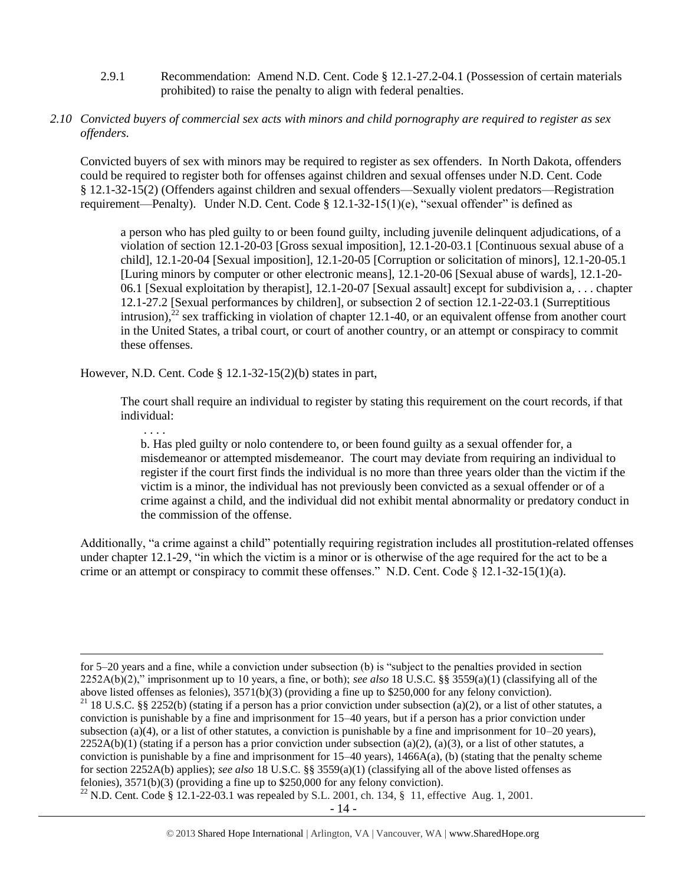2.9.1 Recommendation: Amend N.D. Cent. Code § 12.1-27.2-04.1 (Possession of certain materials prohibited) to raise the penalty to align with federal penalties.

*2.10 Convicted buyers of commercial sex acts with minors and child pornography are required to register as sex offenders.*

Convicted buyers of sex with minors may be required to register as sex offenders. In North Dakota, offenders could be required to register both for offenses against children and sexual offenses under N.D. Cent. Code § 12.1-32-15(2) (Offenders against children and sexual offenders—Sexually violent predators—Registration requirement—Penalty). Under N.D. Cent. Code § 12.1-32-15(1)(e), "sexual offender" is defined as

> a person who has pled guilty to or been found guilty, including juvenile delinquent adjudications, of a violation of section 12.1-20-03 [Gross sexual imposition], 12.1-20-03.1 [Continuous sexual abuse of a child], 12.1-20-04 [Sexual imposition], 12.1-20-05 [Corruption or solicitation of minors], 12.1-20-05.1 [Luring minors by computer or other electronic means], 12.1-20-06 [Sexual abuse of wards], 12.1-20-06.1 [Sexual exploitation by therapist], 12.1-20-07 [Sexual assault] except for subdivision a, . . . chapter 12.1-27.2 [Sexual performances by children], or subsection 2 of section 12.1-22-03.1 (Surreptitious intrusion),[22] sex trafficking in violation of chapter 12.1-40, or an equivalent offense from another court in the United States, a tribal court, or court of another country, or an attempt or conspiracy to commit these offenses.

However, N.D. Cent. Code § 12.1-32-15(2)(b) states in part,

> The court shall require an individual to register by stating this requirement on the court records, if that individual:
>
> . . . .
>
> b. Has pled guilty or nolo contendere to, or been found guilty as a sexual offender for, a misdemeanor or attempted misdemeanor. The court may deviate from requiring an individual to register if the court first finds the individual is no more than three years older than the victim if the victim is a minor, the individual has not previously been convicted as a sexual offender or of a crime against a child, and the individual did not exhibit mental abnormality or predatory conduct in the commission of the offense.

Additionally, "a crime against a child" potentially requiring registration includes all prostitution-related offenses under chapter 12.1-29, "in which the victim is a minor or is otherwise of the age required for the act to be a crime or an attempt or conspiracy to commit these offenses." N.D. Cent. Code § 12.1-32-15(1)(a).

---

for 5–20 years and a fine, while a conviction under subsection (b) is "subject to the penalties provided in section 2252A(b)(2)," imprisonment up to 10 years, a fine, or both); *see also* 18 U.S.C. §§ 3559(a)(1) (classifying all of the above listed offenses as felonies), 3571(b)(3) (providing a fine up to $250,000 for any felony conviction).

[21] 18 U.S.C. §§ 2252(b) (stating if a person has a prior conviction under subsection (a)(2), or a list of other statutes, a conviction is punishable by a fine and imprisonment for 15–40 years, but if a person has a prior conviction under subsection (a)(4), or a list of other statutes, a conviction is punishable by a fine and imprisonment for 10–20 years), 2252A(b)(1) (stating if a person has a prior conviction under subsection (a)(2), (a)(3), or a list of other statutes, a conviction is punishable by a fine and imprisonment for 15–40 years), 1466A(a), (b) (stating that the penalty scheme for section 2252A(b) applies); *see also* 18 U.S.C. §§ 3559(a)(1) (classifying all of the above listed offenses as felonies), 3571(b)(3) (providing a fine up to $250,000 for any felony conviction).

[22] N.D. Cent. Code § 12.1-22-03.1 was repealed by S.L. 2001, ch. 134, § 11, effective Aug. 1, 2001.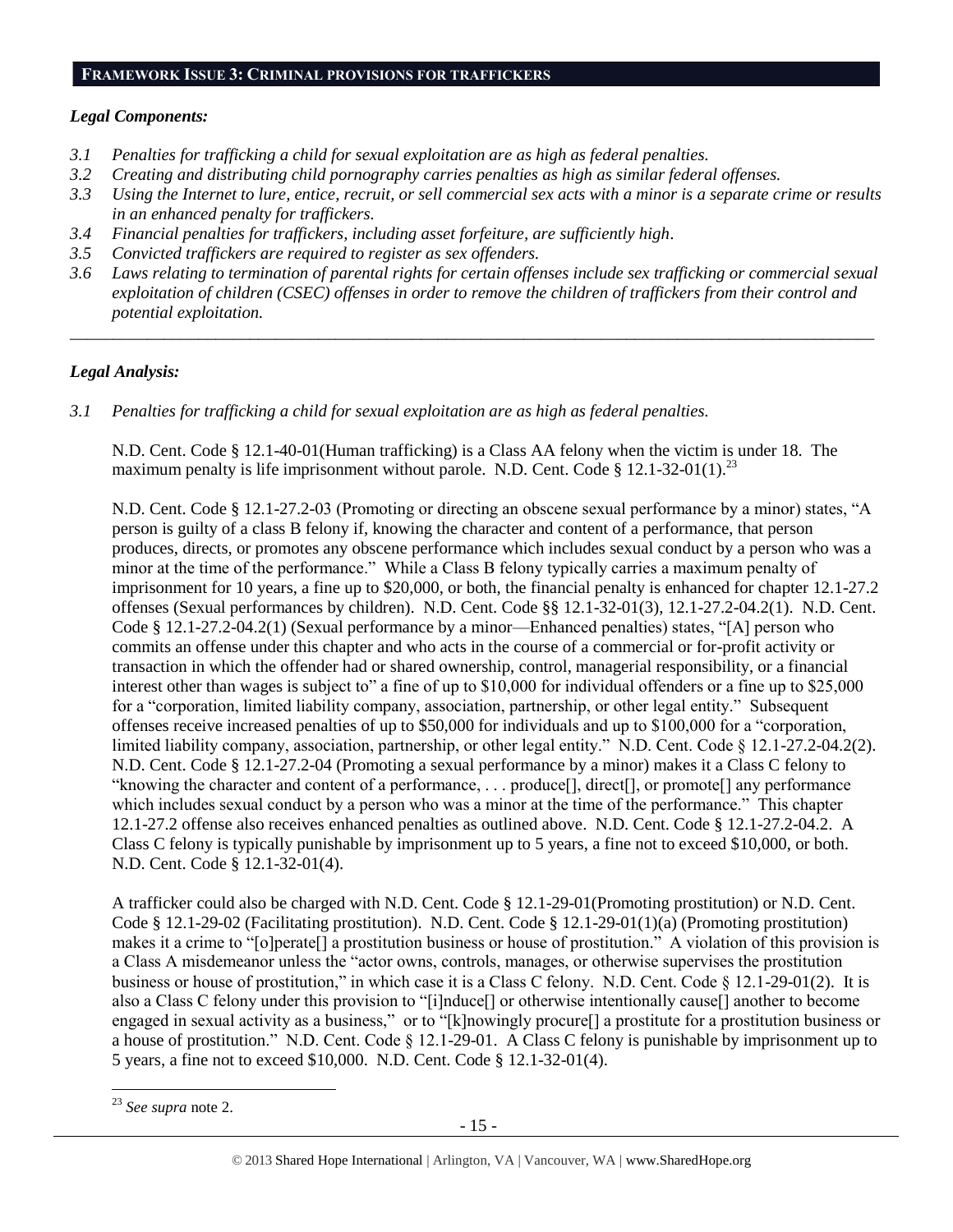## FRAMEWORK ISSUE 3: CRIMINAL PROVISIONS FOR TRAFFICKERS

***Legal Components:***

- *3.1 Penalties for trafficking a child for sexual exploitation are as high as federal penalties.*
- *3.2 Creating and distributing child pornography carries penalties as high as similar federal offenses.*
- *3.3 Using the Internet to lure, entice, recruit, or sell commercial sex acts with a minor is a separate crime or results in an enhanced penalty for traffickers.*
- *3.4 Financial penalties for traffickers, including asset forfeiture, are sufficiently high.*
- *3.5 Convicted traffickers are required to register as sex offenders.*
- *3.6 Laws relating to termination of parental rights for certain offenses include sex trafficking or commercial sexual exploitation of children (CSEC) offenses in order to remove the children of traffickers from their control and potential exploitation.*

---

***Legal Analysis:***

*3.1 Penalties for trafficking a child for sexual exploitation are as high as federal penalties.*

N.D. Cent. Code § 12.1-40-01(Human trafficking) is a Class AA felony when the victim is under 18. The maximum penalty is life imprisonment without parole. N.D. Cent. Code § 12.1-32-01(1).[23]

N.D. Cent. Code § 12.1-27.2-03 (Promoting or directing an obscene sexual performance by a minor) states, "A person is guilty of a class B felony if, knowing the character and content of a performance, that person produces, directs, or promotes any obscene performance which includes sexual conduct by a person who was a minor at the time of the performance." While a Class B felony typically carries a maximum penalty of imprisonment for 10 years, a fine up to $20,000, or both, the financial penalty is enhanced for chapter 12.1-27.2 offenses (Sexual performances by children). N.D. Cent. Code §§ 12.1-32-01(3), 12.1-27.2-04.2(1). N.D. Cent. Code § 12.1-27.2-04.2(1) (Sexual performance by a minor—Enhanced penalties) states, "[A] person who commits an offense under this chapter and who acts in the course of a commercial or for-profit activity or transaction in which the offender had or shared ownership, control, managerial responsibility, or a financial interest other than wages is subject to" a fine of up to $10,000 for individual offenders or a fine up to $25,000 for a "corporation, limited liability company, association, partnership, or other legal entity." Subsequent offenses receive increased penalties of up to $50,000 for individuals and up to $100,000 for a "corporation, limited liability company, association, partnership, or other legal entity." N.D. Cent. Code § 12.1-27.2-04.2(2). N.D. Cent. Code § 12.1-27.2-04 (Promoting a sexual performance by a minor) makes it a Class C felony to "knowing the character and content of a performance, . . . produce[], direct[], or promote[] any performance which includes sexual conduct by a person who was a minor at the time of the performance." This chapter 12.1-27.2 offense also receives enhanced penalties as outlined above. N.D. Cent. Code § 12.1-27.2-04.2. A Class C felony is typically punishable by imprisonment up to 5 years, a fine not to exceed $10,000, or both. N.D. Cent. Code § 12.1-32-01(4).

A trafficker could also be charged with N.D. Cent. Code § 12.1-29-01(Promoting prostitution) or N.D. Cent. Code § 12.1-29-02 (Facilitating prostitution). N.D. Cent. Code § 12.1-29-01(1)(a) (Promoting prostitution) makes it a crime to "[o]perate[] a prostitution business or house of prostitution." A violation of this provision is a Class A misdemeanor unless the "actor owns, controls, manages, or otherwise supervises the prostitution business or house of prostitution," in which case it is a Class C felony. N.D. Cent. Code § 12.1-29-01(2). It is also a Class C felony under this provision to "[i]nduce[] or otherwise intentionally cause[] another to become engaged in sexual activity as a business," or to "[k]nowingly procure[] a prostitute for a prostitution business or a house of prostitution." N.D. Cent. Code § 12.1-29-01. A Class C felony is punishable by imprisonment up to 5 years, a fine not to exceed $10,000. N.D. Cent. Code § 12.1-32-01(4).

---

[23] *See supra* note 2.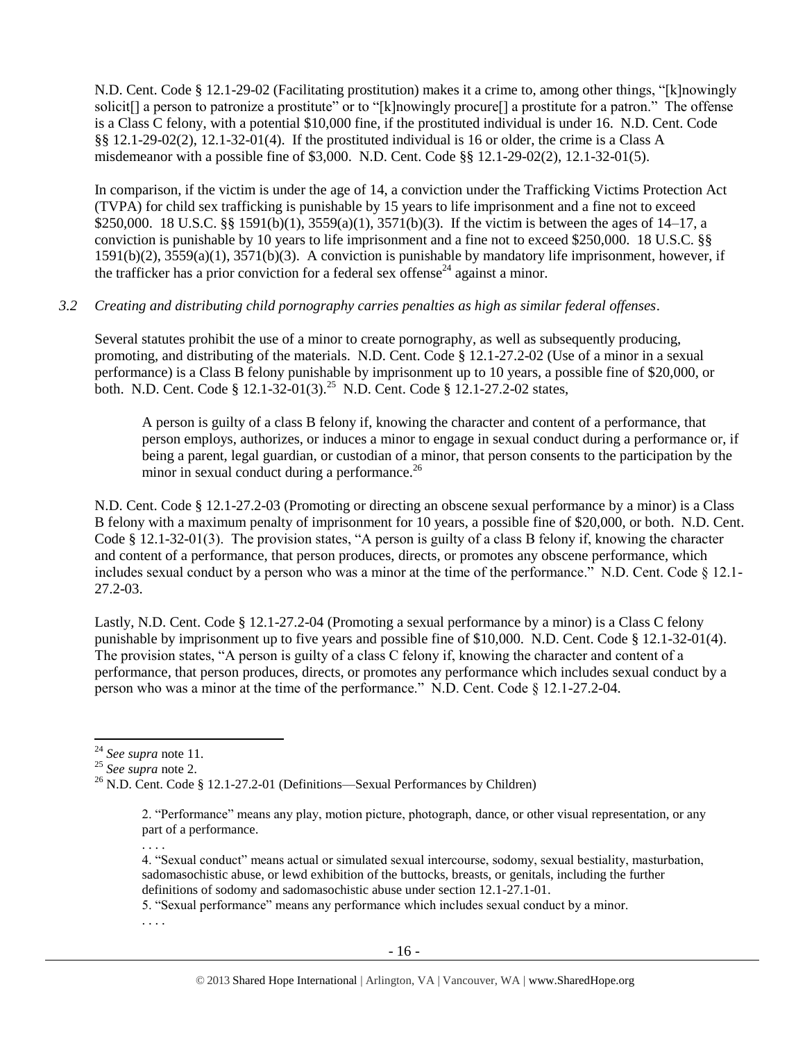N.D. Cent. Code § 12.1-29-02 (Facilitating prostitution) makes it a crime to, among other things, "[k]nowingly solicit[] a person to patronize a prostitute" or to "[k]nowingly procure[] a prostitute for a patron." The offense is a Class C felony, with a potential $10,000 fine, if the prostituted individual is under 16. N.D. Cent. Code §§ 12.1-29-02(2), 12.1-32-01(4). If the prostituted individual is 16 or older, the crime is a Class A misdemeanor with a possible fine of $3,000. N.D. Cent. Code §§ 12.1-29-02(2), 12.1-32-01(5).

In comparison, if the victim is under the age of 14, a conviction under the Trafficking Victims Protection Act (TVPA) for child sex trafficking is punishable by 15 years to life imprisonment and a fine not to exceed $250,000. 18 U.S.C. §§ 1591(b)(1), 3559(a)(1), 3571(b)(3). If the victim is between the ages of 14–17, a conviction is punishable by 10 years to life imprisonment and a fine not to exceed $250,000. 18 U.S.C. §§ 1591(b)(2), 3559(a)(1), 3571(b)(3). A conviction is punishable by mandatory life imprisonment, however, if the trafficker has a prior conviction for a federal sex offense[24] against a minor.

*3.2 Creating and distributing child pornography carries penalties as high as similar federal offenses*.

Several statutes prohibit the use of a minor to create pornography, as well as subsequently producing, promoting, and distributing of the materials. N.D. Cent. Code § 12.1-27.2-02 (Use of a minor in a sexual performance) is a Class B felony punishable by imprisonment up to 10 years, a possible fine of $20,000, or both. N.D. Cent. Code § 12.1-32-01(3).[25] N.D. Cent. Code § 12.1-27.2-02 states,

> A person is guilty of a class B felony if, knowing the character and content of a performance, that person employs, authorizes, or induces a minor to engage in sexual conduct during a performance or, if being a parent, legal guardian, or custodian of a minor, that person consents to the participation by the minor in sexual conduct during a performance.[26]

N.D. Cent. Code § 12.1-27.2-03 (Promoting or directing an obscene sexual performance by a minor) is a Class B felony with a maximum penalty of imprisonment for 10 years, a possible fine of $20,000, or both. N.D. Cent. Code § 12.1-32-01(3). The provision states, "A person is guilty of a class B felony if, knowing the character and content of a performance, that person produces, directs, or promotes any obscene performance, which includes sexual conduct by a person who was a minor at the time of the performance." N.D. Cent. Code § 12.1-27.2-03.

Lastly, N.D. Cent. Code § 12.1-27.2-04 (Promoting a sexual performance by a minor) is a Class C felony punishable by imprisonment up to five years and possible fine of $10,000. N.D. Cent. Code § 12.1-32-01(4). The provision states, "A person is guilty of a class C felony if, knowing the character and content of a performance, that person produces, directs, or promotes any performance which includes sexual conduct by a person who was a minor at the time of the performance." N.D. Cent. Code § 12.1-27.2-04.

---

[24] *See supra* note 11.

[25] *See supra* note 2.

[26] N.D. Cent. Code § 12.1-27.2-01 (Definitions—Sexual Performances by Children)

> 2. "Performance" means any play, motion picture, photograph, dance, or other visual representation, or any part of a performance.
>
> . . . .
>
> 4. "Sexual conduct" means actual or simulated sexual intercourse, sodomy, sexual bestiality, masturbation, sadomasochistic abuse, or lewd exhibition of the buttocks, breasts, or genitals, including the further definitions of sodomy and sadomasochistic abuse under section 12.1-27.1-01.
>
> 5. "Sexual performance" means any performance which includes sexual conduct by a minor.
>
> . . . .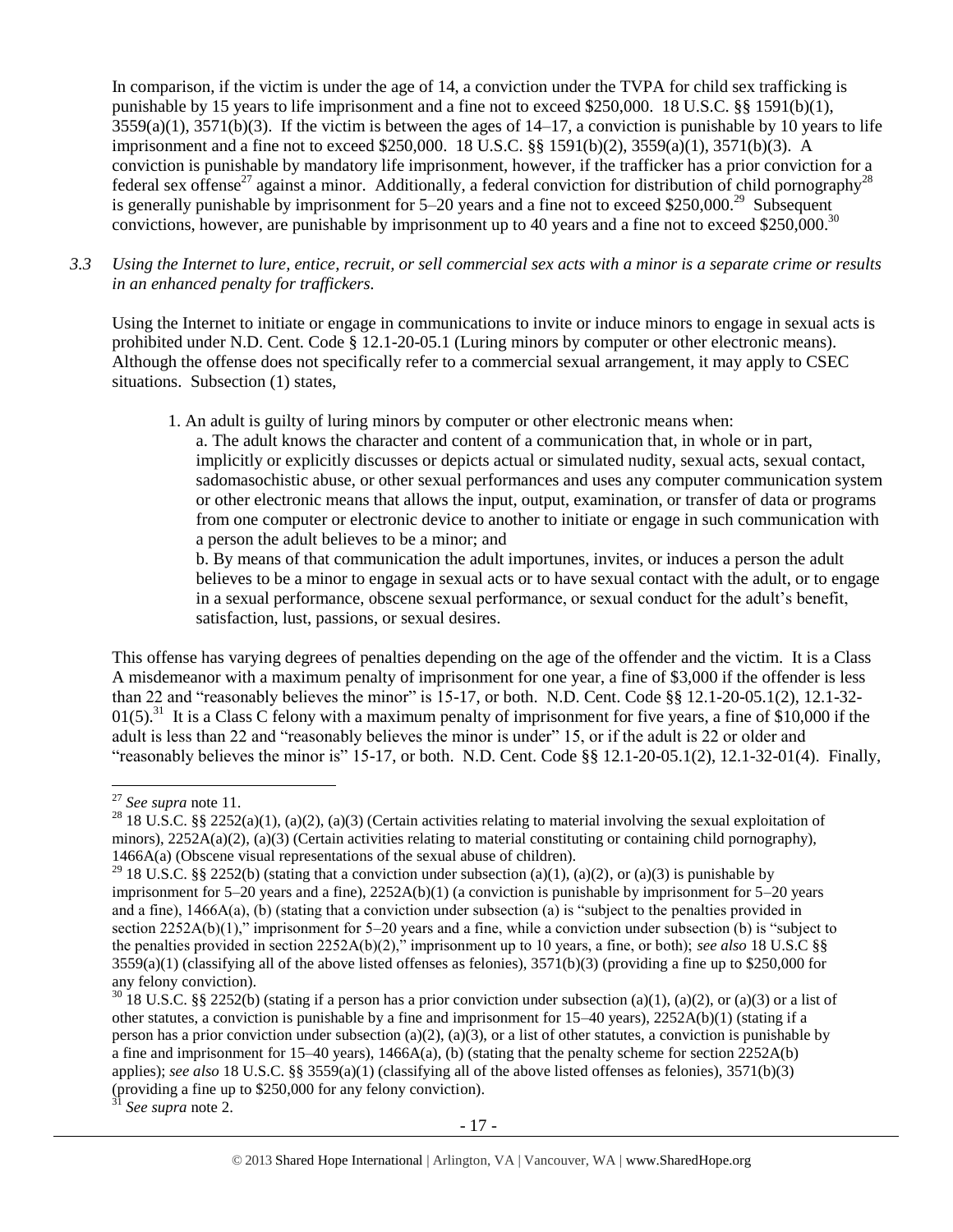In comparison, if the victim is under the age of 14, a conviction under the TVPA for child sex trafficking is punishable by 15 years to life imprisonment and a fine not to exceed $250,000. 18 U.S.C. §§ 1591(b)(1), 3559(a)(1), 3571(b)(3). If the victim is between the ages of 14–17, a conviction is punishable by 10 years to life imprisonment and a fine not to exceed $250,000. 18 U.S.C. §§ 1591(b)(2), 3559(a)(1), 3571(b)(3). A conviction is punishable by mandatory life imprisonment, however, if the trafficker has a prior conviction for a federal sex offense[27] against a minor. Additionally, a federal conviction for distribution of child pornography[28] is generally punishable by imprisonment for 5–20 years and a fine not to exceed $250,000.[29] Subsequent convictions, however, are punishable by imprisonment up to 40 years and a fine not to exceed $250,000.[30]

*3.3 Using the Internet to lure, entice, recruit, or sell commercial sex acts with a minor is a separate crime or results in an enhanced penalty for traffickers.*

Using the Internet to initiate or engage in communications to invite or induce minors to engage in sexual acts is prohibited under N.D. Cent. Code § 12.1-20-05.1 (Luring minors by computer or other electronic means). Although the offense does not specifically refer to a commercial sexual arrangement, it may apply to CSEC situations. Subsection (1) states,

> 1. An adult is guilty of luring minors by computer or other electronic means when:
>
> a. The adult knows the character and content of a communication that, in whole or in part, implicitly or explicitly discusses or depicts actual or simulated nudity, sexual acts, sexual contact, sadomasochistic abuse, or other sexual performances and uses any computer communication system or other electronic means that allows the input, output, examination, or transfer of data or programs from one computer or electronic device to another to initiate or engage in such communication with a person the adult believes to be a minor; and
>
> b. By means of that communication the adult importunes, invites, or induces a person the adult believes to be a minor to engage in sexual acts or to have sexual contact with the adult, or to engage in a sexual performance, obscene sexual performance, or sexual conduct for the adult's benefit, satisfaction, lust, passions, or sexual desires.

This offense has varying degrees of penalties depending on the age of the offender and the victim. It is a Class A misdemeanor with a maximum penalty of imprisonment for one year, a fine of $3,000 if the offender is less than 22 and "reasonably believes the minor" is 15-17, or both. N.D. Cent. Code §§ 12.1-20-05.1(2), 12.1-32-01(5).[31] It is a Class C felony with a maximum penalty of imprisonment for five years, a fine of $10,000 if the adult is less than 22 and "reasonably believes the minor is under" 15, or if the adult is 22 or older and "reasonably believes the minor is" 15-17, or both. N.D. Cent. Code §§ 12.1-20-05.1(2), 12.1-32-01(4). Finally,

---

[27] *See supra* note 11.

[28] 18 U.S.C. §§ 2252(a)(1), (a)(2), (a)(3) (Certain activities relating to material involving the sexual exploitation of minors), 2252A(a)(2), (a)(3) (Certain activities relating to material constituting or containing child pornography), 1466A(a) (Obscene visual representations of the sexual abuse of children).

[29] 18 U.S.C. §§ 2252(b) (stating that a conviction under subsection (a)(1), (a)(2), or (a)(3) is punishable by imprisonment for 5–20 years and a fine), 2252A(b)(1) (a conviction is punishable by imprisonment for 5–20 years and a fine), 1466A(a), (b) (stating that a conviction under subsection (a) is "subject to the penalties provided in section 2252A(b)(1)," imprisonment for 5–20 years and a fine, while a conviction under subsection (b) is "subject to the penalties provided in section 2252A(b)(2)," imprisonment up to 10 years, a fine, or both); *see also* 18 U.S.C §§ 3559(a)(1) (classifying all of the above listed offenses as felonies), 3571(b)(3) (providing a fine up to $250,000 for any felony conviction).

[30] 18 U.S.C. §§ 2252(b) (stating if a person has a prior conviction under subsection (a)(1), (a)(2), or (a)(3) or a list of other statutes, a conviction is punishable by a fine and imprisonment for 15–40 years), 2252A(b)(1) (stating if a person has a prior conviction under subsection (a)(2), (a)(3), or a list of other statutes, a conviction is punishable by a fine and imprisonment for 15–40 years), 1466A(a), (b) (stating that the penalty scheme for section 2252A(b) applies); *see also* 18 U.S.C. §§ 3559(a)(1) (classifying all of the above listed offenses as felonies), 3571(b)(3) (providing a fine up to $250,000 for any felony conviction).

[31] *See supra* note 2.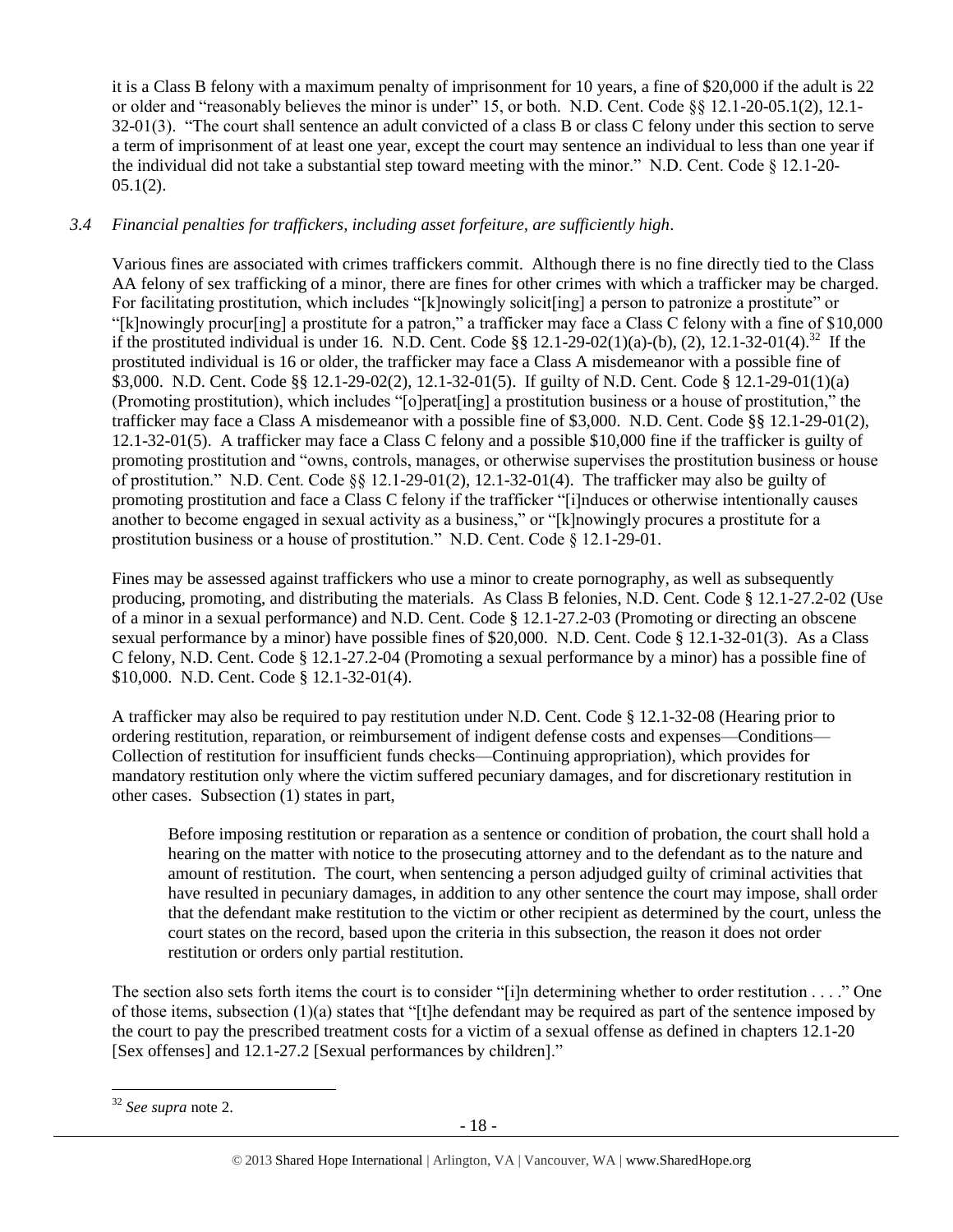it is a Class B felony with a maximum penalty of imprisonment for 10 years, a fine of $20,000 if the adult is 22 or older and "reasonably believes the minor is under" 15, or both. N.D. Cent. Code §§ 12.1-20-05.1(2), 12.1-32-01(3). "The court shall sentence an adult convicted of a class B or class C felony under this section to serve a term of imprisonment of at least one year, except the court may sentence an individual to less than one year if the individual did not take a substantial step toward meeting with the minor." N.D. Cent. Code § 12.1-20-05.1(2).

*3.4 Financial penalties for traffickers, including asset forfeiture, are sufficiently high.*

Various fines are associated with crimes traffickers commit. Although there is no fine directly tied to the Class AA felony of sex trafficking of a minor, there are fines for other crimes with which a trafficker may be charged. For facilitating prostitution, which includes "[k]nowingly solicit[ing] a person to patronize a prostitute" or "[k]nowingly procur[ing] a prostitute for a patron," a trafficker may face a Class C felony with a fine of $10,000 if the prostituted individual is under 16. N.D. Cent. Code §§ 12.1-29-02(1)(a)-(b), (2), 12.1-32-01(4).[32] If the prostituted individual is 16 or older, the trafficker may face a Class A misdemeanor with a possible fine of $3,000. N.D. Cent. Code §§ 12.1-29-02(2), 12.1-32-01(5). If guilty of N.D. Cent. Code § 12.1-29-01(1)(a) (Promoting prostitution), which includes "[o]perat[ing] a prostitution business or a house of prostitution," the trafficker may face a Class A misdemeanor with a possible fine of $3,000. N.D. Cent. Code §§ 12.1-29-01(2), 12.1-32-01(5). A trafficker may face a Class C felony and a possible $10,000 fine if the trafficker is guilty of promoting prostitution and "owns, controls, manages, or otherwise supervises the prostitution business or house of prostitution." N.D. Cent. Code §§ 12.1-29-01(2), 12.1-32-01(4). The trafficker may also be guilty of promoting prostitution and face a Class C felony if the trafficker "[i]nduces or otherwise intentionally causes another to become engaged in sexual activity as a business," or "[k]nowingly procures a prostitute for a prostitution business or a house of prostitution." N.D. Cent. Code § 12.1-29-01.

Fines may be assessed against traffickers who use a minor to create pornography, as well as subsequently producing, promoting, and distributing the materials. As Class B felonies, N.D. Cent. Code § 12.1-27.2-02 (Use of a minor in a sexual performance) and N.D. Cent. Code § 12.1-27.2-03 (Promoting or directing an obscene sexual performance by a minor) have possible fines of $20,000. N.D. Cent. Code § 12.1-32-01(3). As a Class C felony, N.D. Cent. Code § 12.1-27.2-04 (Promoting a sexual performance by a minor) has a possible fine of $10,000. N.D. Cent. Code § 12.1-32-01(4).

A trafficker may also be required to pay restitution under N.D. Cent. Code § 12.1-32-08 (Hearing prior to ordering restitution, reparation, or reimbursement of indigent defense costs and expenses—Conditions—Collection of restitution for insufficient funds checks—Continuing appropriation), which provides for mandatory restitution only where the victim suffered pecuniary damages, and for discretionary restitution in other cases. Subsection (1) states in part,

> Before imposing restitution or reparation as a sentence or condition of probation, the court shall hold a hearing on the matter with notice to the prosecuting attorney and to the defendant as to the nature and amount of restitution. The court, when sentencing a person adjudged guilty of criminal activities that have resulted in pecuniary damages, in addition to any other sentence the court may impose, shall order that the defendant make restitution to the victim or other recipient as determined by the court, unless the court states on the record, based upon the criteria in this subsection, the reason it does not order restitution or orders only partial restitution.

The section also sets forth items the court is to consider "[i]n determining whether to order restitution . . . ." One of those items, subsection (1)(a) states that "[t]he defendant may be required as part of the sentence imposed by the court to pay the prescribed treatment costs for a victim of a sexual offense as defined in chapters 12.1-20 [Sex offenses] and 12.1-27.2 [Sexual performances by children]."

[32] *See supra* note 2.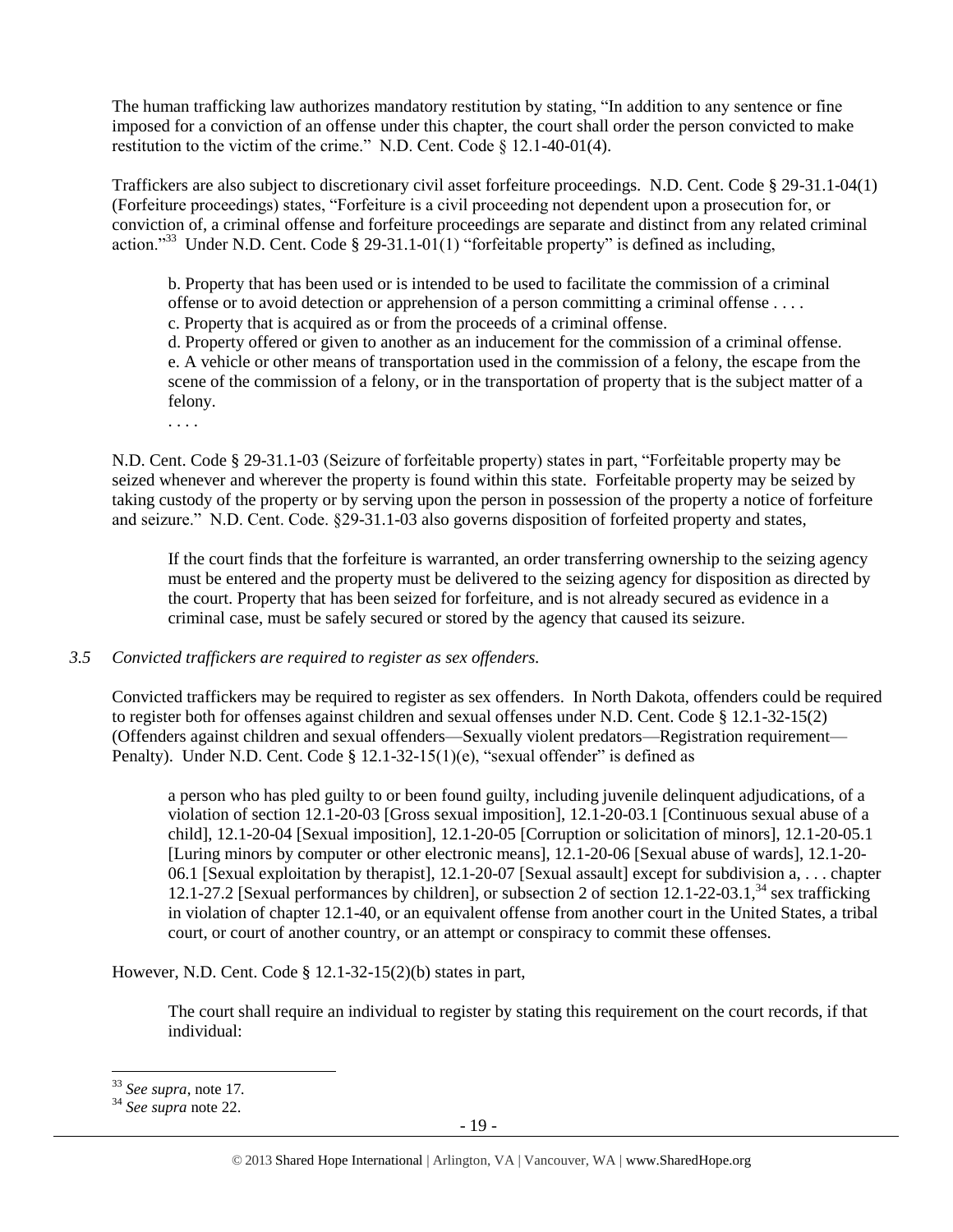The human trafficking law authorizes mandatory restitution by stating, "In addition to any sentence or fine imposed for a conviction of an offense under this chapter, the court shall order the person convicted to make restitution to the victim of the crime." N.D. Cent. Code § 12.1-40-01(4).

Traffickers are also subject to discretionary civil asset forfeiture proceedings. N.D. Cent. Code § 29-31.1-04(1) (Forfeiture proceedings) states, "Forfeiture is a civil proceeding not dependent upon a prosecution for, or conviction of, a criminal offense and forfeiture proceedings are separate and distinct from any related criminal action."[33] Under N.D. Cent. Code § 29-31.1-01(1) "forfeitable property" is defined as including,

> b. Property that has been used or is intended to be used to facilitate the commission of a criminal offense or to avoid detection or apprehension of a person committing a criminal offense . . . .
> c. Property that is acquired as or from the proceeds of a criminal offense.
> d. Property offered or given to another as an inducement for the commission of a criminal offense.
> e. A vehicle or other means of transportation used in the commission of a felony, the escape from the scene of the commission of a felony, or in the transportation of property that is the subject matter of a felony.
> . . . .

N.D. Cent. Code § 29-31.1-03 (Seizure of forfeitable property) states in part, "Forfeitable property may be seized whenever and wherever the property is found within this state. Forfeitable property may be seized by taking custody of the property or by serving upon the person in possession of the property a notice of forfeiture and seizure." N.D. Cent. Code. §29-31.1-03 also governs disposition of forfeited property and states,

> If the court finds that the forfeiture is warranted, an order transferring ownership to the seizing agency must be entered and the property must be delivered to the seizing agency for disposition as directed by the court. Property that has been seized for forfeiture, and is not already secured as evidence in a criminal case, must be safely secured or stored by the agency that caused its seizure.

*3.5 Convicted traffickers are required to register as sex offenders.*

Convicted traffickers may be required to register as sex offenders. In North Dakota, offenders could be required to register both for offenses against children and sexual offenses under N.D. Cent. Code § 12.1-32-15(2) (Offenders against children and sexual offenders—Sexually violent predators—Registration requirement—Penalty). Under N.D. Cent. Code § 12.1-32-15(1)(e), "sexual offender" is defined as

> a person who has pled guilty to or been found guilty, including juvenile delinquent adjudications, of a violation of section 12.1-20-03 [Gross sexual imposition], 12.1-20-03.1 [Continuous sexual abuse of a child], 12.1-20-04 [Sexual imposition], 12.1-20-05 [Corruption or solicitation of minors], 12.1-20-05.1 [Luring minors by computer or other electronic means], 12.1-20-06 [Sexual abuse of wards], 12.1-20-06.1 [Sexual exploitation by therapist], 12.1-20-07 [Sexual assault] except for subdivision a, . . . chapter 12.1-27.2 [Sexual performances by children], or subsection 2 of section 12.1-22-03.1,[34] sex trafficking in violation of chapter 12.1-40, or an equivalent offense from another court in the United States, a tribal court, or court of another country, or an attempt or conspiracy to commit these offenses.

However, N.D. Cent. Code § 12.1-32-15(2)(b) states in part,

> The court shall require an individual to register by stating this requirement on the court records, if that individual:

---

[33] *See supra*, note 17.
[34] *See supra* note 22.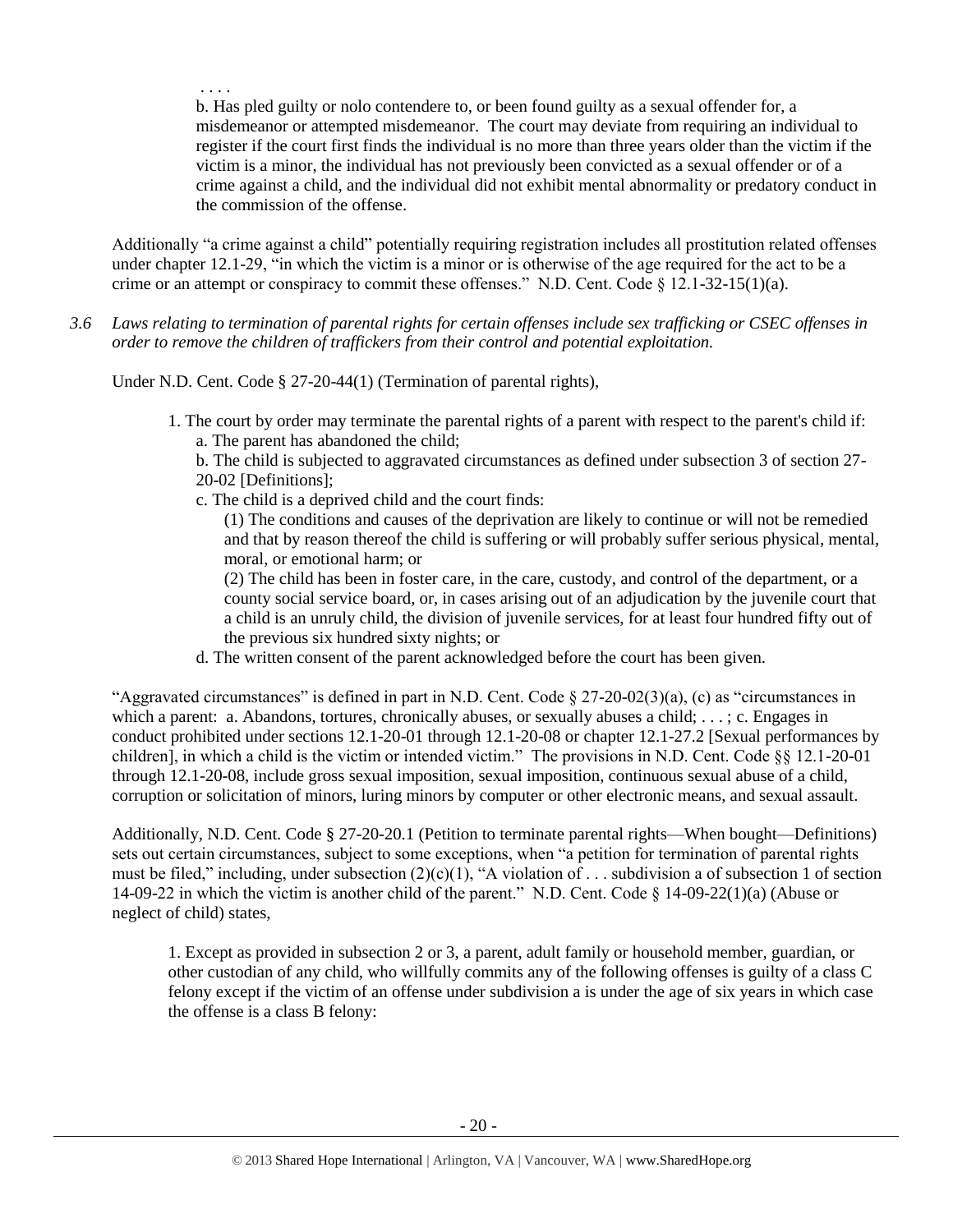. . . .

> b. Has pled guilty or nolo contendere to, or been found guilty as a sexual offender for, a misdemeanor or attempted misdemeanor. The court may deviate from requiring an individual to register if the court first finds the individual is no more than three years older than the victim if the victim is a minor, the individual has not previously been convicted as a sexual offender or of a crime against a child, and the individual did not exhibit mental abnormality or predatory conduct in the commission of the offense.

Additionally "a crime against a child" potentially requiring registration includes all prostitution related offenses under chapter 12.1-29, "in which the victim is a minor or is otherwise of the age required for the act to be a crime or an attempt or conspiracy to commit these offenses." N.D. Cent. Code § 12.1-32-15(1)(a).

*3.6 Laws relating to termination of parental rights for certain offenses include sex trafficking or CSEC offenses in order to remove the children of traffickers from their control and potential exploitation.*

Under N.D. Cent. Code § 27-20-44(1) (Termination of parental rights),

> 1. The court by order may terminate the parental rights of a parent with respect to the parent's child if:
>    a. The parent has abandoned the child;
>    b. The child is subjected to aggravated circumstances as defined under subsection 3 of section 27-20-02 [Definitions];
>    c. The child is a deprived child and the court finds:
>       (1) The conditions and causes of the deprivation are likely to continue or will not be remedied and that by reason thereof the child is suffering or will probably suffer serious physical, mental, moral, or emotional harm; or
>       (2) The child has been in foster care, in the care, custody, and control of the department, or a county social service board, or, in cases arising out of an adjudication by the juvenile court that a child is an unruly child, the division of juvenile services, for at least four hundred fifty out of the previous six hundred sixty nights; or
>    d. The written consent of the parent acknowledged before the court has been given.

"Aggravated circumstances" is defined in part in N.D. Cent. Code § 27-20-02(3)(a), (c) as "circumstances in which a parent: a. Abandons, tortures, chronically abuses, or sexually abuses a child; . . . ; c. Engages in conduct prohibited under sections 12.1-20-01 through 12.1-20-08 or chapter 12.1-27.2 [Sexual performances by children], in which a child is the victim or intended victim." The provisions in N.D. Cent. Code §§ 12.1-20-01 through 12.1-20-08, include gross sexual imposition, sexual imposition, continuous sexual abuse of a child, corruption or solicitation of minors, luring minors by computer or other electronic means, and sexual assault.

Additionally, N.D. Cent. Code § 27-20-20.1 (Petition to terminate parental rights—When bought—Definitions) sets out certain circumstances, subject to some exceptions, when "a petition for termination of parental rights must be filed," including, under subsection (2)(c)(1), "A violation of . . . subdivision a of subsection 1 of section 14-09-22 in which the victim is another child of the parent." N.D. Cent. Code § 14-09-22(1)(a) (Abuse or neglect of child) states,

> 1. Except as provided in subsection 2 or 3, a parent, adult family or household member, guardian, or other custodian of any child, who willfully commits any of the following offenses is guilty of a class C felony except if the victim of an offense under subdivision a is under the age of six years in which case the offense is a class B felony: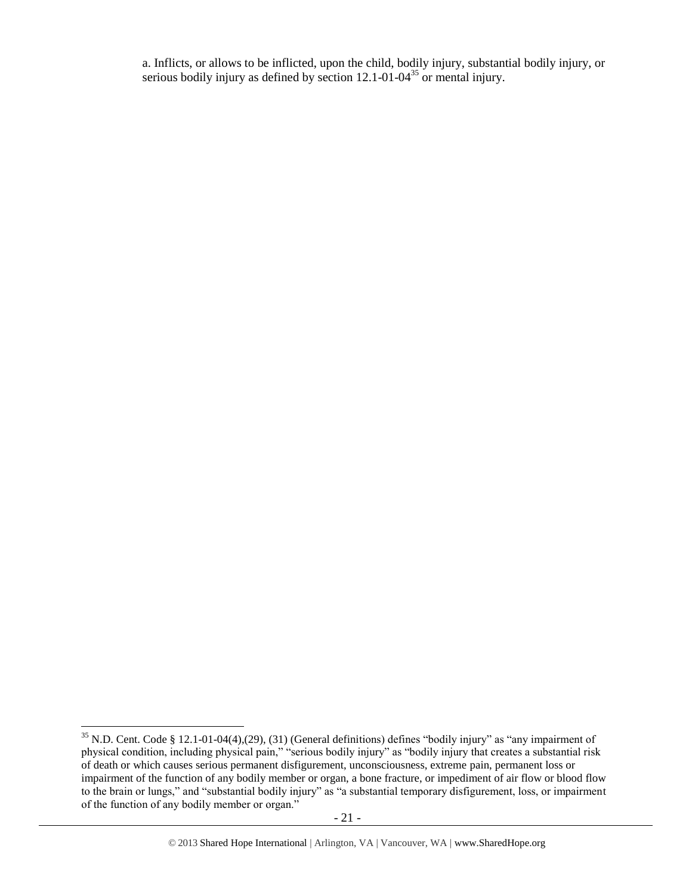a. Inflicts, or allows to be inflicted, upon the child, bodily injury, substantial bodily injury, or serious bodily injury as defined by section 12.1-01-04[35] or mental injury.

---

[35] N.D. Cent. Code § 12.1-01-04(4),(29), (31) (General definitions) defines "bodily injury" as "any impairment of physical condition, including physical pain," "serious bodily injury" as "bodily injury that creates a substantial risk of death or which causes serious permanent disfigurement, unconsciousness, extreme pain, permanent loss or impairment of the function of any bodily member or organ, a bone fracture, or impediment of air flow or blood flow to the brain or lungs," and "substantial bodily injury" as "a substantial temporary disfigurement, loss, or impairment of the function of any bodily member or organ."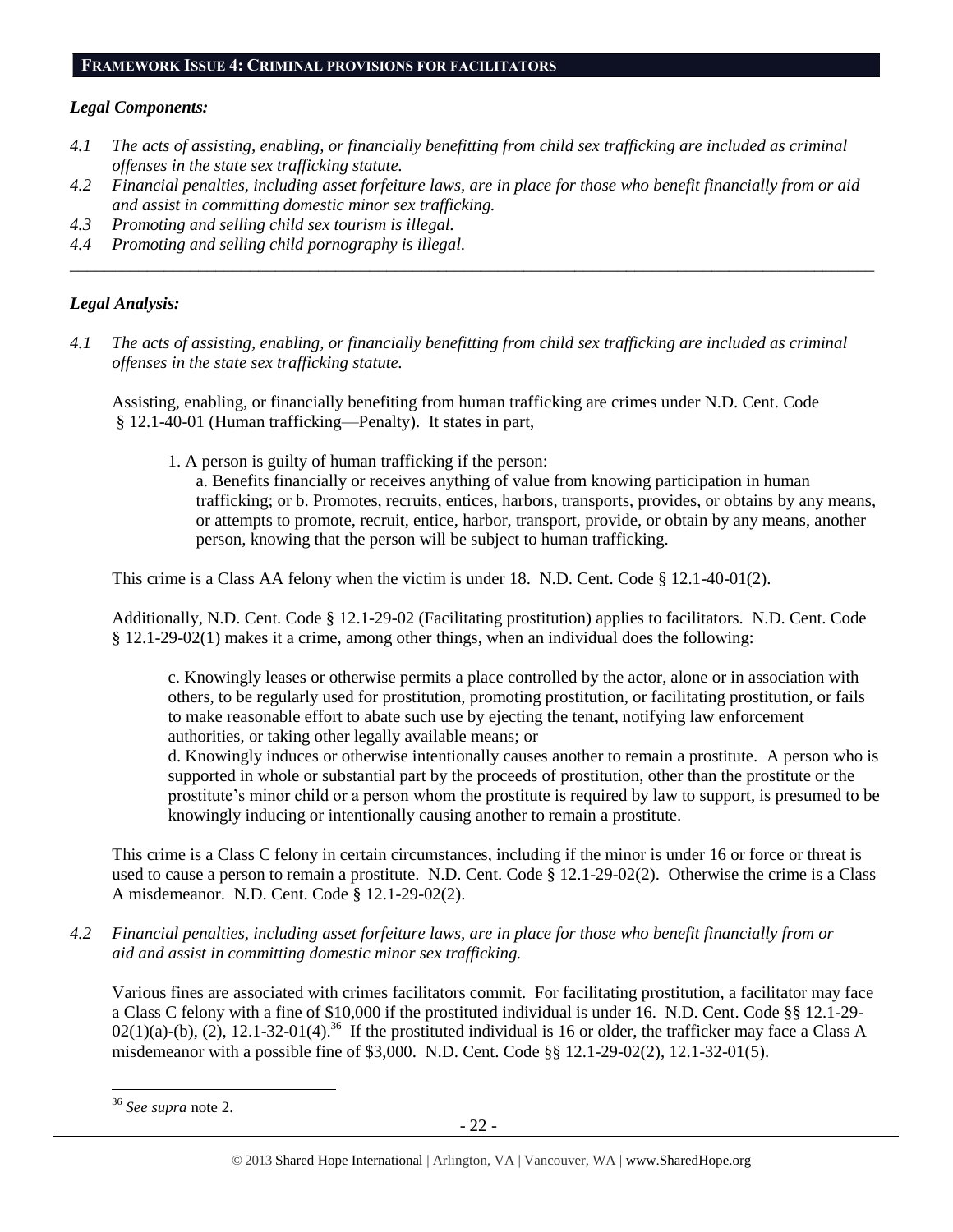## FRAMEWORK ISSUE 4: CRIMINAL PROVISIONS FOR FACILITATORS

### *Legal Components:*

*4.1 The acts of assisting, enabling, or financially benefitting from child sex trafficking are included as criminal offenses in the state sex trafficking statute.*

*4.2 Financial penalties, including asset forfeiture laws, are in place for those who benefit financially from or aid and assist in committing domestic minor sex trafficking.*

*4.3 Promoting and selling child sex tourism is illegal.*

*4.4 Promoting and selling child pornography is illegal.*

---

### *Legal Analysis:*

*4.1 The acts of assisting, enabling, or financially benefitting from child sex trafficking are included as criminal offenses in the state sex trafficking statute.*

Assisting, enabling, or financially benefiting from human trafficking are crimes under N.D. Cent. Code § 12.1-40-01 (Human trafficking—Penalty). It states in part,

> 1. A person is guilty of human trafficking if the person:
>
> a. Benefits financially or receives anything of value from knowing participation in human trafficking; or b. Promotes, recruits, entices, harbors, transports, provides, or obtains by any means, or attempts to promote, recruit, entice, harbor, transport, provide, or obtain by any means, another person, knowing that the person will be subject to human trafficking.

This crime is a Class AA felony when the victim is under 18. N.D. Cent. Code § 12.1-40-01(2).

Additionally, N.D. Cent. Code § 12.1-29-02 (Facilitating prostitution) applies to facilitators. N.D. Cent. Code § 12.1-29-02(1) makes it a crime, among other things, when an individual does the following:

> c. Knowingly leases or otherwise permits a place controlled by the actor, alone or in association with others, to be regularly used for prostitution, promoting prostitution, or facilitating prostitution, or fails to make reasonable effort to abate such use by ejecting the tenant, notifying law enforcement authorities, or taking other legally available means; or
>
> d. Knowingly induces or otherwise intentionally causes another to remain a prostitute. A person who is supported in whole or substantial part by the proceeds of prostitution, other than the prostitute or the prostitute's minor child or a person whom the prostitute is required by law to support, is presumed to be knowingly inducing or intentionally causing another to remain a prostitute.

This crime is a Class C felony in certain circumstances, including if the minor is under 16 or force or threat is used to cause a person to remain a prostitute. N.D. Cent. Code § 12.1-29-02(2). Otherwise the crime is a Class A misdemeanor. N.D. Cent. Code § 12.1-29-02(2).

*4.2 Financial penalties, including asset forfeiture laws, are in place for those who benefit financially from or aid and assist in committing domestic minor sex trafficking.*

Various fines are associated with crimes facilitators commit. For facilitating prostitution, a facilitator may face a Class C felony with a fine of $10,000 if the prostituted individual is under 16. N.D. Cent. Code §§ 12.1-29-02(1)(a)-(b), (2), 12.1-32-01(4).[36] If the prostituted individual is 16 or older, the trafficker may face a Class A misdemeanor with a possible fine of $3,000. N.D. Cent. Code §§ 12.1-29-02(2), 12.1-32-01(5).

---

[36] *See supra* note 2.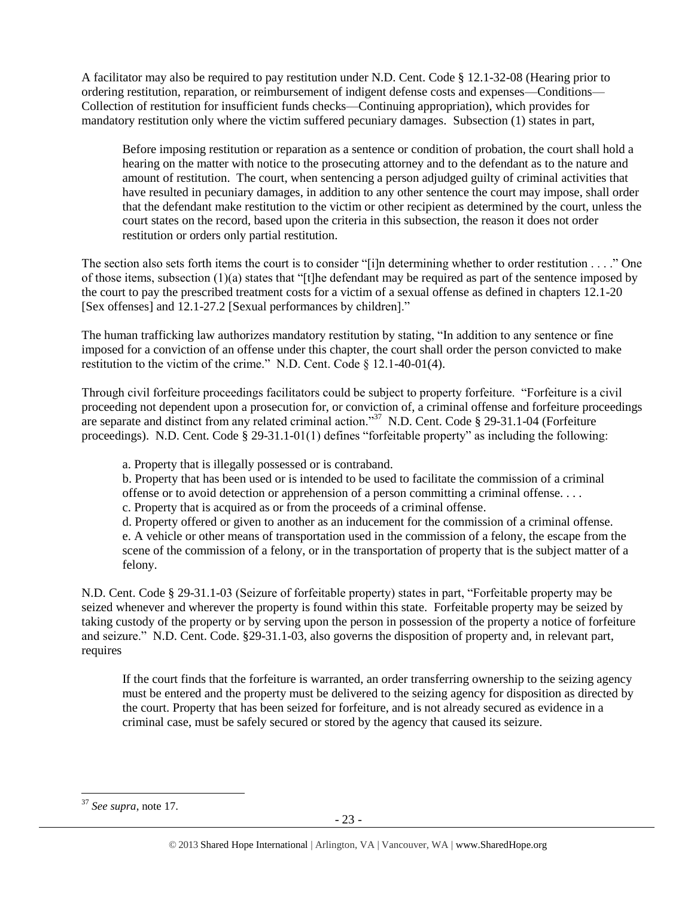A facilitator may also be required to pay restitution under N.D. Cent. Code § 12.1-32-08 (Hearing prior to ordering restitution, reparation, or reimbursement of indigent defense costs and expenses—Conditions—Collection of restitution for insufficient funds checks—Continuing appropriation), which provides for mandatory restitution only where the victim suffered pecuniary damages. Subsection (1) states in part,

> Before imposing restitution or reparation as a sentence or condition of probation, the court shall hold a hearing on the matter with notice to the prosecuting attorney and to the defendant as to the nature and amount of restitution. The court, when sentencing a person adjudged guilty of criminal activities that have resulted in pecuniary damages, in addition to any other sentence the court may impose, shall order that the defendant make restitution to the victim or other recipient as determined by the court, unless the court states on the record, based upon the criteria in this subsection, the reason it does not order restitution or orders only partial restitution.

The section also sets forth items the court is to consider "[i]n determining whether to order restitution . . . ." One of those items, subsection (1)(a) states that "[t]he defendant may be required as part of the sentence imposed by the court to pay the prescribed treatment costs for a victim of a sexual offense as defined in chapters 12.1-20 [Sex offenses] and 12.1-27.2 [Sexual performances by children]."

The human trafficking law authorizes mandatory restitution by stating, "In addition to any sentence or fine imposed for a conviction of an offense under this chapter, the court shall order the person convicted to make restitution to the victim of the crime." N.D. Cent. Code § 12.1-40-01(4).

Through civil forfeiture proceedings facilitators could be subject to property forfeiture. "Forfeiture is a civil proceeding not dependent upon a prosecution for, or conviction of, a criminal offense and forfeiture proceedings are separate and distinct from any related criminal action."[37] N.D. Cent. Code § 29-31.1-04 (Forfeiture proceedings). N.D. Cent. Code § 29-31.1-01(1) defines "forfeitable property" as including the following:

> a. Property that is illegally possessed or is contraband.
> b. Property that has been used or is intended to be used to facilitate the commission of a criminal offense or to avoid detection or apprehension of a person committing a criminal offense. . . .
> c. Property that is acquired as or from the proceeds of a criminal offense.
> d. Property offered or given to another as an inducement for the commission of a criminal offense.
> e. A vehicle or other means of transportation used in the commission of a felony, the escape from the scene of the commission of a felony, or in the transportation of property that is the subject matter of a felony.

N.D. Cent. Code § 29-31.1-03 (Seizure of forfeitable property) states in part, "Forfeitable property may be seized whenever and wherever the property is found within this state. Forfeitable property may be seized by taking custody of the property or by serving upon the person in possession of the property a notice of forfeiture and seizure." N.D. Cent. Code. §29-31.1-03, also governs the disposition of property and, in relevant part, requires

> If the court finds that the forfeiture is warranted, an order transferring ownership to the seizing agency must be entered and the property must be delivered to the seizing agency for disposition as directed by the court. Property that has been seized for forfeiture, and is not already secured as evidence in a criminal case, must be safely secured or stored by the agency that caused its seizure.

---

[37] *See supra*, note 17.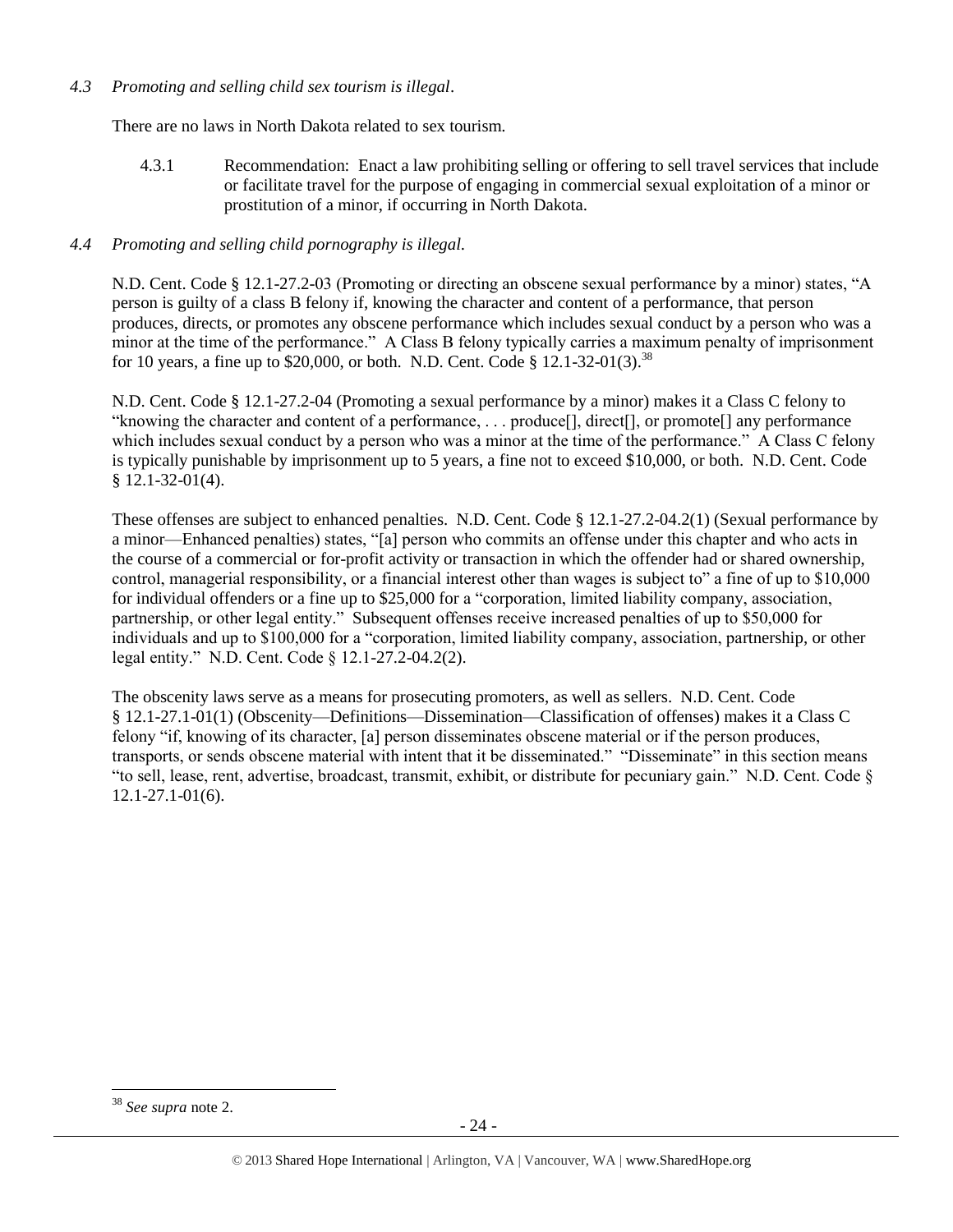*4.3 Promoting and selling child sex tourism is illegal*.

There are no laws in North Dakota related to sex tourism.

4.3.1 Recommendation: Enact a law prohibiting selling or offering to sell travel services that include or facilitate travel for the purpose of engaging in commercial sexual exploitation of a minor or prostitution of a minor, if occurring in North Dakota.

*4.4 Promoting and selling child pornography is illegal.*

N.D. Cent. Code § 12.1-27.2-03 (Promoting or directing an obscene sexual performance by a minor) states, "A person is guilty of a class B felony if, knowing the character and content of a performance, that person produces, directs, or promotes any obscene performance which includes sexual conduct by a person who was a minor at the time of the performance." A Class B felony typically carries a maximum penalty of imprisonment for 10 years, a fine up to $20,000, or both. N.D. Cent. Code § 12.1-32-01(3).[38]

N.D. Cent. Code § 12.1-27.2-04 (Promoting a sexual performance by a minor) makes it a Class C felony to "knowing the character and content of a performance, . . . produce[], direct[], or promote[] any performance which includes sexual conduct by a person who was a minor at the time of the performance." A Class C felony is typically punishable by imprisonment up to 5 years, a fine not to exceed $10,000, or both. N.D. Cent. Code § 12.1-32-01(4).

These offenses are subject to enhanced penalties. N.D. Cent. Code § 12.1-27.2-04.2(1) (Sexual performance by a minor—Enhanced penalties) states, "[a] person who commits an offense under this chapter and who acts in the course of a commercial or for-profit activity or transaction in which the offender had or shared ownership, control, managerial responsibility, or a financial interest other than wages is subject to" a fine of up to $10,000 for individual offenders or a fine up to $25,000 for a "corporation, limited liability company, association, partnership, or other legal entity." Subsequent offenses receive increased penalties of up to $50,000 for individuals and up to $100,000 for a "corporation, limited liability company, association, partnership, or other legal entity." N.D. Cent. Code § 12.1-27.2-04.2(2).

The obscenity laws serve as a means for prosecuting promoters, as well as sellers. N.D. Cent. Code § 12.1-27.1-01(1) (Obscenity—Definitions—Dissemination—Classification of offenses) makes it a Class C felony "if, knowing of its character, [a] person disseminates obscene material or if the person produces, transports, or sends obscene material with intent that it be disseminated." "Disseminate" in this section means "to sell, lease, rent, advertise, broadcast, transmit, exhibit, or distribute for pecuniary gain." N.D. Cent. Code § 12.1-27.1-01(6).

---

[38] *See supra* note 2.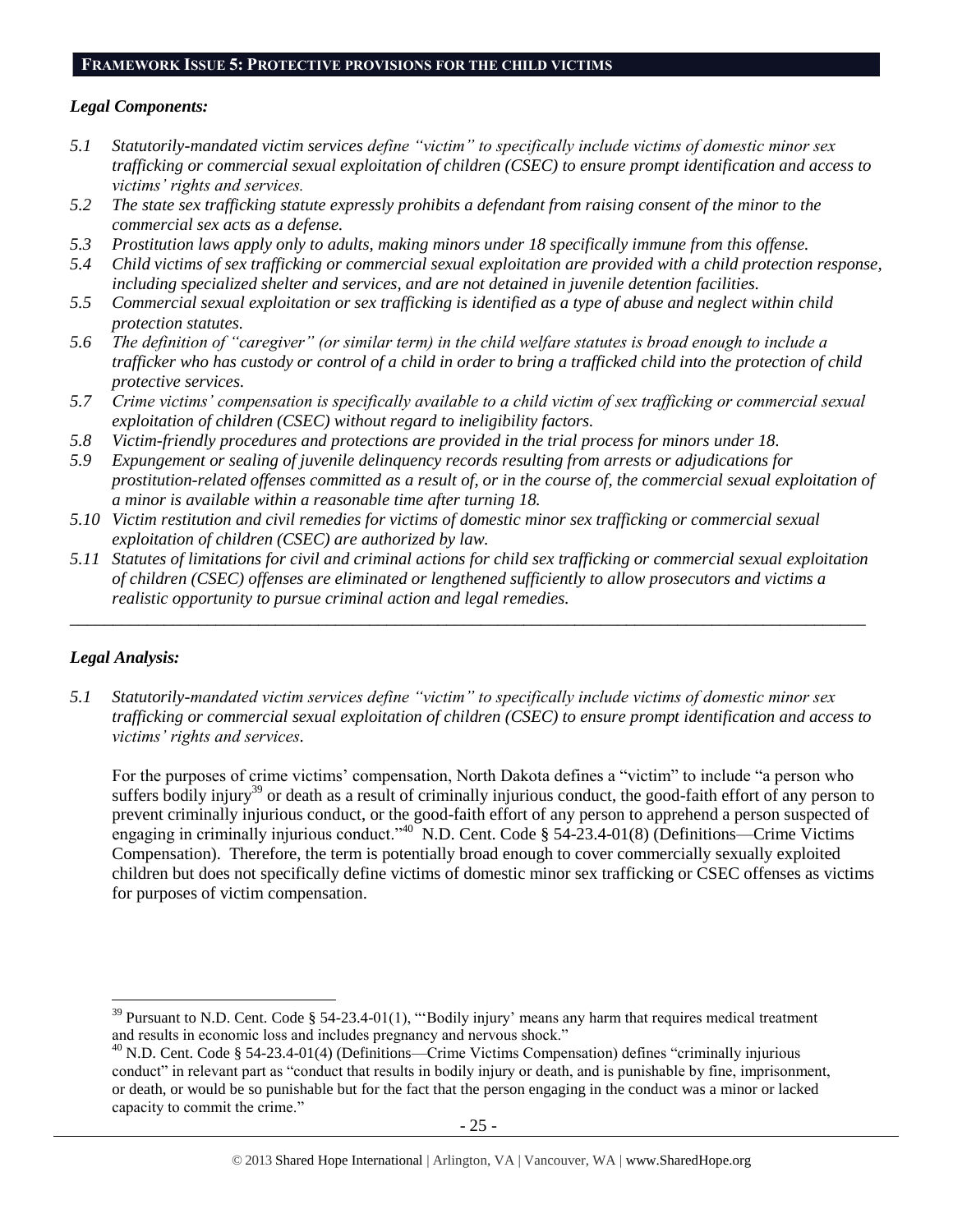## FRAMEWORK ISSUE 5: PROTECTIVE PROVISIONS FOR THE CHILD VICTIMS

### *Legal Components:*

*5.1 Statutorily-mandated victim services define "victim" to specifically include victims of domestic minor sex trafficking or commercial sexual exploitation of children (CSEC) to ensure prompt identification and access to victims' rights and services.*

*5.2 The state sex trafficking statute expressly prohibits a defendant from raising consent of the minor to the commercial sex acts as a defense.*

*5.3 Prostitution laws apply only to adults, making minors under 18 specifically immune from this offense.*

*5.4 Child victims of sex trafficking or commercial sexual exploitation are provided with a child protection response, including specialized shelter and services, and are not detained in juvenile detention facilities.*

*5.5 Commercial sexual exploitation or sex trafficking is identified as a type of abuse and neglect within child protection statutes.*

*5.6 The definition of "caregiver" (or similar term) in the child welfare statutes is broad enough to include a trafficker who has custody or control of a child in order to bring a trafficked child into the protection of child protective services.*

*5.7 Crime victims' compensation is specifically available to a child victim of sex trafficking or commercial sexual exploitation of children (CSEC) without regard to ineligibility factors.*

*5.8 Victim-friendly procedures and protections are provided in the trial process for minors under 18.*

*5.9 Expungement or sealing of juvenile delinquency records resulting from arrests or adjudications for prostitution-related offenses committed as a result of, or in the course of, the commercial sexual exploitation of a minor is available within a reasonable time after turning 18.*

*5.10 Victim restitution and civil remedies for victims of domestic minor sex trafficking or commercial sexual exploitation of children (CSEC) are authorized by law.*

*5.11 Statutes of limitations for civil and criminal actions for child sex trafficking or commercial sexual exploitation of children (CSEC) offenses are eliminated or lengthened sufficiently to allow prosecutors and victims a realistic opportunity to pursue criminal action and legal remedies.*

---

### *Legal Analysis:*

*5.1 Statutorily-mandated victim services define "victim" to specifically include victims of domestic minor sex trafficking or commercial sexual exploitation of children (CSEC) to ensure prompt identification and access to victims' rights and services.*

For the purposes of crime victims' compensation, North Dakota defines a "victim" to include "a person who suffers bodily injury[39] or death as a result of criminally injurious conduct, the good-faith effort of any person to prevent criminally injurious conduct, or the good-faith effort of any person to apprehend a person suspected of engaging in criminally injurious conduct."[40] N.D. Cent. Code § 54-23.4-01(8) (Definitions—Crime Victims Compensation). Therefore, the term is potentially broad enough to cover commercially sexually exploited children but does not specifically define victims of domestic minor sex trafficking or CSEC offenses as victims for purposes of victim compensation.

---

[39] Pursuant to N.D. Cent. Code § 54-23.4-01(1), "'Bodily injury' means any harm that requires medical treatment and results in economic loss and includes pregnancy and nervous shock."

[40] N.D. Cent. Code § 54-23.4-01(4) (Definitions—Crime Victims Compensation) defines "criminally injurious conduct" in relevant part as "conduct that results in bodily injury or death, and is punishable by fine, imprisonment, or death, or would be so punishable but for the fact that the person engaging in the conduct was a minor or lacked capacity to commit the crime."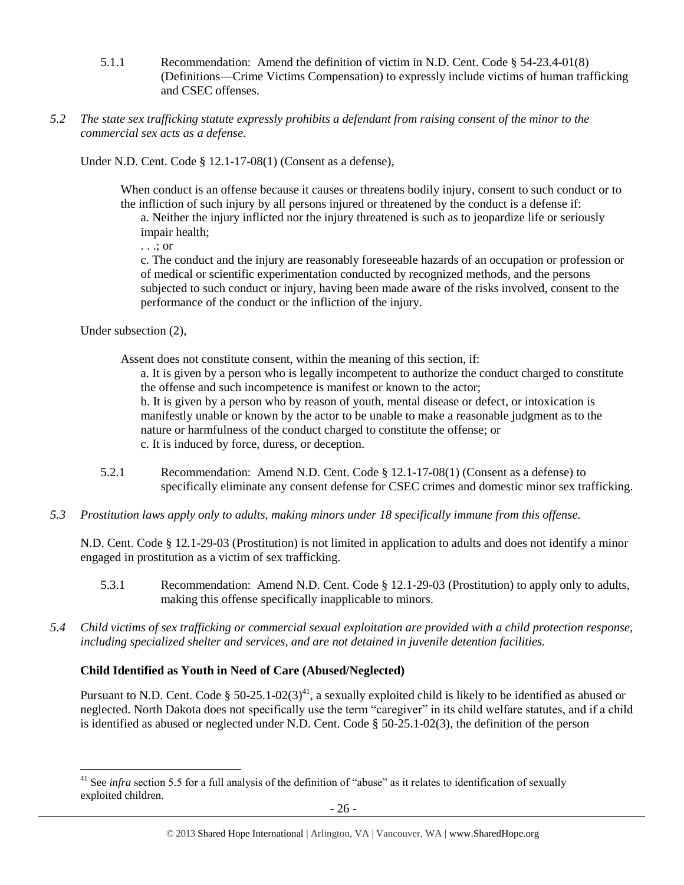5.1.1 Recommendation: Amend the definition of victim in N.D. Cent. Code § 54-23.4-01(8) (Definitions—Crime Victims Compensation) to expressly include victims of human trafficking and CSEC offenses.

*5.2 The state sex trafficking statute expressly prohibits a defendant from raising consent of the minor to the commercial sex acts as a defense.*

Under N.D. Cent. Code § 12.1-17-08(1) (Consent as a defense),

> When conduct is an offense because it causes or threatens bodily injury, consent to such conduct or to the infliction of such injury by all persons injured or threatened by the conduct is a defense if:
>
> a. Neither the injury inflicted nor the injury threatened is such as to jeopardize life or seriously impair health;
>
> . . .; or
>
> c. The conduct and the injury are reasonably foreseeable hazards of an occupation or profession or of medical or scientific experimentation conducted by recognized methods, and the persons subjected to such conduct or injury, having been made aware of the risks involved, consent to the performance of the conduct or the infliction of the injury.

Under subsection (2),

> Assent does not constitute consent, within the meaning of this section, if:
>
> a. It is given by a person who is legally incompetent to authorize the conduct charged to constitute the offense and such incompetence is manifest or known to the actor;
>
> b. It is given by a person who by reason of youth, mental disease or defect, or intoxication is manifestly unable or known by the actor to be unable to make a reasonable judgment as to the nature or harmfulness of the conduct charged to constitute the offense; or
>
> c. It is induced by force, duress, or deception.

5.2.1 Recommendation: Amend N.D. Cent. Code § 12.1-17-08(1) (Consent as a defense) to specifically eliminate any consent defense for CSEC crimes and domestic minor sex trafficking.

*5.3 Prostitution laws apply only to adults, making minors under 18 specifically immune from this offense.*

N.D. Cent. Code § 12.1-29-03 (Prostitution) is not limited in application to adults and does not identify a minor engaged in prostitution as a victim of sex trafficking.

5.3.1 Recommendation: Amend N.D. Cent. Code § 12.1-29-03 (Prostitution) to apply only to adults, making this offense specifically inapplicable to minors.

*5.4 Child victims of sex trafficking or commercial sexual exploitation are provided with a child protection response, including specialized shelter and services, and are not detained in juvenile detention facilities.*

**Child Identified as Youth in Need of Care (Abused/Neglected)**

Pursuant to N.D. Cent. Code § 50-25.1-02(3)[41], a sexually exploited child is likely to be identified as abused or neglected. North Dakota does not specifically use the term "caregiver" in its child welfare statutes, and if a child is identified as abused or neglected under N.D. Cent. Code § 50-25.1-02(3), the definition of the person

[41] See *infra* section 5.5 for a full analysis of the definition of "abuse" as it relates to identification of sexually exploited children.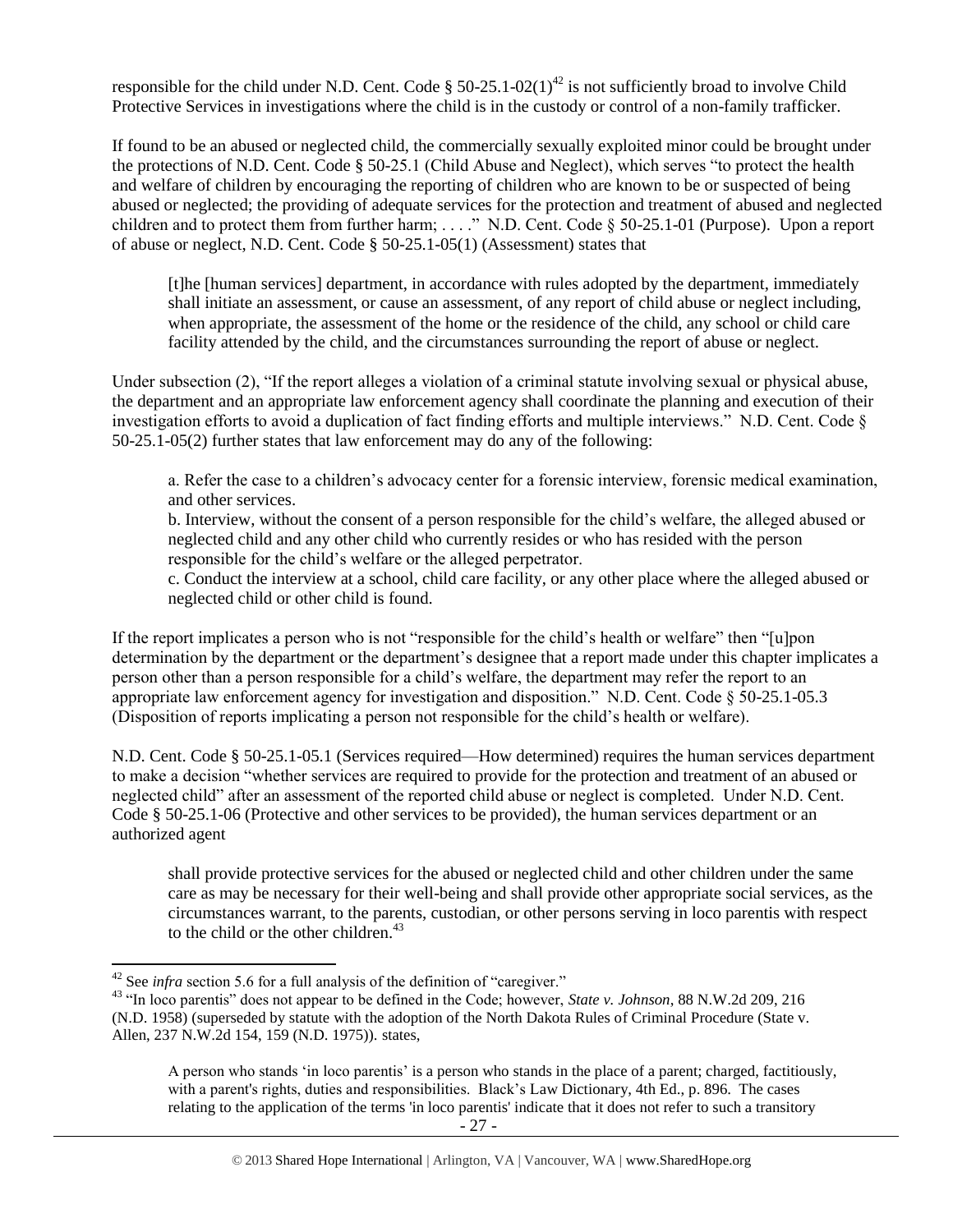responsible for the child under N.D. Cent. Code § 50-25.1-02(1)[42] is not sufficiently broad to involve Child Protective Services in investigations where the child is in the custody or control of a non-family trafficker.

If found to be an abused or neglected child, the commercially sexually exploited minor could be brought under the protections of N.D. Cent. Code § 50-25.1 (Child Abuse and Neglect), which serves "to protect the health and welfare of children by encouraging the reporting of children who are known to be or suspected of being abused or neglected; the providing of adequate services for the protection and treatment of abused and neglected children and to protect them from further harm; . . . ." N.D. Cent. Code § 50-25.1-01 (Purpose). Upon a report of abuse or neglect, N.D. Cent. Code § 50-25.1-05(1) (Assessment) states that

> [t]he [human services] department, in accordance with rules adopted by the department, immediately shall initiate an assessment, or cause an assessment, of any report of child abuse or neglect including, when appropriate, the assessment of the home or the residence of the child, any school or child care facility attended by the child, and the circumstances surrounding the report of abuse or neglect.

Under subsection (2), "If the report alleges a violation of a criminal statute involving sexual or physical abuse, the department and an appropriate law enforcement agency shall coordinate the planning and execution of their investigation efforts to avoid a duplication of fact finding efforts and multiple interviews." N.D. Cent. Code § 50-25.1-05(2) further states that law enforcement may do any of the following:

> a. Refer the case to a children's advocacy center for a forensic interview, forensic medical examination, and other services.
>
> b. Interview, without the consent of a person responsible for the child's welfare, the alleged abused or neglected child and any other child who currently resides or who has resided with the person responsible for the child's welfare or the alleged perpetrator.
>
> c. Conduct the interview at a school, child care facility, or any other place where the alleged abused or neglected child or other child is found.

If the report implicates a person who is not "responsible for the child's health or welfare" then "[u]pon determination by the department or the department's designee that a report made under this chapter implicates a person other than a person responsible for a child's welfare, the department may refer the report to an appropriate law enforcement agency for investigation and disposition." N.D. Cent. Code § 50-25.1-05.3 (Disposition of reports implicating a person not responsible for the child's health or welfare).

N.D. Cent. Code § 50-25.1-05.1 (Services required—How determined) requires the human services department to make a decision "whether services are required to provide for the protection and treatment of an abused or neglected child" after an assessment of the reported child abuse or neglect is completed. Under N.D. Cent. Code § 50-25.1-06 (Protective and other services to be provided), the human services department or an authorized agent

> shall provide protective services for the abused or neglected child and other children under the same care as may be necessary for their well-being and shall provide other appropriate social services, as the circumstances warrant, to the parents, custodian, or other persons serving in loco parentis with respect to the child or the other children.[43]

---

[42] See *infra* section 5.6 for a full analysis of the definition of "caregiver."

[43] "In loco parentis" does not appear to be defined in the Code; however, *State v. Johnson*, 88 N.W.2d 209, 216 (N.D. 1958) (superseded by statute with the adoption of the North Dakota Rules of Criminal Procedure (State v. Allen, 237 N.W.2d 154, 159 (N.D. 1975)). states,

> A person who stands 'in loco parentis' is a person who stands in the place of a parent; charged, factitiously, with a parent's rights, duties and responsibilities. Black's Law Dictionary, 4th Ed., p. 896. The cases relating to the application of the terms 'in loco parentis' indicate that it does not refer to such a transitory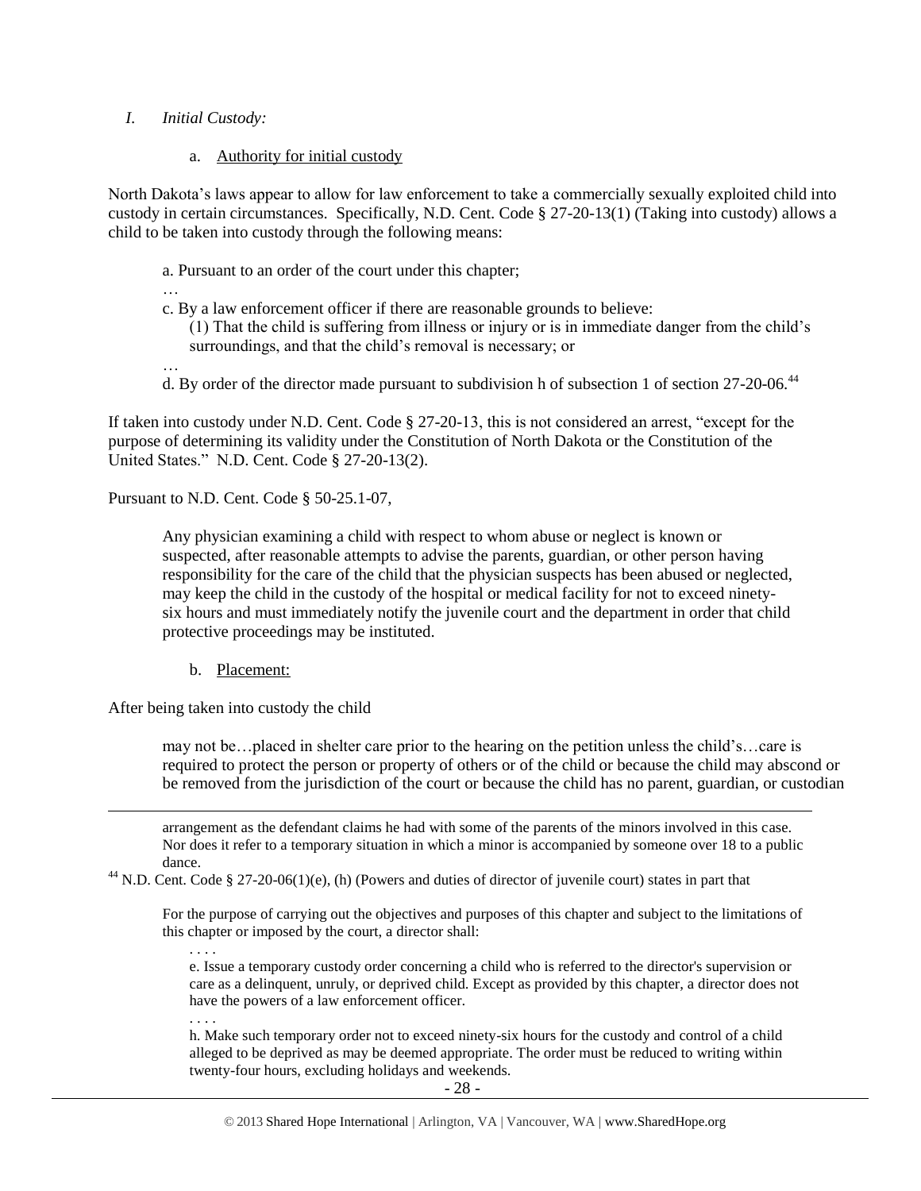*I. Initial Custody:*

a. Authority for initial custody

North Dakota's laws appear to allow for law enforcement to take a commercially sexually exploited child into custody in certain circumstances. Specifically, N.D. Cent. Code § 27-20-13(1) (Taking into custody) allows a child to be taken into custody through the following means:

> a. Pursuant to an order of the court under this chapter;
>
> …
>
> c. By a law enforcement officer if there are reasonable grounds to believe:
>
> (1) That the child is suffering from illness or injury or is in immediate danger from the child's surroundings, and that the child's removal is necessary; or
>
> …
>
> d. By order of the director made pursuant to subdivision h of subsection 1 of section 27-20-06.[44]

If taken into custody under N.D. Cent. Code § 27-20-13, this is not considered an arrest, "except for the purpose of determining its validity under the Constitution of North Dakota or the Constitution of the United States." N.D. Cent. Code § 27-20-13(2).

Pursuant to N.D. Cent. Code § 50-25.1-07,

> Any physician examining a child with respect to whom abuse or neglect is known or suspected, after reasonable attempts to advise the parents, guardian, or other person having responsibility for the care of the child that the physician suspects has been abused or neglected, may keep the child in the custody of the hospital or medical facility for not to exceed ninety-six hours and must immediately notify the juvenile court and the department in order that child protective proceedings may be instituted.

b. Placement:

After being taken into custody the child

> may not be…placed in shelter care prior to the hearing on the petition unless the child's…care is required to protect the person or property of others or of the child or because the child may abscond or be removed from the jurisdiction of the court or because the child has no parent, guardian, or custodian

---

arrangement as the defendant claims he had with some of the parents of the minors involved in this case. Nor does it refer to a temporary situation in which a minor is accompanied by someone over 18 to a public dance.

[44] N.D. Cent. Code § 27-20-06(1)(e), (h) (Powers and duties of director of juvenile court) states in part that

> For the purpose of carrying out the objectives and purposes of this chapter and subject to the limitations of this chapter or imposed by the court, a director shall:
>
> . . . .
>
> e. Issue a temporary custody order concerning a child who is referred to the director's supervision or care as a delinquent, unruly, or deprived child. Except as provided by this chapter, a director does not have the powers of a law enforcement officer.
>
> . . . .
>
> h. Make such temporary order not to exceed ninety-six hours for the custody and control of a child alleged to be deprived as may be deemed appropriate. The order must be reduced to writing within twenty-four hours, excluding holidays and weekends.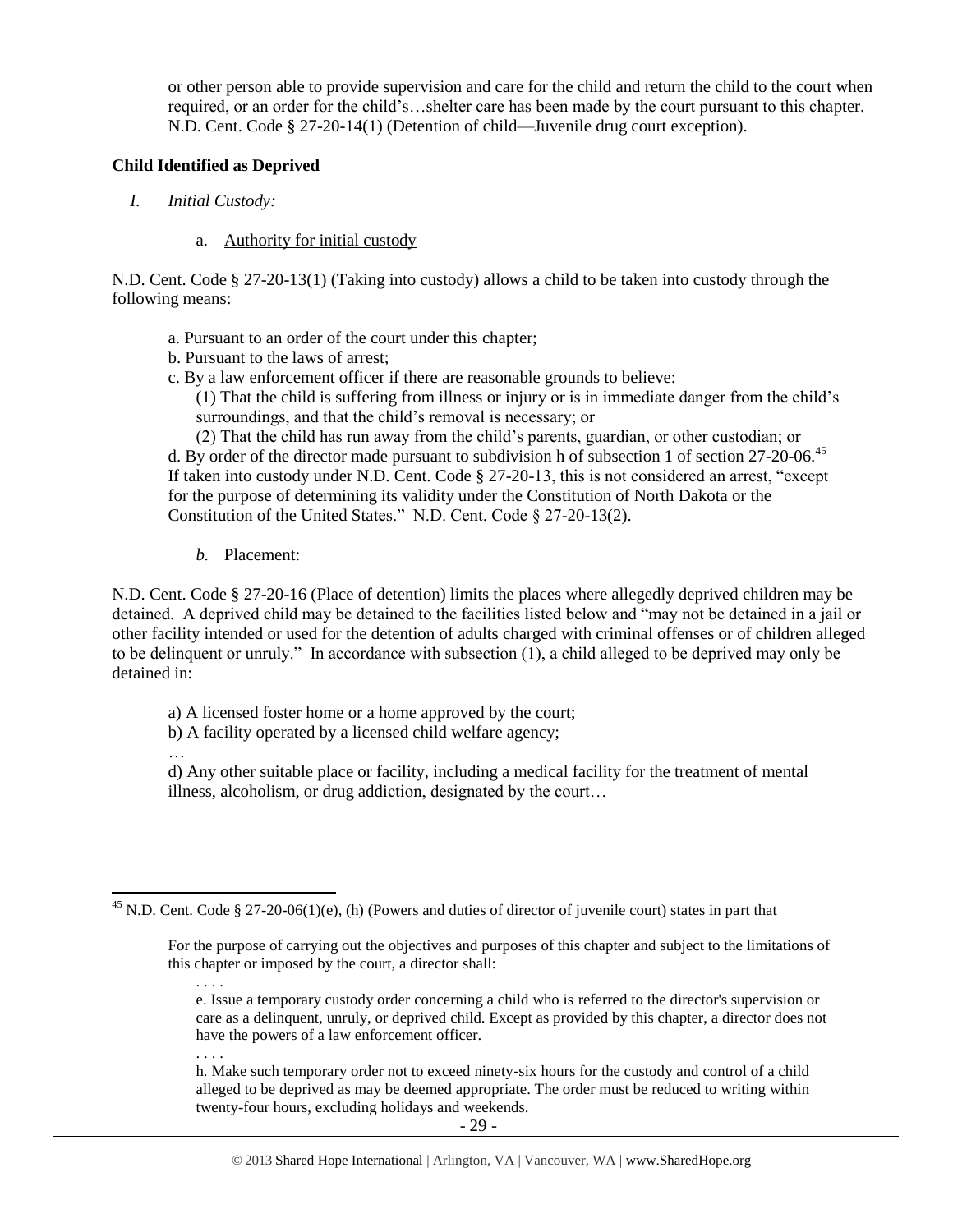or other person able to provide supervision and care for the child and return the child to the court when required, or an order for the child's…shelter care has been made by the court pursuant to this chapter. N.D. Cent. Code § 27-20-14(1) (Detention of child—Juvenile drug court exception).

**Child Identified as Deprived**

I. *Initial Custody:*

   a. Authority for initial custody

N.D. Cent. Code § 27-20-13(1) (Taking into custody) allows a child to be taken into custody through the following means:

> a. Pursuant to an order of the court under this chapter;
> b. Pursuant to the laws of arrest;
> c. By a law enforcement officer if there are reasonable grounds to believe:
>     (1) That the child is suffering from illness or injury or is in immediate danger from the child's surroundings, and that the child's removal is necessary; or
>     (2) That the child has run away from the child's parents, guardian, or other custodian; or
> d. By order of the director made pursuant to subdivision h of subsection 1 of section 27-20-06.[45]
> If taken into custody under N.D. Cent. Code § 27-20-13, this is not considered an arrest, "except for the purpose of determining its validity under the Constitution of North Dakota or the Constitution of the United States." N.D. Cent. Code § 27-20-13(2).

   *b.* Placement:

N.D. Cent. Code § 27-20-16 (Place of detention) limits the places where allegedly deprived children may be detained. A deprived child may be detained to the facilities listed below and "may not be detained in a jail or other facility intended or used for the detention of adults charged with criminal offenses or of children alleged to be delinquent or unruly." In accordance with subsection (1), a child alleged to be deprived may only be detained in:

> a) A licensed foster home or a home approved by the court;
> b) A facility operated by a licensed child welfare agency;
> …
> d) Any other suitable place or facility, including a medical facility for the treatment of mental illness, alcoholism, or drug addiction, designated by the court…

---

[45] N.D. Cent. Code § 27-20-06(1)(e), (h) (Powers and duties of director of juvenile court) states in part that

> For the purpose of carrying out the objectives and purposes of this chapter and subject to the limitations of this chapter or imposed by the court, a director shall:
>
> . . . .
>
> e. Issue a temporary custody order concerning a child who is referred to the director's supervision or care as a delinquent, unruly, or deprived child. Except as provided by this chapter, a director does not have the powers of a law enforcement officer.
>
> . . . .
>
> h. Make such temporary order not to exceed ninety-six hours for the custody and control of a child alleged to be deprived as may be deemed appropriate. The order must be reduced to writing within twenty-four hours, excluding holidays and weekends.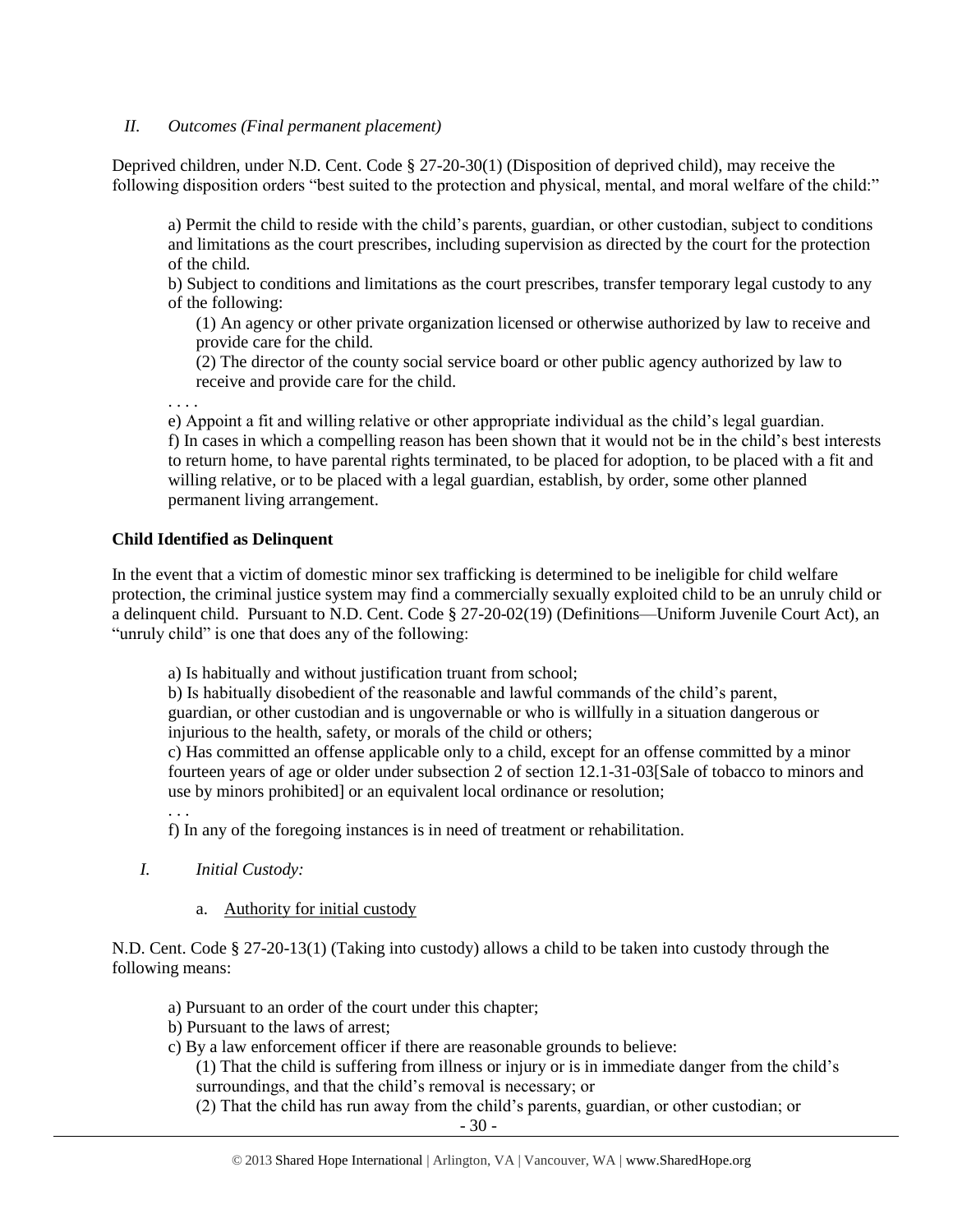*II. Outcomes (Final permanent placement)*

Deprived children, under N.D. Cent. Code § 27-20-30(1) (Disposition of deprived child), may receive the following disposition orders "best suited to the protection and physical, mental, and moral welfare of the child:"

> a) Permit the child to reside with the child's parents, guardian, or other custodian, subject to conditions and limitations as the court prescribes, including supervision as directed by the court for the protection of the child.
>
> b) Subject to conditions and limitations as the court prescribes, transfer temporary legal custody to any of the following:
>
> (1) An agency or other private organization licensed or otherwise authorized by law to receive and provide care for the child.
>
> (2) The director of the county social service board or other public agency authorized by law to receive and provide care for the child.
>
> . . . .
>
> e) Appoint a fit and willing relative or other appropriate individual as the child's legal guardian.
>
> f) In cases in which a compelling reason has been shown that it would not be in the child's best interests to return home, to have parental rights terminated, to be placed for adoption, to be placed with a fit and willing relative, or to be placed with a legal guardian, establish, by order, some other planned permanent living arrangement.

**Child Identified as Delinquent**

In the event that a victim of domestic minor sex trafficking is determined to be ineligible for child welfare protection, the criminal justice system may find a commercially sexually exploited child to be an unruly child or a delinquent child. Pursuant to N.D. Cent. Code § 27-20-02(19) (Definitions—Uniform Juvenile Court Act), an "unruly child" is one that does any of the following:

> a) Is habitually and without justification truant from school;
>
> b) Is habitually disobedient of the reasonable and lawful commands of the child's parent, guardian, or other custodian and is ungovernable or who is willfully in a situation dangerous or injurious to the health, safety, or morals of the child or others;
>
> c) Has committed an offense applicable only to a child, except for an offense committed by a minor fourteen years of age or older under subsection 2 of section 12.1-31-03[Sale of tobacco to minors and use by minors prohibited] or an equivalent local ordinance or resolution;
>
> . . .
>
> f) In any of the foregoing instances is in need of treatment or rehabilitation.

*I. Initial Custody:*

a. Authority for initial custody

N.D. Cent. Code § 27-20-13(1) (Taking into custody) allows a child to be taken into custody through the following means:

> a) Pursuant to an order of the court under this chapter;
>
> b) Pursuant to the laws of arrest;
>
> c) By a law enforcement officer if there are reasonable grounds to believe:
>
> (1) That the child is suffering from illness or injury or is in immediate danger from the child's surroundings, and that the child's removal is necessary; or
>
> (2) That the child has run away from the child's parents, guardian, or other custodian; or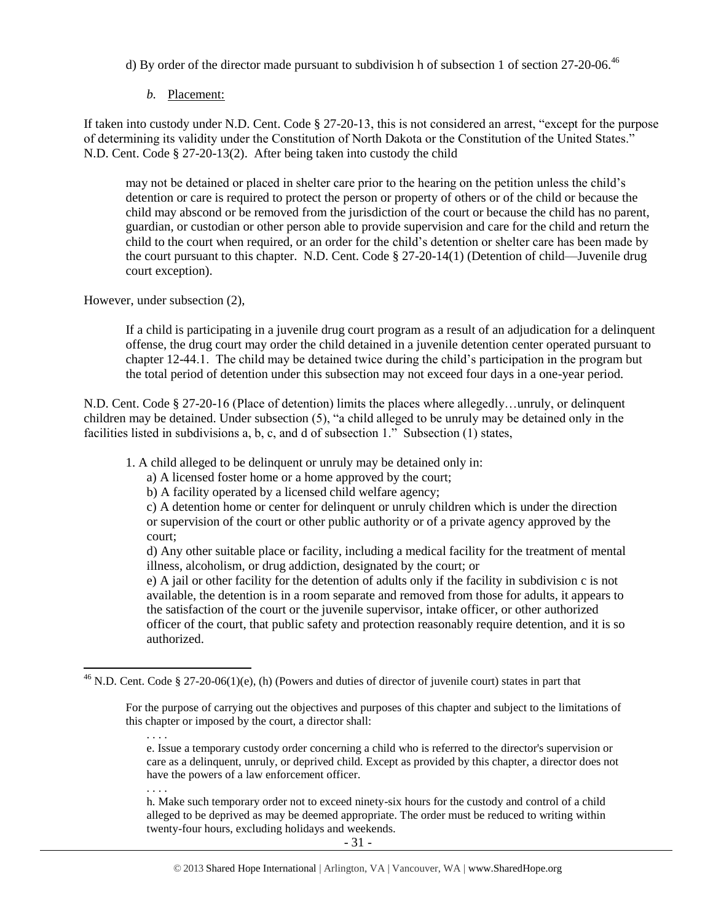d) By order of the director made pursuant to subdivision h of subsection 1 of section 27-20-06.[46]

*b.* Placement:

If taken into custody under N.D. Cent. Code § 27-20-13, this is not considered an arrest, "except for the purpose of determining its validity under the Constitution of North Dakota or the Constitution of the United States." N.D. Cent. Code § 27-20-13(2). After being taken into custody the child

> may not be detained or placed in shelter care prior to the hearing on the petition unless the child's detention or care is required to protect the person or property of others or of the child or because the child may abscond or be removed from the jurisdiction of the court or because the child has no parent, guardian, or custodian or other person able to provide supervision and care for the child and return the child to the court when required, or an order for the child's detention or shelter care has been made by the court pursuant to this chapter. N.D. Cent. Code § 27-20-14(1) (Detention of child—Juvenile drug court exception).

However, under subsection (2),

> If a child is participating in a juvenile drug court program as a result of an adjudication for a delinquent offense, the drug court may order the child detained in a juvenile detention center operated pursuant to chapter 12-44.1. The child may be detained twice during the child's participation in the program but the total period of detention under this subsection may not exceed four days in a one-year period.

N.D. Cent. Code § 27-20-16 (Place of detention) limits the places where allegedly…unruly, or delinquent children may be detained. Under subsection (5), "a child alleged to be unruly may be detained only in the facilities listed in subdivisions a, b, c, and d of subsection 1." Subsection (1) states,

> 1. A child alleged to be delinquent or unruly may be detained only in:
>    a) A licensed foster home or a home approved by the court;
>    b) A facility operated by a licensed child welfare agency;
>    c) A detention home or center for delinquent or unruly children which is under the direction or supervision of the court or other public authority or of a private agency approved by the court;
>    d) Any other suitable place or facility, including a medical facility for the treatment of mental illness, alcoholism, or drug addiction, designated by the court; or
>    e) A jail or other facility for the detention of adults only if the facility in subdivision c is not available, the detention is in a room separate and removed from those for adults, it appears to the satisfaction of the court or the juvenile supervisor, intake officer, or other authorized officer of the court, that public safety and protection reasonably require detention, and it is so authorized.

---

[46] N.D. Cent. Code § 27-20-06(1)(e), (h) (Powers and duties of director of juvenile court) states in part that

> For the purpose of carrying out the objectives and purposes of this chapter and subject to the limitations of this chapter or imposed by the court, a director shall:
>
> . . . .
>
> e. Issue a temporary custody order concerning a child who is referred to the director's supervision or care as a delinquent, unruly, or deprived child. Except as provided by this chapter, a director does not have the powers of a law enforcement officer.
>
> . . . .
>
> h. Make such temporary order not to exceed ninety-six hours for the custody and control of a child alleged to be deprived as may be deemed appropriate. The order must be reduced to writing within twenty-four hours, excluding holidays and weekends.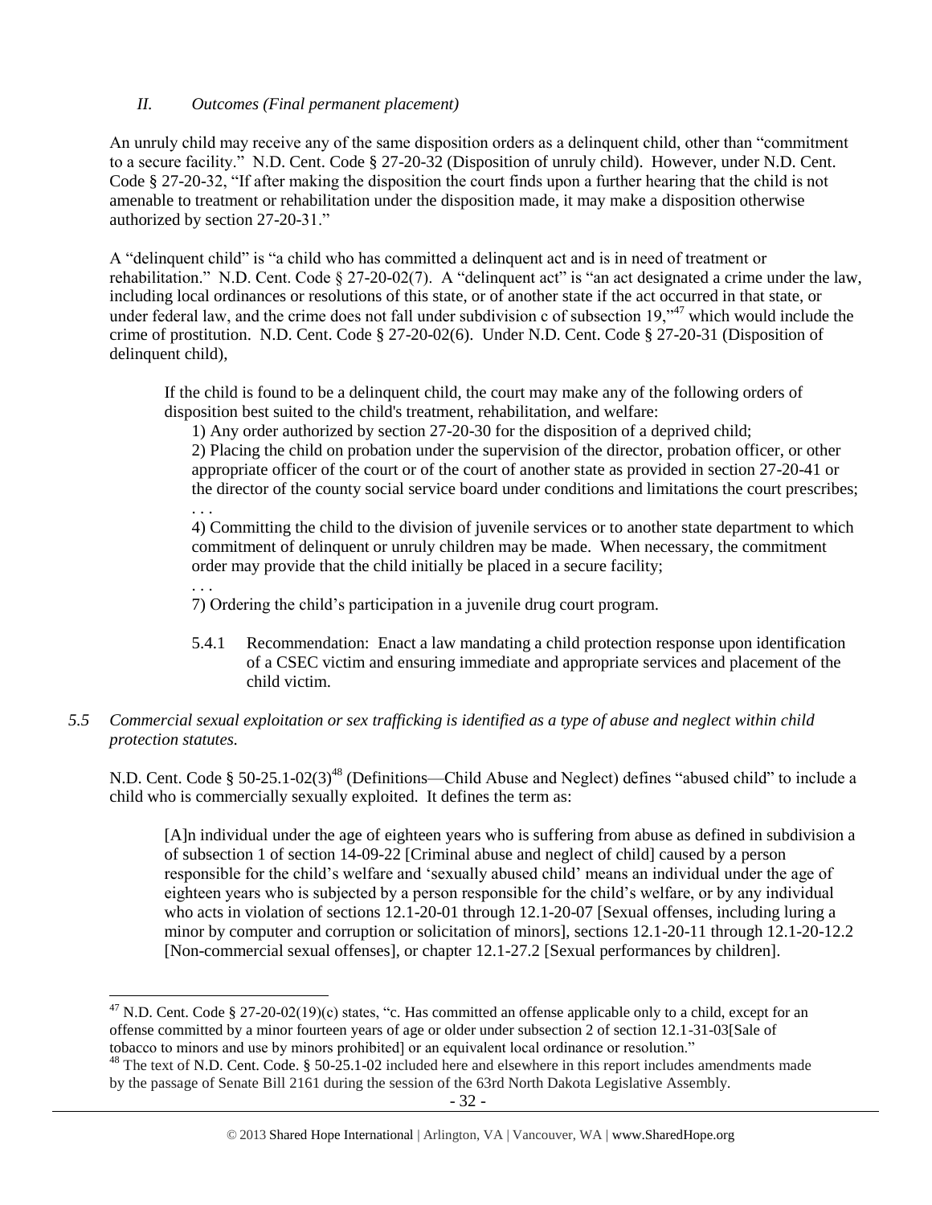*II. Outcomes (Final permanent placement)*

An unruly child may receive any of the same disposition orders as a delinquent child, other than "commitment to a secure facility." N.D. Cent. Code § 27-20-32 (Disposition of unruly child). However, under N.D. Cent. Code § 27-20-32, "If after making the disposition the court finds upon a further hearing that the child is not amenable to treatment or rehabilitation under the disposition made, it may make a disposition otherwise authorized by section 27-20-31."

A "delinquent child" is "a child who has committed a delinquent act and is in need of treatment or rehabilitation." N.D. Cent. Code § 27-20-02(7). A "delinquent act" is "an act designated a crime under the law, including local ordinances or resolutions of this state, or of another state if the act occurred in that state, or under federal law, and the crime does not fall under subdivision c of subsection 19,"[47] which would include the crime of prostitution. N.D. Cent. Code § 27-20-02(6). Under N.D. Cent. Code § 27-20-31 (Disposition of delinquent child),

> If the child is found to be a delinquent child, the court may make any of the following orders of disposition best suited to the child's treatment, rehabilitation, and welfare:
>
> 1) Any order authorized by section 27-20-30 for the disposition of a deprived child;
>
> 2) Placing the child on probation under the supervision of the director, probation officer, or other appropriate officer of the court or of the court of another state as provided in section 27-20-41 or the director of the county social service board under conditions and limitations the court prescribes;
>
> . . .
>
> 4) Committing the child to the division of juvenile services or to another state department to which commitment of delinquent or unruly children may be made. When necessary, the commitment order may provide that the child initially be placed in a secure facility;
>
> . . .
>
> 7) Ordering the child's participation in a juvenile drug court program.

5.4.1 Recommendation: Enact a law mandating a child protection response upon identification of a CSEC victim and ensuring immediate and appropriate services and placement of the child victim.

*5.5 Commercial sexual exploitation or sex trafficking is identified as a type of abuse and neglect within child protection statutes.*

N.D. Cent. Code § 50-25.1-02(3)[48] (Definitions—Child Abuse and Neglect) defines "abused child" to include a child who is commercially sexually exploited. It defines the term as:

> [A]n individual under the age of eighteen years who is suffering from abuse as defined in subdivision a of subsection 1 of section 14-09-22 [Criminal abuse and neglect of child] caused by a person responsible for the child's welfare and 'sexually abused child' means an individual under the age of eighteen years who is subjected by a person responsible for the child's welfare, or by any individual who acts in violation of sections 12.1-20-01 through 12.1-20-07 [Sexual offenses, including luring a minor by computer and corruption or solicitation of minors], sections 12.1-20-11 through 12.1-20-12.2 [Non-commercial sexual offenses], or chapter 12.1-27.2 [Sexual performances by children].

---

[47] N.D. Cent. Code § 27-20-02(19)(c) states, "c. Has committed an offense applicable only to a child, except for an offense committed by a minor fourteen years of age or older under subsection 2 of section 12.1-31-03[Sale of tobacco to minors and use by minors prohibited] or an equivalent local ordinance or resolution."

[48] The text of N.D. Cent. Code. § 50-25.1-02 included here and elsewhere in this report includes amendments made by the passage of Senate Bill 2161 during the session of the 63rd North Dakota Legislative Assembly.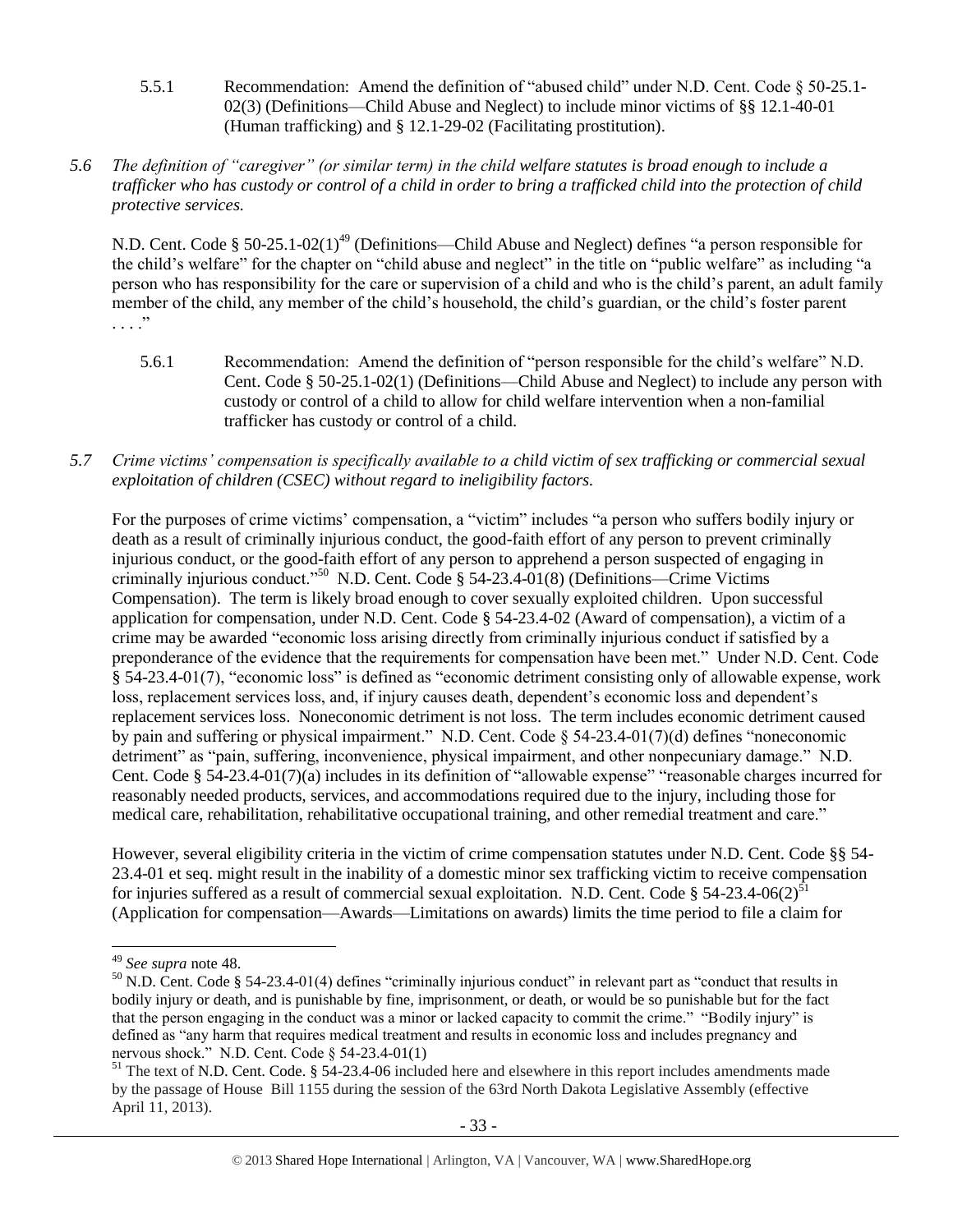5.5.1 Recommendation: Amend the definition of "abused child" under N.D. Cent. Code § 50-25.1-02(3) (Definitions—Child Abuse and Neglect) to include minor victims of §§ 12.1-40-01 (Human trafficking) and § 12.1-29-02 (Facilitating prostitution).

*5.6 The definition of "caregiver" (or similar term) in the child welfare statutes is broad enough to include a trafficker who has custody or control of a child in order to bring a trafficked child into the protection of child protective services.*

N.D. Cent. Code § 50-25.1-02(1)[49] (Definitions—Child Abuse and Neglect) defines "a person responsible for the child's welfare" for the chapter on "child abuse and neglect" in the title on "public welfare" as including "a person who has responsibility for the care or supervision of a child and who is the child's parent, an adult family member of the child, any member of the child's household, the child's guardian, or the child's foster parent . . . ."

5.6.1 Recommendation: Amend the definition of "person responsible for the child's welfare" N.D. Cent. Code § 50-25.1-02(1) (Definitions—Child Abuse and Neglect) to include any person with custody or control of a child to allow for child welfare intervention when a non-familial trafficker has custody or control of a child.

*5.7 Crime victims' compensation is specifically available to a child victim of sex trafficking or commercial sexual exploitation of children (CSEC) without regard to ineligibility factors.*

For the purposes of crime victims' compensation, a "victim" includes "a person who suffers bodily injury or death as a result of criminally injurious conduct, the good-faith effort of any person to prevent criminally injurious conduct, or the good-faith effort of any person to apprehend a person suspected of engaging in criminally injurious conduct."[50] N.D. Cent. Code § 54-23.4-01(8) (Definitions—Crime Victims Compensation). The term is likely broad enough to cover sexually exploited children. Upon successful application for compensation, under N.D. Cent. Code § 54-23.4-02 (Award of compensation), a victim of a crime may be awarded "economic loss arising directly from criminally injurious conduct if satisfied by a preponderance of the evidence that the requirements for compensation have been met." Under N.D. Cent. Code § 54-23.4-01(7), "economic loss" is defined as "economic detriment consisting only of allowable expense, work loss, replacement services loss, and, if injury causes death, dependent's economic loss and dependent's replacement services loss. Noneconomic detriment is not loss. The term includes economic detriment caused by pain and suffering or physical impairment." N.D. Cent. Code § 54-23.4-01(7)(d) defines "noneconomic detriment" as "pain, suffering, inconvenience, physical impairment, and other nonpecuniary damage." N.D. Cent. Code § 54-23.4-01(7)(a) includes in its definition of "allowable expense" "reasonable charges incurred for reasonably needed products, services, and accommodations required due to the injury, including those for medical care, rehabilitation, rehabilitative occupational training, and other remedial treatment and care."

However, several eligibility criteria in the victim of crime compensation statutes under N.D. Cent. Code §§ 54-23.4-01 et seq. might result in the inability of a domestic minor sex trafficking victim to receive compensation for injuries suffered as a result of commercial sexual exploitation. N.D. Cent. Code § 54-23.4-06(2)[51] (Application for compensation—Awards—Limitations on awards) limits the time period to file a claim for

---

[49] *See supra* note 48.

[50] N.D. Cent. Code § 54-23.4-01(4) defines "criminally injurious conduct" in relevant part as "conduct that results in bodily injury or death, and is punishable by fine, imprisonment, or death, or would be so punishable but for the fact that the person engaging in the conduct was a minor or lacked capacity to commit the crime." "Bodily injury" is defined as "any harm that requires medical treatment and results in economic loss and includes pregnancy and nervous shock." N.D. Cent. Code § 54-23.4-01(1)

[51] The text of N.D. Cent. Code. § 54-23.4-06 included here and elsewhere in this report includes amendments made by the passage of House Bill 1155 during the session of the 63rd North Dakota Legislative Assembly (effective April 11, 2013).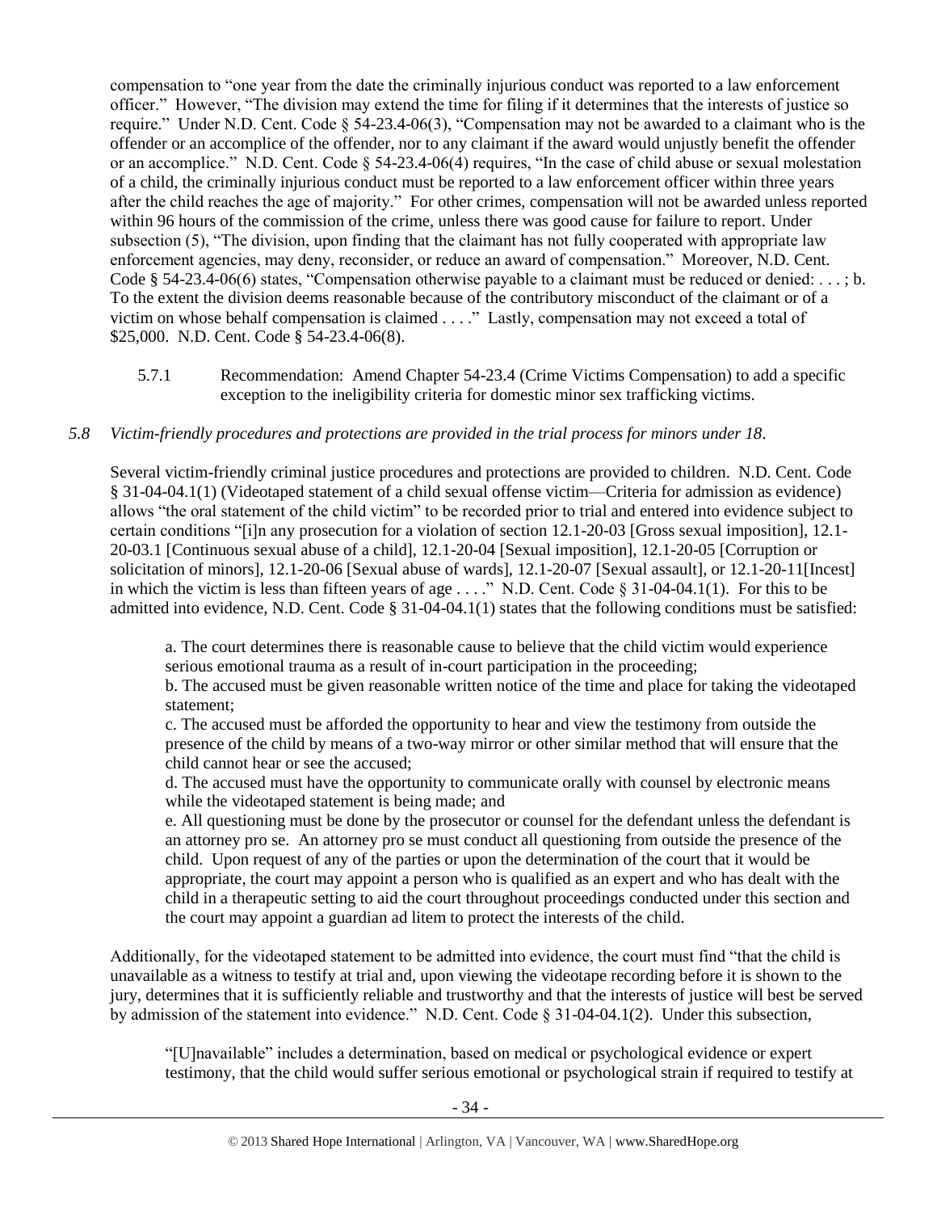compensation to "one year from the date the criminally injurious conduct was reported to a law enforcement officer." However, "The division may extend the time for filing if it determines that the interests of justice so require." Under N.D. Cent. Code § 54-23.4-06(3), "Compensation may not be awarded to a claimant who is the offender or an accomplice of the offender, nor to any claimant if the award would unjustly benefit the offender or an accomplice." N.D. Cent. Code § 54-23.4-06(4) requires, "In the case of child abuse or sexual molestation of a child, the criminally injurious conduct must be reported to a law enforcement officer within three years after the child reaches the age of majority." For other crimes, compensation will not be awarded unless reported within 96 hours of the commission of the crime, unless there was good cause for failure to report. Under subsection (5), "The division, upon finding that the claimant has not fully cooperated with appropriate law enforcement agencies, may deny, reconsider, or reduce an award of compensation." Moreover, N.D. Cent. Code § 54-23.4-06(6) states, "Compensation otherwise payable to a claimant must be reduced or denied: . . . ; b. To the extent the division deems reasonable because of the contributory misconduct of the claimant or of a victim on whose behalf compensation is claimed . . . ." Lastly, compensation may not exceed a total of $25,000. N.D. Cent. Code § 54-23.4-06(8).

5.7.1 Recommendation: Amend Chapter 54-23.4 (Crime Victims Compensation) to add a specific exception to the ineligibility criteria for domestic minor sex trafficking victims.

*5.8 Victim-friendly procedures and protections are provided in the trial process for minors under 18.*

Several victim-friendly criminal justice procedures and protections are provided to children. N.D. Cent. Code § 31-04-04.1(1) (Videotaped statement of a child sexual offense victim—Criteria for admission as evidence) allows "the oral statement of the child victim" to be recorded prior to trial and entered into evidence subject to certain conditions "[i]n any prosecution for a violation of section 12.1-20-03 [Gross sexual imposition], 12.1-20-03.1 [Continuous sexual abuse of a child], 12.1-20-04 [Sexual imposition], 12.1-20-05 [Corruption or solicitation of minors], 12.1-20-06 [Sexual abuse of wards], 12.1-20-07 [Sexual assault], or 12.1-20-11[Incest] in which the victim is less than fifteen years of age . . . ." N.D. Cent. Code § 31-04-04.1(1). For this to be admitted into evidence, N.D. Cent. Code § 31-04-04.1(1) states that the following conditions must be satisfied:

> a. The court determines there is reasonable cause to believe that the child victim would experience serious emotional trauma as a result of in-court participation in the proceeding;
> b. The accused must be given reasonable written notice of the time and place for taking the videotaped statement;
> c. The accused must be afforded the opportunity to hear and view the testimony from outside the presence of the child by means of a two-way mirror or other similar method that will ensure that the child cannot hear or see the accused;
> d. The accused must have the opportunity to communicate orally with counsel by electronic means while the videotaped statement is being made; and
> e. All questioning must be done by the prosecutor or counsel for the defendant unless the defendant is an attorney pro se. An attorney pro se must conduct all questioning from outside the presence of the child. Upon request of any of the parties or upon the determination of the court that it would be appropriate, the court may appoint a person who is qualified as an expert and who has dealt with the child in a therapeutic setting to aid the court throughout proceedings conducted under this section and the court may appoint a guardian ad litem to protect the interests of the child.

Additionally, for the videotaped statement to be admitted into evidence, the court must find "that the child is unavailable as a witness to testify at trial and, upon viewing the videotape recording before it is shown to the jury, determines that it is sufficiently reliable and trustworthy and that the interests of justice will best be served by admission of the statement into evidence." N.D. Cent. Code § 31-04-04.1(2). Under this subsection,

> "[U]navailable" includes a determination, based on medical or psychological evidence or expert testimony, that the child would suffer serious emotional or psychological strain if required to testify at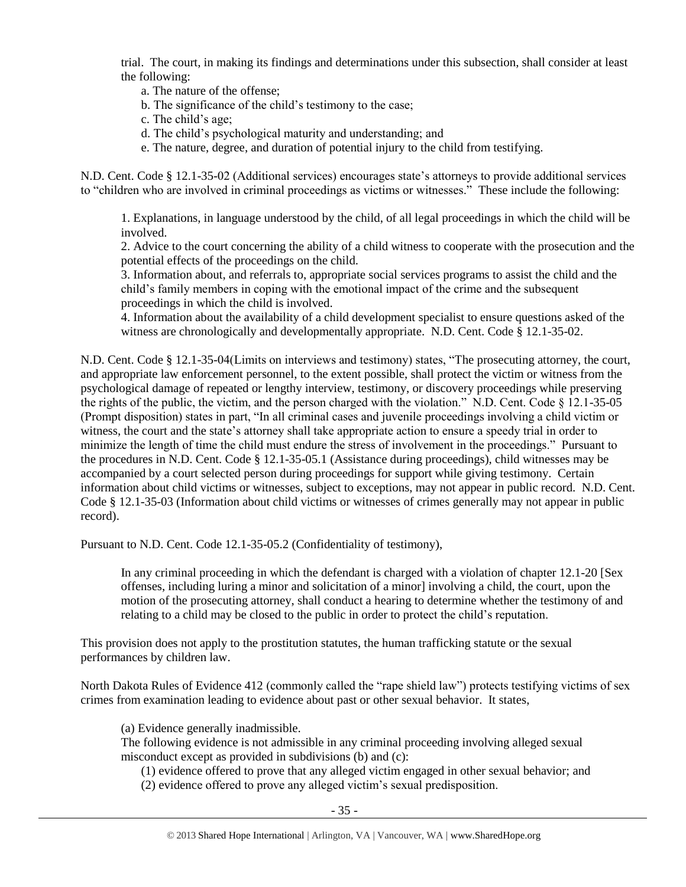trial. The court, in making its findings and determinations under this subsection, shall consider at least the following:

> a. The nature of the offense;
> b. The significance of the child's testimony to the case;
> c. The child's age;
> d. The child's psychological maturity and understanding; and
> e. The nature, degree, and duration of potential injury to the child from testifying.

N.D. Cent. Code § 12.1-35-02 (Additional services) encourages state's attorneys to provide additional services to "children who are involved in criminal proceedings as victims or witnesses." These include the following:

> 1. Explanations, in language understood by the child, of all legal proceedings in which the child will be involved.
> 2. Advice to the court concerning the ability of a child witness to cooperate with the prosecution and the potential effects of the proceedings on the child.
> 3. Information about, and referrals to, appropriate social services programs to assist the child and the child's family members in coping with the emotional impact of the crime and the subsequent proceedings in which the child is involved.
> 4. Information about the availability of a child development specialist to ensure questions asked of the witness are chronologically and developmentally appropriate. N.D. Cent. Code § 12.1-35-02.

N.D. Cent. Code § 12.1-35-04(Limits on interviews and testimony) states, "The prosecuting attorney, the court, and appropriate law enforcement personnel, to the extent possible, shall protect the victim or witness from the psychological damage of repeated or lengthy interview, testimony, or discovery proceedings while preserving the rights of the public, the victim, and the person charged with the violation." N.D. Cent. Code § 12.1-35-05 (Prompt disposition) states in part, "In all criminal cases and juvenile proceedings involving a child victim or witness, the court and the state's attorney shall take appropriate action to ensure a speedy trial in order to minimize the length of time the child must endure the stress of involvement in the proceedings." Pursuant to the procedures in N.D. Cent. Code § 12.1-35-05.1 (Assistance during proceedings), child witnesses may be accompanied by a court selected person during proceedings for support while giving testimony. Certain information about child victims or witnesses, subject to exceptions, may not appear in public record. N.D. Cent. Code § 12.1-35-03 (Information about child victims or witnesses of crimes generally may not appear in public record).

Pursuant to N.D. Cent. Code 12.1-35-05.2 (Confidentiality of testimony),

> In any criminal proceeding in which the defendant is charged with a violation of chapter 12.1-20 [Sex offenses, including luring a minor and solicitation of a minor] involving a child, the court, upon the motion of the prosecuting attorney, shall conduct a hearing to determine whether the testimony of and relating to a child may be closed to the public in order to protect the child's reputation.

This provision does not apply to the prostitution statutes, the human trafficking statute or the sexual performances by children law.

North Dakota Rules of Evidence 412 (commonly called the "rape shield law") protects testifying victims of sex crimes from examination leading to evidence about past or other sexual behavior. It states,

> (a) Evidence generally inadmissible.
> The following evidence is not admissible in any criminal proceeding involving alleged sexual misconduct except as provided in subdivisions (b) and (c):
> (1) evidence offered to prove that any alleged victim engaged in other sexual behavior; and
> (2) evidence offered to prove any alleged victim's sexual predisposition.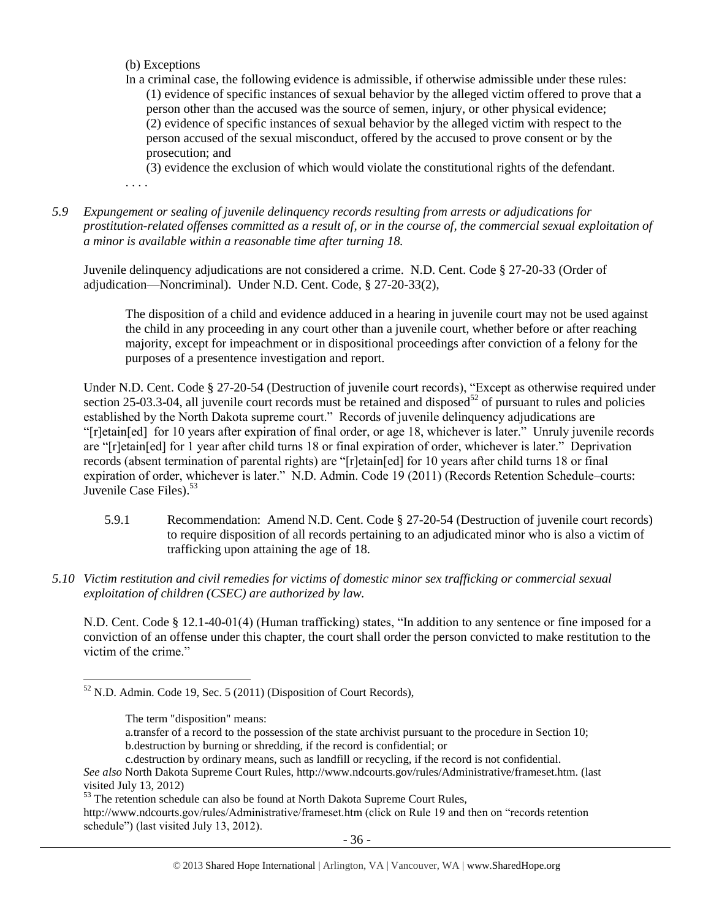(b) Exceptions

In a criminal case, the following evidence is admissible, if otherwise admissible under these rules:

(1) evidence of specific instances of sexual behavior by the alleged victim offered to prove that a person other than the accused was the source of semen, injury, or other physical evidence;

(2) evidence of specific instances of sexual behavior by the alleged victim with respect to the person accused of the sexual misconduct, offered by the accused to prove consent or by the prosecution; and

(3) evidence the exclusion of which would violate the constitutional rights of the defendant.

. . . .

*5.9 Expungement or sealing of juvenile delinquency records resulting from arrests or adjudications for prostitution-related offenses committed as a result of, or in the course of, the commercial sexual exploitation of a minor is available within a reasonable time after turning 18.*

Juvenile delinquency adjudications are not considered a crime. N.D. Cent. Code § 27-20-33 (Order of adjudication—Noncriminal). Under N.D. Cent. Code, § 27-20-33(2),

> The disposition of a child and evidence adduced in a hearing in juvenile court may not be used against the child in any proceeding in any court other than a juvenile court, whether before or after reaching majority, except for impeachment or in dispositional proceedings after conviction of a felony for the purposes of a presentence investigation and report.

Under N.D. Cent. Code § 27-20-54 (Destruction of juvenile court records), "Except as otherwise required under section 25-03.3-04, all juvenile court records must be retained and disposed[52] of pursuant to rules and policies established by the North Dakota supreme court." Records of juvenile delinquency adjudications are "[r]etain[ed] for 10 years after expiration of final order, or age 18, whichever is later." Unruly juvenile records are "[r]etain[ed] for 1 year after child turns 18 or final expiration of order, whichever is later." Deprivation records (absent termination of parental rights) are "[r]etain[ed] for 10 years after child turns 18 or final expiration of order, whichever is later." N.D. Admin. Code 19 (2011) (Records Retention Schedule–courts: Juvenile Case Files).[53]

5.9.1 Recommendation: Amend N.D. Cent. Code § 27-20-54 (Destruction of juvenile court records) to require disposition of all records pertaining to an adjudicated minor who is also a victim of trafficking upon attaining the age of 18.

*5.10 Victim restitution and civil remedies for victims of domestic minor sex trafficking or commercial sexual exploitation of children (CSEC) are authorized by law.*

N.D. Cent. Code § 12.1-40-01(4) (Human trafficking) states, "In addition to any sentence or fine imposed for a conviction of an offense under this chapter, the court shall order the person convicted to make restitution to the victim of the crime."

---

[52] N.D. Admin. Code 19, Sec. 5 (2011) (Disposition of Court Records),

> The term "disposition" means:
> a.transfer of a record to the possession of the state archivist pursuant to the procedure in Section 10;
> b.destruction by burning or shredding, if the record is confidential; or
> c.destruction by ordinary means, such as landfill or recycling, if the record is not confidential.

*See also* North Dakota Supreme Court Rules, http://www.ndcourts.gov/rules/Administrative/frameset.htm. (last visited July 13, 2012)

[53] The retention schedule can also be found at North Dakota Supreme Court Rules, http://www.ndcourts.gov/rules/Administrative/frameset.htm (click on Rule 19 and then on "records retention schedule") (last visited July 13, 2012).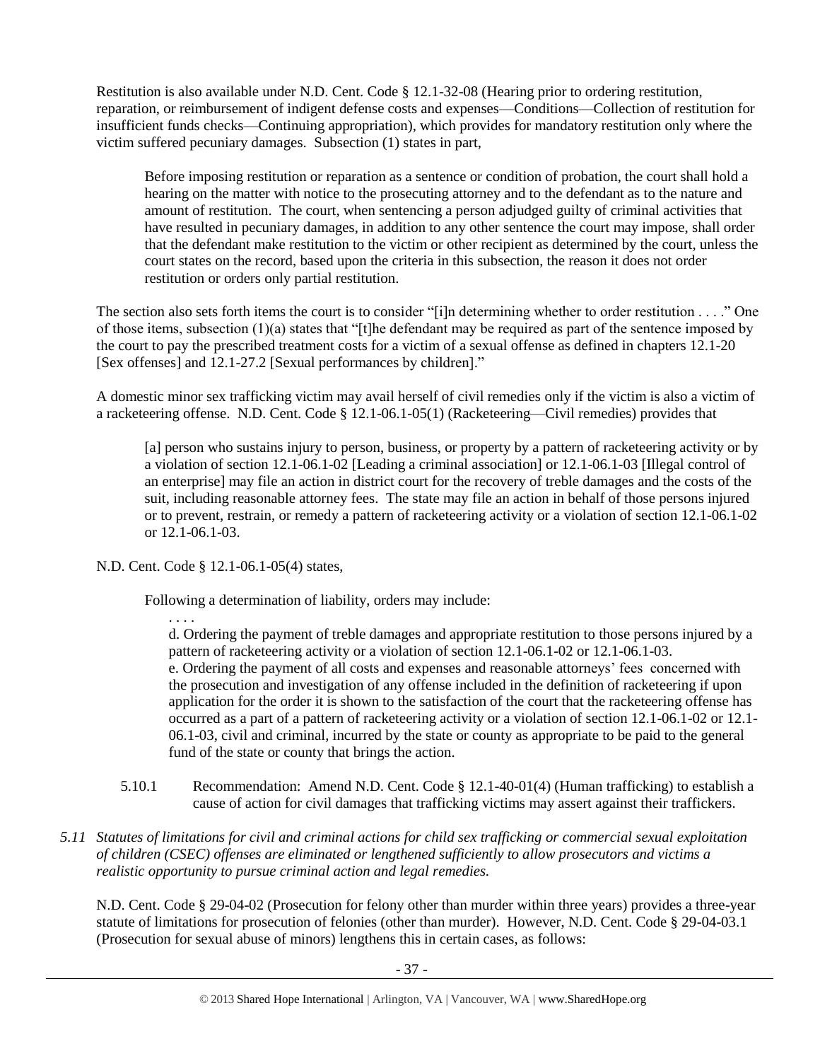Restitution is also available under N.D. Cent. Code § 12.1-32-08 (Hearing prior to ordering restitution, reparation, or reimbursement of indigent defense costs and expenses—Conditions—Collection of restitution for insufficient funds checks—Continuing appropriation), which provides for mandatory restitution only where the victim suffered pecuniary damages. Subsection (1) states in part,

> Before imposing restitution or reparation as a sentence or condition of probation, the court shall hold a hearing on the matter with notice to the prosecuting attorney and to the defendant as to the nature and amount of restitution. The court, when sentencing a person adjudged guilty of criminal activities that have resulted in pecuniary damages, in addition to any other sentence the court may impose, shall order that the defendant make restitution to the victim or other recipient as determined by the court, unless the court states on the record, based upon the criteria in this subsection, the reason it does not order restitution or orders only partial restitution.

The section also sets forth items the court is to consider "[i]n determining whether to order restitution . . . ." One of those items, subsection (1)(a) states that "[t]he defendant may be required as part of the sentence imposed by the court to pay the prescribed treatment costs for a victim of a sexual offense as defined in chapters 12.1-20 [Sex offenses] and 12.1-27.2 [Sexual performances by children]."

A domestic minor sex trafficking victim may avail herself of civil remedies only if the victim is also a victim of a racketeering offense. N.D. Cent. Code § 12.1-06.1-05(1) (Racketeering—Civil remedies) provides that

> [a] person who sustains injury to person, business, or property by a pattern of racketeering activity or by a violation of section 12.1-06.1-02 [Leading a criminal association] or 12.1-06.1-03 [Illegal control of an enterprise] may file an action in district court for the recovery of treble damages and the costs of the suit, including reasonable attorney fees. The state may file an action in behalf of those persons injured or to prevent, restrain, or remedy a pattern of racketeering activity or a violation of section 12.1-06.1-02 or 12.1-06.1-03.

N.D. Cent. Code § 12.1-06.1-05(4) states,

> Following a determination of liability, orders may include:
>
> . . . .
>
> d. Ordering the payment of treble damages and appropriate restitution to those persons injured by a pattern of racketeering activity or a violation of section 12.1-06.1-02 or 12.1-06.1-03.
>
> e. Ordering the payment of all costs and expenses and reasonable attorneys' fees concerned with the prosecution and investigation of any offense included in the definition of racketeering if upon application for the order it is shown to the satisfaction of the court that the racketeering offense has occurred as a part of a pattern of racketeering activity or a violation of section 12.1-06.1-02 or 12.1-06.1-03, civil and criminal, incurred by the state or county as appropriate to be paid to the general fund of the state or county that brings the action.

5.10.1 Recommendation: Amend N.D. Cent. Code § 12.1-40-01(4) (Human trafficking) to establish a cause of action for civil damages that trafficking victims may assert against their traffickers.

*5.11 Statutes of limitations for civil and criminal actions for child sex trafficking or commercial sexual exploitation of children (CSEC) offenses are eliminated or lengthened sufficiently to allow prosecutors and victims a realistic opportunity to pursue criminal action and legal remedies.*

N.D. Cent. Code § 29-04-02 (Prosecution for felony other than murder within three years) provides a three-year statute of limitations for prosecution of felonies (other than murder). However, N.D. Cent. Code § 29-04-03.1 (Prosecution for sexual abuse of minors) lengthens this in certain cases, as follows: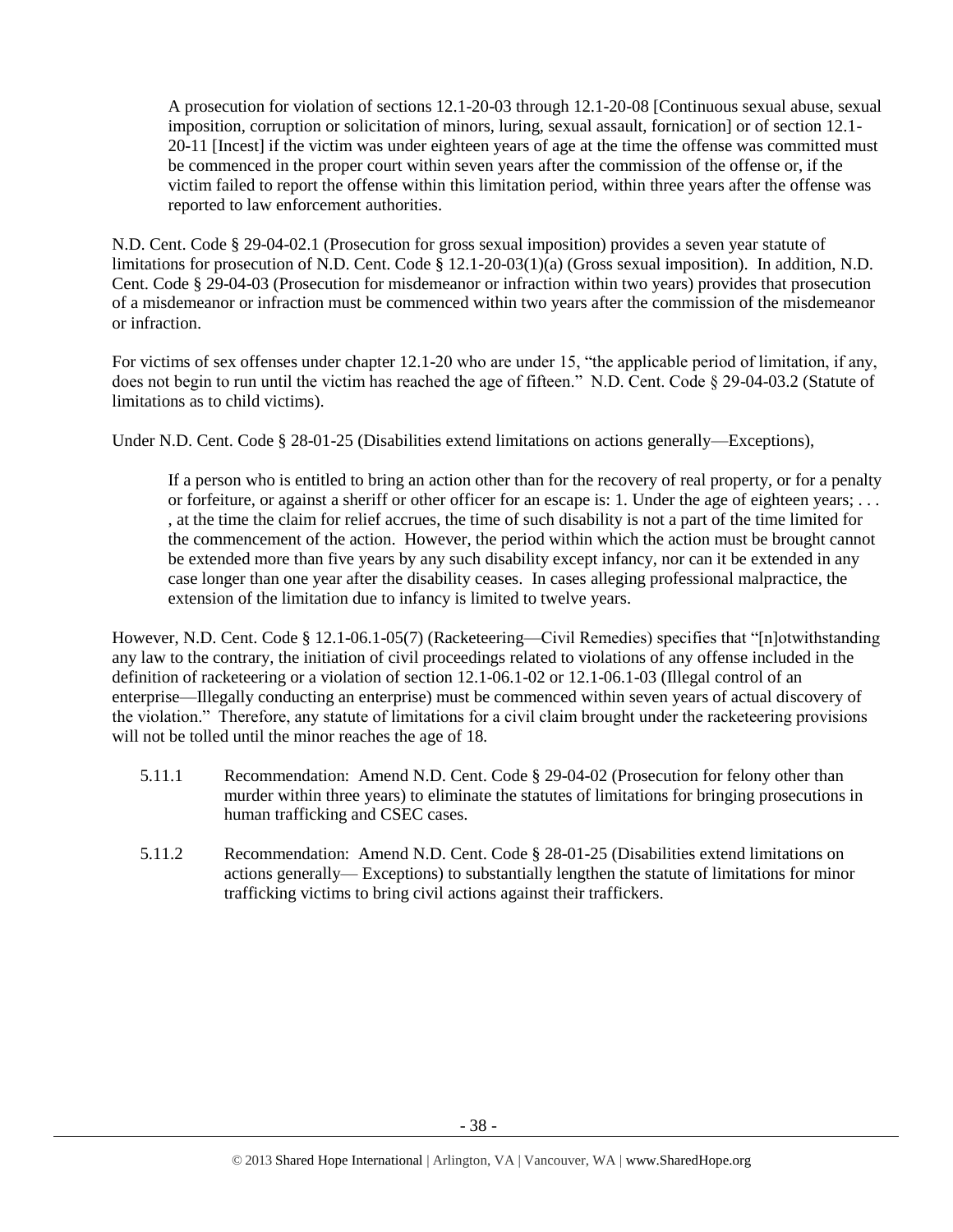> A prosecution for violation of sections 12.1-20-03 through 12.1-20-08 [Continuous sexual abuse, sexual imposition, corruption or solicitation of minors, luring, sexual assault, fornication] or of section 12.1-20-11 [Incest] if the victim was under eighteen years of age at the time the offense was committed must be commenced in the proper court within seven years after the commission of the offense or, if the victim failed to report the offense within this limitation period, within three years after the offense was reported to law enforcement authorities.

N.D. Cent. Code § 29-04-02.1 (Prosecution for gross sexual imposition) provides a seven year statute of limitations for prosecution of N.D. Cent. Code § 12.1-20-03(1)(a) (Gross sexual imposition). In addition, N.D. Cent. Code § 29-04-03 (Prosecution for misdemeanor or infraction within two years) provides that prosecution of a misdemeanor or infraction must be commenced within two years after the commission of the misdemeanor or infraction.

For victims of sex offenses under chapter 12.1-20 who are under 15, "the applicable period of limitation, if any, does not begin to run until the victim has reached the age of fifteen." N.D. Cent. Code § 29-04-03.2 (Statute of limitations as to child victims).

Under N.D. Cent. Code § 28-01-25 (Disabilities extend limitations on actions generally—Exceptions),

> If a person who is entitled to bring an action other than for the recovery of real property, or for a penalty or forfeiture, or against a sheriff or other officer for an escape is: 1. Under the age of eighteen years; . . . , at the time the claim for relief accrues, the time of such disability is not a part of the time limited for the commencement of the action. However, the period within which the action must be brought cannot be extended more than five years by any such disability except infancy, nor can it be extended in any case longer than one year after the disability ceases. In cases alleging professional malpractice, the extension of the limitation due to infancy is limited to twelve years.

However, N.D. Cent. Code § 12.1-06.1-05(7) (Racketeering—Civil Remedies) specifies that "[n]otwithstanding any law to the contrary, the initiation of civil proceedings related to violations of any offense included in the definition of racketeering or a violation of section 12.1-06.1-02 or 12.1-06.1-03 (Illegal control of an enterprise—Illegally conducting an enterprise) must be commenced within seven years of actual discovery of the violation." Therefore, any statute of limitations for a civil claim brought under the racketeering provisions will not be tolled until the minor reaches the age of 18.

5.11.1 Recommendation: Amend N.D. Cent. Code § 29-04-02 (Prosecution for felony other than murder within three years) to eliminate the statutes of limitations for bringing prosecutions in human trafficking and CSEC cases.

5.11.2 Recommendation: Amend N.D. Cent. Code § 28-01-25 (Disabilities extend limitations on actions generally— Exceptions) to substantially lengthen the statute of limitations for minor trafficking victims to bring civil actions against their traffickers.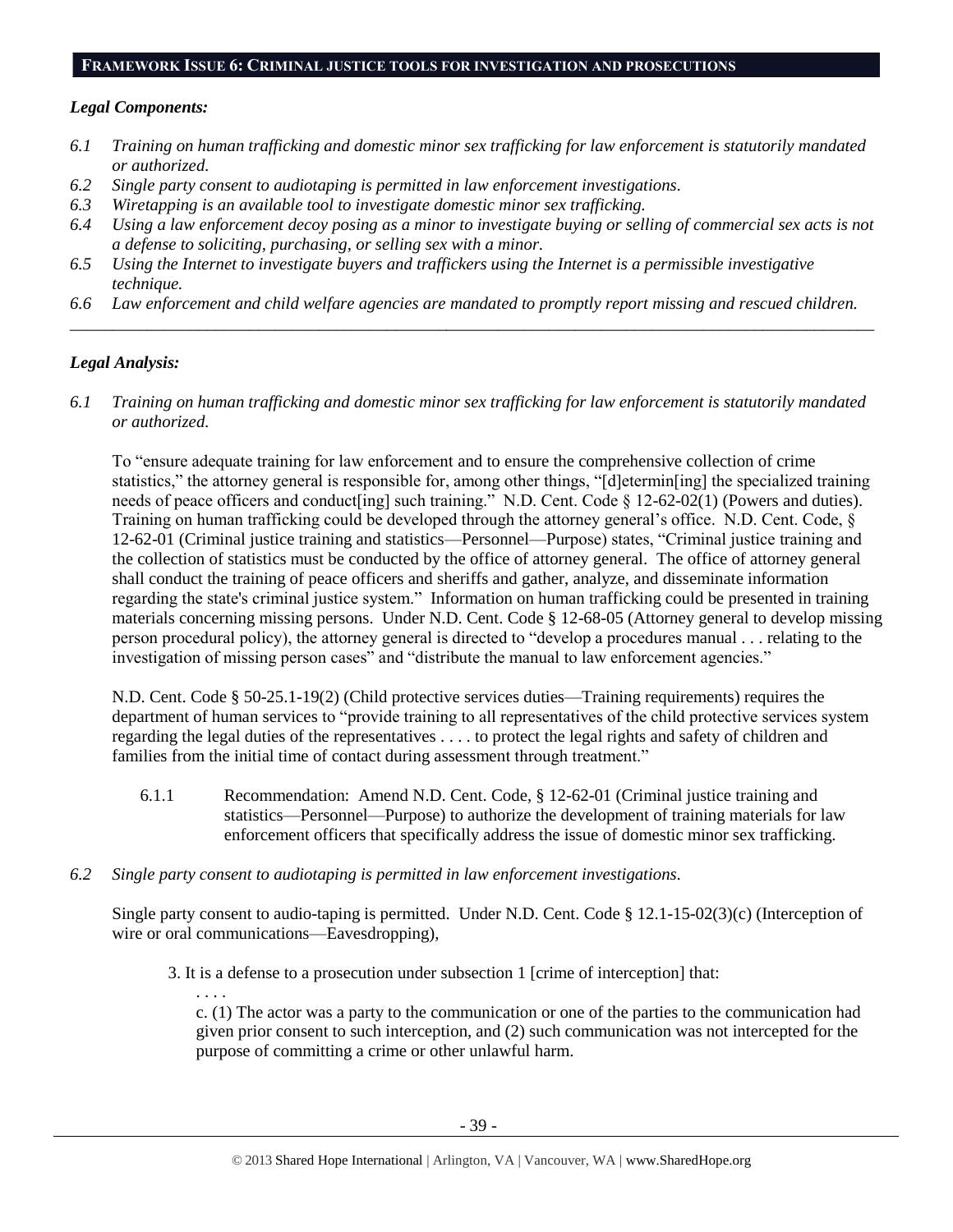## FRAMEWORK ISSUE 6: CRIMINAL JUSTICE TOOLS FOR INVESTIGATION AND PROSECUTIONS

### *Legal Components:*

*6.1 Training on human trafficking and domestic minor sex trafficking for law enforcement is statutorily mandated or authorized.*

*6.2 Single party consent to audiotaping is permitted in law enforcement investigations.*

*6.3 Wiretapping is an available tool to investigate domestic minor sex trafficking.*

*6.4 Using a law enforcement decoy posing as a minor to investigate buying or selling of commercial sex acts is not a defense to soliciting, purchasing, or selling sex with a minor.*

*6.5 Using the Internet to investigate buyers and traffickers using the Internet is a permissible investigative technique.*

*6.6 Law enforcement and child welfare agencies are mandated to promptly report missing and rescued children.*

---

### *Legal Analysis:*

*6.1 Training on human trafficking and domestic minor sex trafficking for law enforcement is statutorily mandated or authorized.*

To "ensure adequate training for law enforcement and to ensure the comprehensive collection of crime statistics," the attorney general is responsible for, among other things, "[d]etermin[ing] the specialized training needs of peace officers and conduct[ing] such training." N.D. Cent. Code § 12-62-02(1) (Powers and duties). Training on human trafficking could be developed through the attorney general's office. N.D. Cent. Code, § 12-62-01 (Criminal justice training and statistics—Personnel—Purpose) states, "Criminal justice training and the collection of statistics must be conducted by the office of attorney general. The office of attorney general shall conduct the training of peace officers and sheriffs and gather, analyze, and disseminate information regarding the state's criminal justice system." Information on human trafficking could be presented in training materials concerning missing persons. Under N.D. Cent. Code § 12-68-05 (Attorney general to develop missing person procedural policy), the attorney general is directed to "develop a procedures manual . . . relating to the investigation of missing person cases" and "distribute the manual to law enforcement agencies."

N.D. Cent. Code § 50-25.1-19(2) (Child protective services duties—Training requirements) requires the department of human services to "provide training to all representatives of the child protective services system regarding the legal duties of the representatives . . . . to protect the legal rights and safety of children and families from the initial time of contact during assessment through treatment."

6.1.1 Recommendation: Amend N.D. Cent. Code, § 12-62-01 (Criminal justice training and statistics—Personnel—Purpose) to authorize the development of training materials for law enforcement officers that specifically address the issue of domestic minor sex trafficking.

*6.2 Single party consent to audiotaping is permitted in law enforcement investigations.*

Single party consent to audio-taping is permitted. Under N.D. Cent. Code § 12.1-15-02(3)(c) (Interception of wire or oral communications—Eavesdropping),

> 3. It is a defense to a prosecution under subsection 1 [crime of interception] that:
>
> . . . .
>
> c. (1) The actor was a party to the communication or one of the parties to the communication had given prior consent to such interception, and (2) such communication was not intercepted for the purpose of committing a crime or other unlawful harm.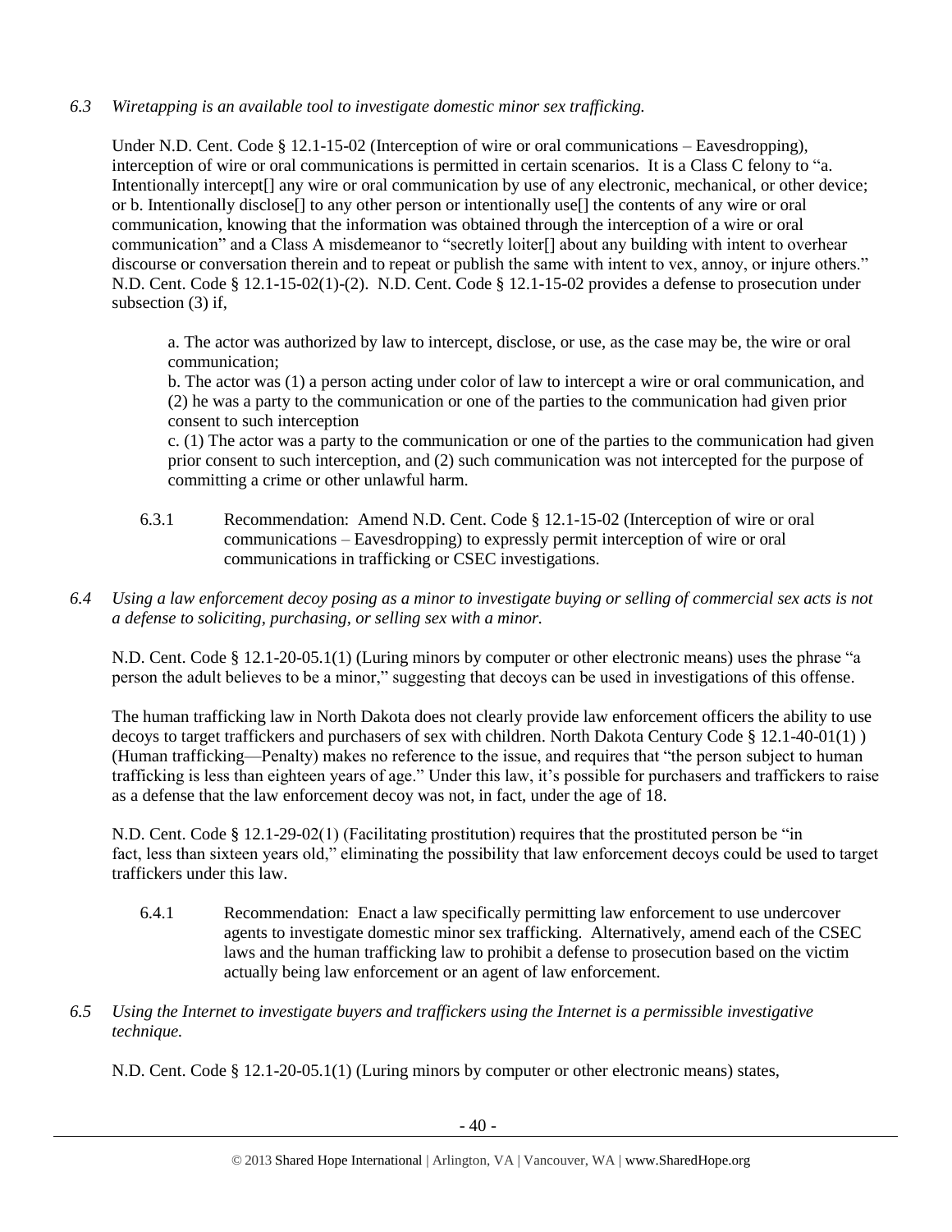*6.3 Wiretapping is an available tool to investigate domestic minor sex trafficking.*

Under N.D. Cent. Code § 12.1-15-02 (Interception of wire or oral communications – Eavesdropping), interception of wire or oral communications is permitted in certain scenarios. It is a Class C felony to "a. Intentionally intercept[] any wire or oral communication by use of any electronic, mechanical, or other device; or b. Intentionally disclose[] to any other person or intentionally use[] the contents of any wire or oral communication, knowing that the information was obtained through the interception of a wire or oral communication" and a Class A misdemeanor to "secretly loiter[] about any building with intent to overhear discourse or conversation therein and to repeat or publish the same with intent to vex, annoy, or injure others." N.D. Cent. Code § 12.1-15-02(1)-(2). N.D. Cent. Code § 12.1-15-02 provides a defense to prosecution under subsection (3) if,

> a. The actor was authorized by law to intercept, disclose, or use, as the case may be, the wire or oral communication;
>
> b. The actor was (1) a person acting under color of law to intercept a wire or oral communication, and (2) he was a party to the communication or one of the parties to the communication had given prior consent to such interception
>
> c. (1) The actor was a party to the communication or one of the parties to the communication had given prior consent to such interception, and (2) such communication was not intercepted for the purpose of committing a crime or other unlawful harm.

6.3.1 Recommendation: Amend N.D. Cent. Code § 12.1-15-02 (Interception of wire or oral communications – Eavesdropping) to expressly permit interception of wire or oral communications in trafficking or CSEC investigations.

*6.4 Using a law enforcement decoy posing as a minor to investigate buying or selling of commercial sex acts is not a defense to soliciting, purchasing, or selling sex with a minor.*

N.D. Cent. Code § 12.1-20-05.1(1) (Luring minors by computer or other electronic means) uses the phrase "a person the adult believes to be a minor," suggesting that decoys can be used in investigations of this offense.

The human trafficking law in North Dakota does not clearly provide law enforcement officers the ability to use decoys to target traffickers and purchasers of sex with children. North Dakota Century Code § 12.1-40-01(1) ) (Human trafficking—Penalty) makes no reference to the issue, and requires that "the person subject to human trafficking is less than eighteen years of age." Under this law, it's possible for purchasers and traffickers to raise as a defense that the law enforcement decoy was not, in fact, under the age of 18.

N.D. Cent. Code § 12.1-29-02(1) (Facilitating prostitution) requires that the prostituted person be "in fact, less than sixteen years old," eliminating the possibility that law enforcement decoys could be used to target traffickers under this law.

6.4.1 Recommendation: Enact a law specifically permitting law enforcement to use undercover agents to investigate domestic minor sex trafficking. Alternatively, amend each of the CSEC laws and the human trafficking law to prohibit a defense to prosecution based on the victim actually being law enforcement or an agent of law enforcement.

*6.5 Using the Internet to investigate buyers and traffickers using the Internet is a permissible investigative technique.*

N.D. Cent. Code § 12.1-20-05.1(1) (Luring minors by computer or other electronic means) states,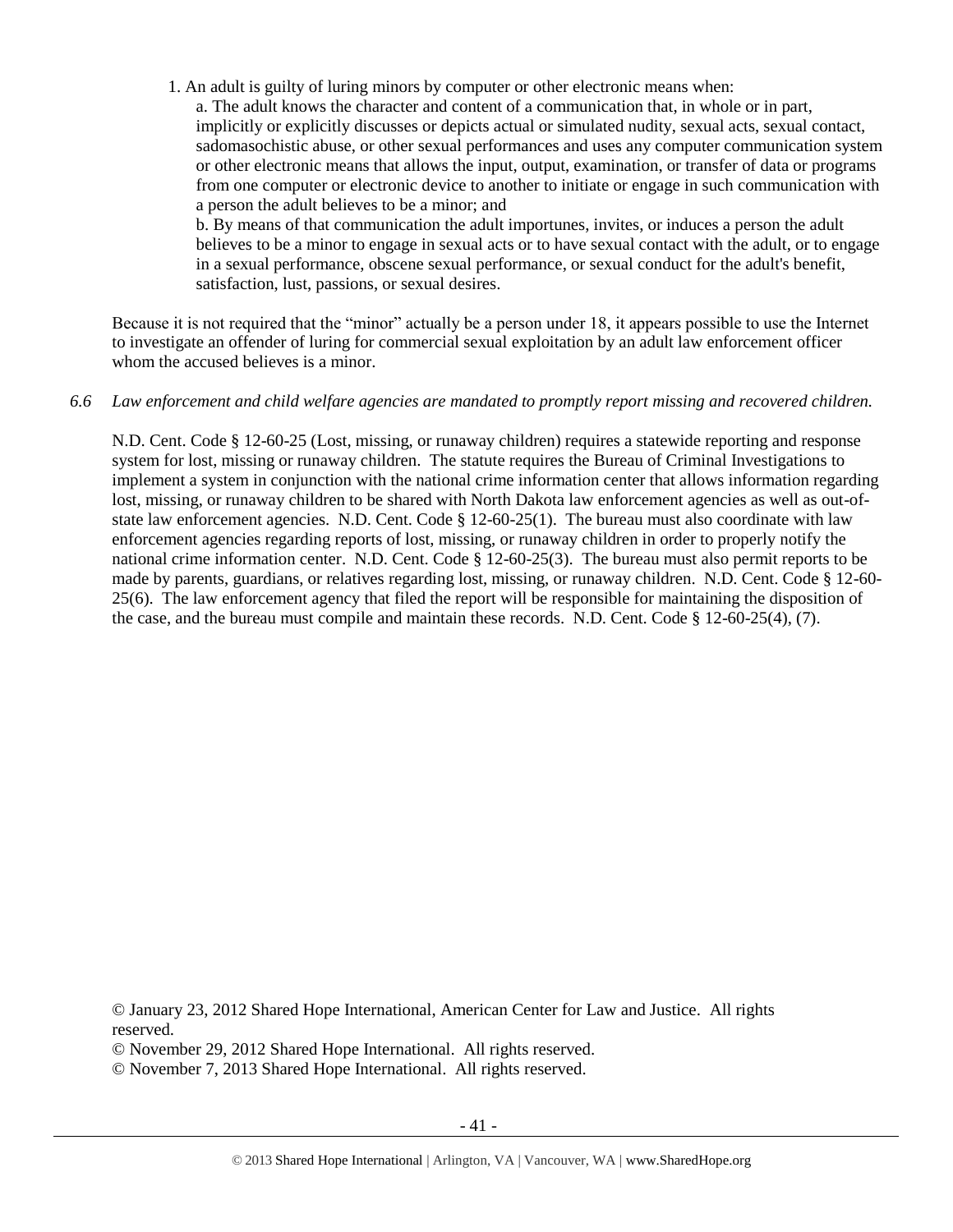1. An adult is guilty of luring minors by computer or other electronic means when:

   a. The adult knows the character and content of a communication that, in whole or in part, implicitly or explicitly discusses or depicts actual or simulated nudity, sexual acts, sexual contact, sadomasochistic abuse, or other sexual performances and uses any computer communication system or other electronic means that allows the input, output, examination, or transfer of data or programs from one computer or electronic device to another to initiate or engage in such communication with a person the adult believes to be a minor; and

   b. By means of that communication the adult importunes, invites, or induces a person the adult believes to be a minor to engage in sexual acts or to have sexual contact with the adult, or to engage in a sexual performance, obscene sexual performance, or sexual conduct for the adult's benefit, satisfaction, lust, passions, or sexual desires.

Because it is not required that the "minor" actually be a person under 18, it appears possible to use the Internet to investigate an offender of luring for commercial sexual exploitation by an adult law enforcement officer whom the accused believes is a minor.

*6.6 Law enforcement and child welfare agencies are mandated to promptly report missing and recovered children.*

N.D. Cent. Code § 12-60-25 (Lost, missing, or runaway children) requires a statewide reporting and response system for lost, missing or runaway children. The statute requires the Bureau of Criminal Investigations to implement a system in conjunction with the national crime information center that allows information regarding lost, missing, or runaway children to be shared with North Dakota law enforcement agencies as well as out-of-state law enforcement agencies. N.D. Cent. Code § 12-60-25(1). The bureau must also coordinate with law enforcement agencies regarding reports of lost, missing, or runaway children in order to properly notify the national crime information center. N.D. Cent. Code § 12-60-25(3). The bureau must also permit reports to be made by parents, guardians, or relatives regarding lost, missing, or runaway children. N.D. Cent. Code § 12-60-25(6). The law enforcement agency that filed the report will be responsible for maintaining the disposition of the case, and the bureau must compile and maintain these records. N.D. Cent. Code § 12-60-25(4), (7).

© January 23, 2012 Shared Hope International, American Center for Law and Justice. All rights reserved.
© November 29, 2012 Shared Hope International. All rights reserved.
© November 7, 2013 Shared Hope International. All rights reserved.